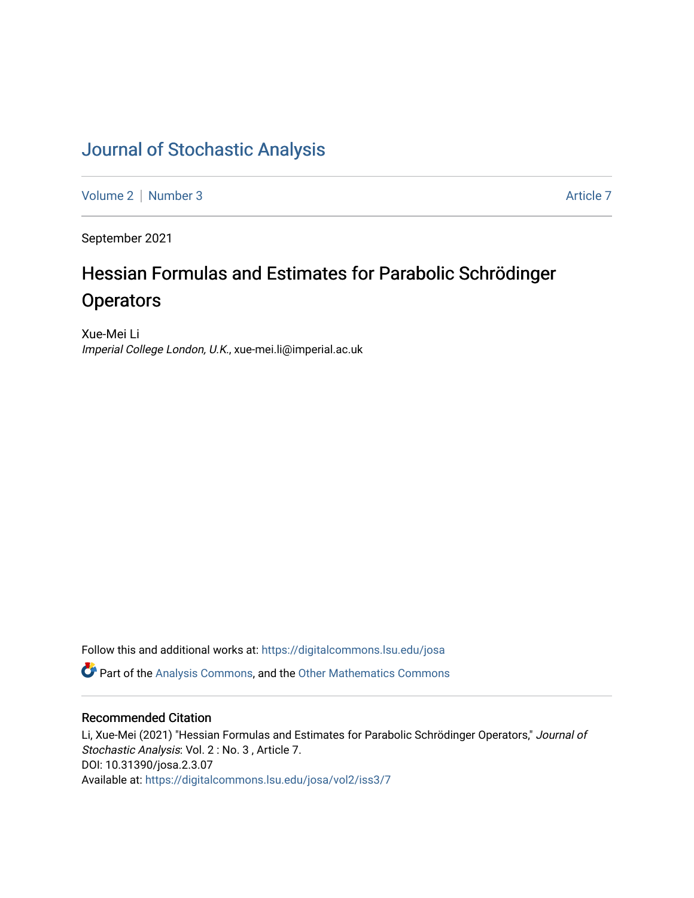# Journal of Stochastic Analysis

Volume 2 | Number 3 Article 7

September 2021

## Hessian Formulas and Estimates for Parabolic Schrödinger Operators

Xue-Mei Li
*Imperial College London, U.K.*, xue-mei.li@imperial.ac.uk

Follow this and additional works at: https://digitalcommons.lsu.edu/josa

Part of the Analysis Commons, and the Other Mathematics Commons

### Recommended Citation

Li, Xue-Mei (2021) "Hessian Formulas and Estimates for Parabolic Schrödinger Operators," *Journal of Stochastic Analysis*: Vol. 2 : No. 3 , Article 7.
DOI: 10.31390/josa.2.3.07
Available at: https://digitalcommons.lsu.edu/josa/vol2/iss3/7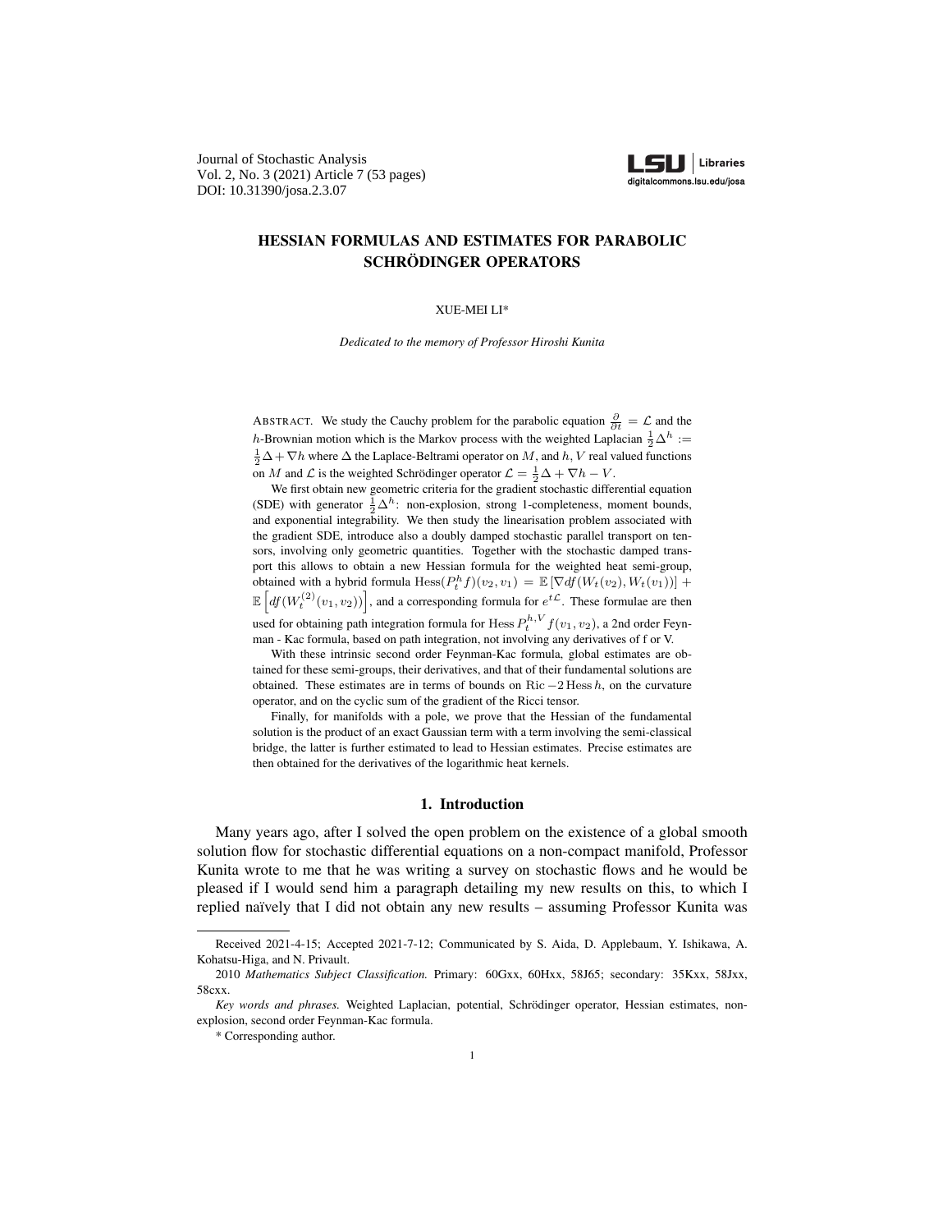Journal of Stochastic Analysis
Vol. 2, No. 3 (2021) Article 7 (53 pages)
DOI: 10.31390/josa.2.3.07

# HESSIAN FORMULAS AND ESTIMATES FOR PARABOLIC SCHRÖDINGER OPERATORS

XUE-MEI LI*

*Dedicated to the memory of Professor Hiroshi Kunita*

ABSTRACT. We study the Cauchy problem for the parabolic equation $\frac{\partial}{\partial t} = \mathcal{L}$ and the $h$-Brownian motion which is the Markov process with the weighted Laplacian $\frac{1}{2}\Delta^h := \frac{1}{2}\Delta + \nabla h$ where $\Delta$ the Laplace-Beltrami operator on $M$, and $h, V$ real valued functions on $M$ and $\mathcal{L}$ is the weighted Schrödinger operator $\mathcal{L} = \frac{1}{2}\Delta + \nabla h - V$.

We first obtain new geometric criteria for the gradient stochastic differential equation (SDE) with generator $\frac{1}{2}\Delta^h$: non-explosion, strong 1-completeness, moment bounds, and exponential integrability. We then study the linearisation problem associated with the gradient SDE, introduce also a doubly damped stochastic parallel transport on tensors, involving only geometric quantities. Together with the stochastic damped transport this allows to obtain a new Hessian formula for the weighted heat semi-group, obtained with a hybrid formula $\mathrm{Hess}(P_t^h f)(v_2, v_1) = \mathbb{E}\left[\nabla df(W_t(v_2), W_t(v_1))\right] + \mathbb{E}\left[df(W_t^{(2)}(v_1, v_2))\right]$, and a corresponding formula for $e^{t\mathcal{L}}$. These formulae are then used for obtaining path integration formula for $\mathrm{Hess}\, P_t^{h,V} f(v_1, v_2)$, a 2nd order Feynman - Kac formula, based on path integration, not involving any derivatives of f or V.

With these intrinsic second order Feynman-Kac formula, global estimates are obtained for these semi-groups, their derivatives, and that of their fundamental solutions are obtained. These estimates are in terms of bounds on $\mathrm{Ric} - 2\,\mathrm{Hess}\, h$, on the curvature operator, and on the cyclic sum of the gradient of the Ricci tensor.

Finally, for manifolds with a pole, we prove that the Hessian of the fundamental solution is the product of an exact Gaussian term with a term involving the semi-classical bridge, the latter is further estimated to lead to Hessian estimates. Precise estimates are then obtained for the derivatives of the logarithmic heat kernels.

## 1. Introduction

Many years ago, after I solved the open problem on the existence of a global smooth solution flow for stochastic differential equations on a non-compact manifold, Professor Kunita wrote to me that he was writing a survey on stochastic flows and he would be pleased if I would send him a paragraph detailing my new results on this, to which I replied naïvely that I did not obtain any new results – assuming Professor Kunita was

---

Received 2021-4-15; Accepted 2021-7-12; Communicated by S. Aida, D. Applebaum, Y. Ishikawa, A. Kohatsu-Higa, and N. Privault.

2010 *Mathematics Subject Classification.* Primary: 60Gxx, 60Hxx, 58J65; secondary: 35Kxx, 58Jxx, 58cxx.

*Key words and phrases.* Weighted Laplacian, potential, Schrödinger operator, Hessian estimates, non-explosion, second order Feynman-Kac formula.

* Corresponding author.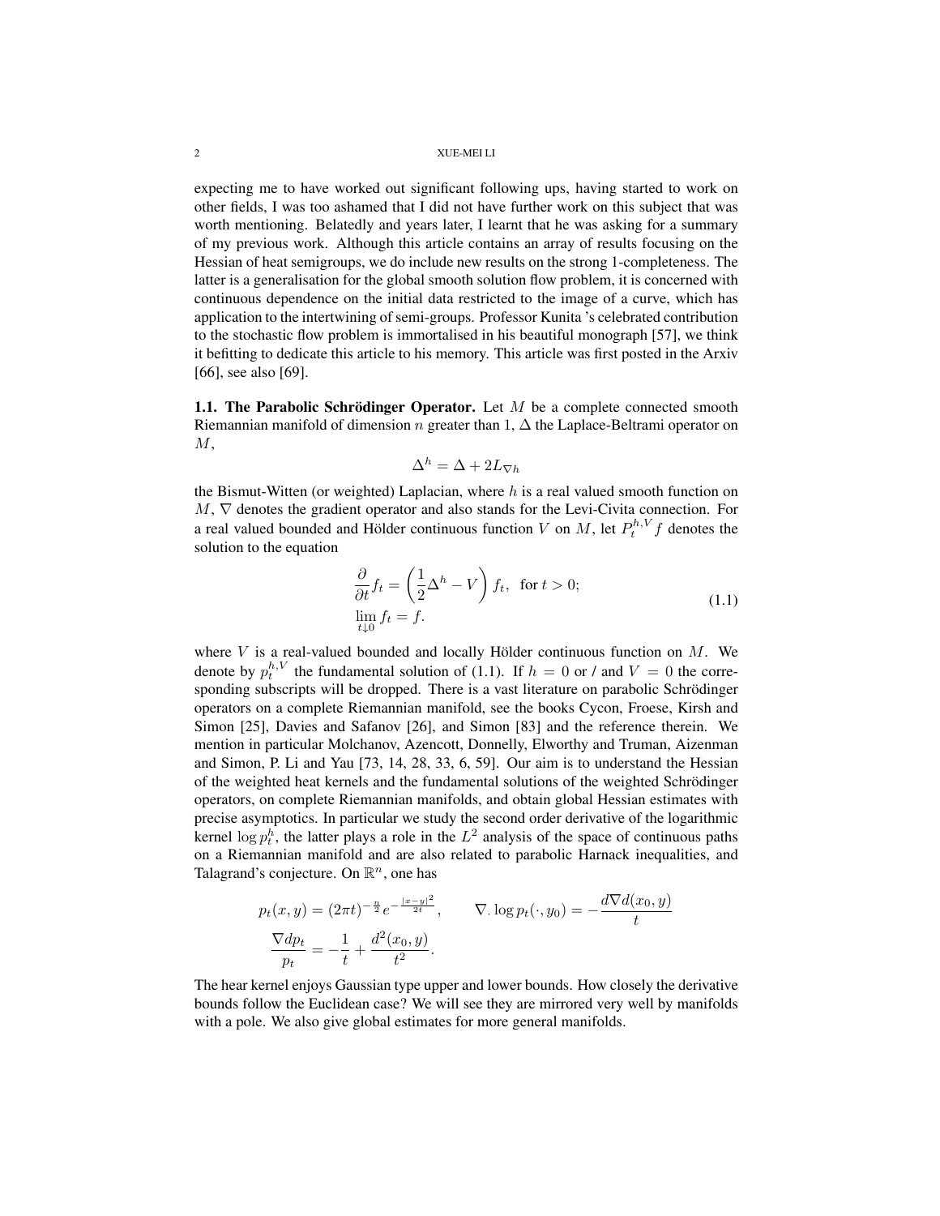expecting me to have worked out significant following ups, having started to work on other fields, I was too ashamed that I did not have further work on this subject that was worth mentioning. Belatedly and years later, I learnt that he was asking for a summary of my previous work. Although this article contains an array of results focusing on the Hessian of heat semigroups, we do include new results on the strong 1-completeness. The latter is a generalisation for the global smooth solution flow problem, it is concerned with continuous dependence on the initial data restricted to the image of a curve, which has application to the intertwining of semi-groups. Professor Kunita 's celebrated contribution to the stochastic flow problem is immortalised in his beautiful monograph [57], we think it befitting to dedicate this article to his memory. This article was first posted in the Arxiv [66], see also [69].

**1.1. The Parabolic Schrödinger Operator.** Let $M$ be a complete connected smooth Riemannian manifold of dimension $n$ greater than 1, $\Delta$ the Laplace-Beltrami operator on $M$,

$$\Delta^h = \Delta + 2L_{\nabla h}$$

the Bismut-Witten (or weighted) Laplacian, where $h$ is a real valued smooth function on $M$, $\nabla$ denotes the gradient operator and also stands for the Levi-Civita connection. For a real valued bounded and Hölder continuous function $V$ on $M$, let $P_t^{h,V} f$ denotes the solution to the equation

$$\begin{aligned} &\frac{\partial}{\partial t} f_t = \left( \frac{1}{2}\Delta^h - V \right) f_t, \quad \text{for } t > 0; \\ &\lim_{t \downarrow 0} f_t = f. \end{aligned} \tag{1.1}$$

where $V$ is a real-valued bounded and locally Hölder continuous function on $M$. We denote by $p_t^{h,V}$ the fundamental solution of (1.1). If $h = 0$ or / and $V = 0$ the corresponding subscripts will be dropped. There is a vast literature on parabolic Schrödinger operators on a complete Riemannian manifold, see the books Cycon, Froese, Kirsh and Simon [25], Davies and Safanov [26], and Simon [83] and the reference therein. We mention in particular Molchanov, Azencott, Donnelly, Elworthy and Truman, Aizenman and Simon, P. Li and Yau [73, 14, 28, 33, 6, 59]. Our aim is to understand the Hessian of the weighted heat kernels and the fundamental solutions of the weighted Schrödinger operators, on complete Riemannian manifolds, and obtain global Hessian estimates with precise asymptotics. In particular we study the second order derivative of the logarithmic kernel $\log p_t^h$, the latter plays a role in the $L^2$ analysis of the space of continuous paths on a Riemannian manifold and are also related to parabolic Harnack inequalities, and Talagrand's conjecture. On $\mathbb{R}^n$, one has

$$\begin{aligned} &p_t(x,y) = (2\pi t)^{-\frac{n}{2}} e^{-\frac{|x-y|^2}{2t}}, \qquad \nabla. \log p_t(\cdot, y_0) = -\frac{d\nabla d(x_0, y)}{t} \\ &\frac{\nabla d p_t}{p_t} = -\frac{1}{t} + \frac{d^2(x_0, y)}{t^2}. \end{aligned}$$

The hear kernel enjoys Gaussian type upper and lower bounds. How closely the derivative bounds follow the Euclidean case? We will see they are mirrored very well by manifolds with a pole. We also give global estimates for more general manifolds.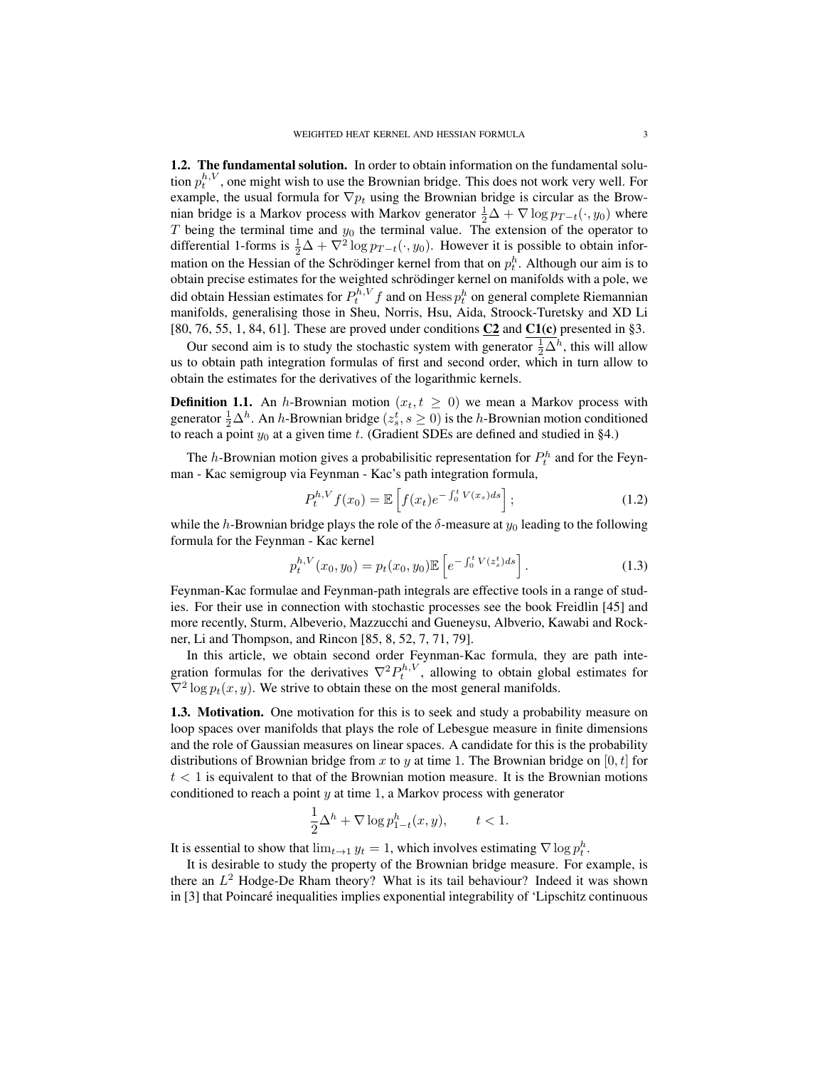**1.2. The fundamental solution.** In order to obtain information on the fundamental solution $p_t^{h,V}$, one might wish to use the Brownian bridge. This does not work very well. For example, the usual formula for $\nabla p_t$ using the Brownian bridge is circular as the Brownian bridge is a Markov process with Markov generator $\frac{1}{2}\Delta + \nabla \log p_{T-t}(\cdot, y_0)$ where $T$ being the terminal time and $y_0$ the terminal value. The extension of the operator to differential 1-forms is $\frac{1}{2}\Delta + \nabla^2 \log p_{T-t}(\cdot, y_0)$. However it is possible to obtain information on the Hessian of the Schrödinger kernel from that on $p_t^h$. Although our aim is to obtain precise estimates for the weighted schrödinger kernel on manifolds with a pole, we did obtain Hessian estimates for $P_t^{h,V} f$ and on $\mathrm{Hess}\, p_t^h$ on general complete Riemannian manifolds, generalising those in Sheu, Norris, Hsu, Aida, Stroock-Turetsky and XD Li [80, 76, 55, 1, 84, 61]. These are proved under conditions **C2** and **C1(c)** presented in §3.

Our second aim is to study the stochastic system with generator $\frac{1}{2}\Delta^h$, this will allow us to obtain path integration formulas of first and second order, which in turn allow to obtain the estimates for the derivatives of the logarithmic kernels.

**Definition 1.1.** An $h$-Brownian motion $(x_t, t \geq 0)$ we mean a Markov process with generator $\frac{1}{2}\Delta^h$. An $h$-Brownian bridge $(z_s^t, s \geq 0)$ is the $h$-Brownian motion conditioned to reach a point $y_0$ at a given time $t$. (Gradient SDEs are defined and studied in §4.)

The $h$-Brownian motion gives a probabilisitic representation for $P_t^h$ and for the Feynman - Kac semigroup via Feynman - Kac's path integration formula,

$$P_t^{h,V} f(x_0) = \mathbb{E}\left[f(x_t) e^{-\int_0^t V(x_s)ds}\right]; \tag{1.2}$$

while the $h$-Brownian bridge plays the role of the $\delta$-measure at $y_0$ leading to the following formula for the Feynman - Kac kernel

$$p_t^{h,V}(x_0, y_0) = p_t(x_0, y_0)\mathbb{E}\left[e^{-\int_0^t V(z_s^t)ds}\right]. \tag{1.3}$$

Feynman-Kac formulae and Feynman-path integrals are effective tools in a range of studies. For their use in connection with stochastic processes see the book Freidlin [45] and more recently, Sturm, Albeverio, Mazzucchi and Gueneysu, Albverio, Kawabi and Rockner, Li and Thompson, and Rincon [85, 8, 52, 7, 71, 79].

In this article, we obtain second order Feynman-Kac formula, they are path integration formulas for the derivatives $\nabla^2 P_t^{h,V}$, allowing to obtain global estimates for $\nabla^2 \log p_t(x, y)$. We strive to obtain these on the most general manifolds.

**1.3. Motivation.** One motivation for this is to seek and study a probability measure on loop spaces over manifolds that plays the role of Lebesgue measure in finite dimensions and the role of Gaussian measures on linear spaces. A candidate for this is the probability distributions of Brownian bridge from $x$ to $y$ at time 1. The Brownian bridge on $[0, t]$ for $t < 1$ is equivalent to that of the Brownian motion measure. It is the Brownian motions conditioned to reach a point $y$ at time 1, a Markov process with generator

$$\frac{1}{2}\Delta^h + \nabla \log p_{1-t}^h(x, y), \qquad t < 1.$$

It is essential to show that $\lim_{t \to 1} y_t = 1$, which involves estimating $\nabla \log p_t^h$.

It is desirable to study the property of the Brownian bridge measure. For example, is there an $L^2$ Hodge-De Rham theory? What is its tail behaviour? Indeed it was shown in [3] that Poincaré inequalities implies exponential integrability of 'Lipschitz continuous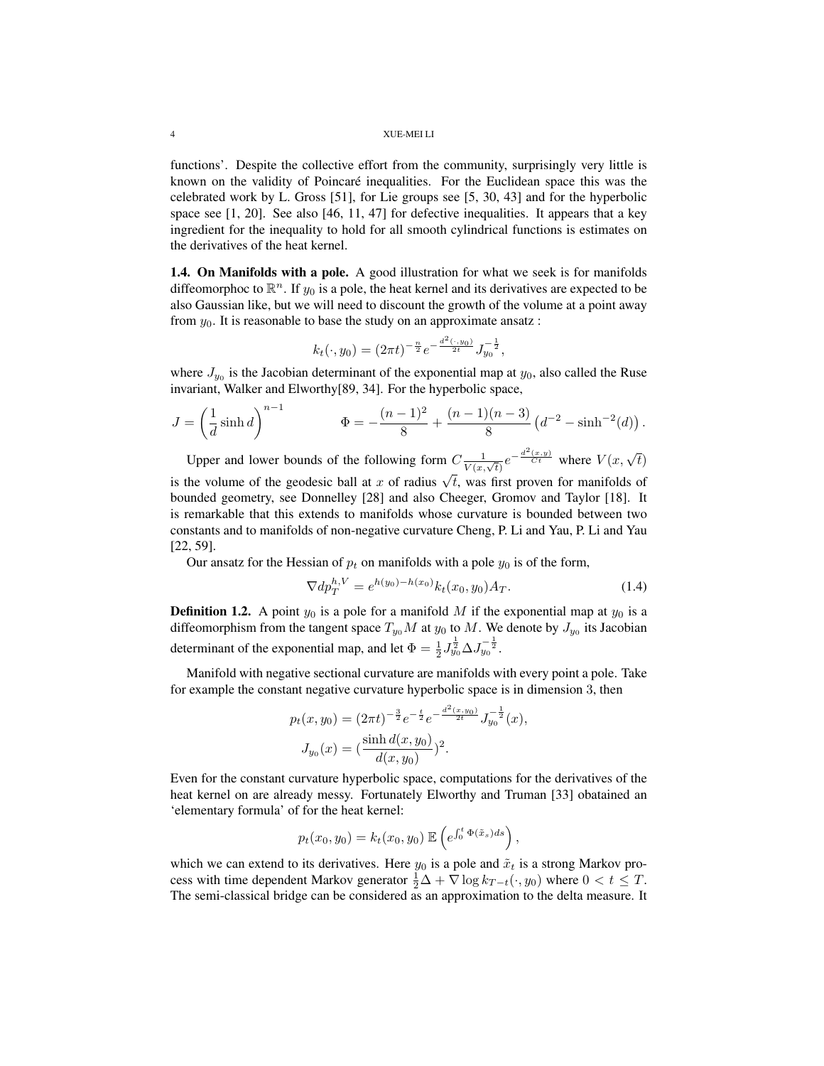functions'. Despite the collective effort from the community, surprisingly very little is known on the validity of Poincaré inequalities. For the Euclidean space this was the celebrated work by L. Gross [51], for Lie groups see [5, 30, 43] and for the hyperbolic space see [1, 20]. See also [46, 11, 47] for defective inequalities. It appears that a key ingredient for the inequality to hold for all smooth cylindrical functions is estimates on the derivatives of the heat kernel.

**1.4. On Manifolds with a pole.** A good illustration for what we seek is for manifolds diffeomorphoc to $\mathbb{R}^n$. If $y_0$ is a pole, the heat kernel and its derivatives are expected to be also Gaussian like, but we will need to discount the growth of the volume at a point away from $y_0$. It is reasonable to base the study on an approximate ansatz :

$$k_t(\cdot, y_0) = (2\pi t)^{-\frac{n}{2}} e^{-\frac{d^2(\cdot, y_0)}{2t}} J_{y_0}^{-\frac{1}{2}},$$

where $J_{y_0}$ is the Jacobian determinant of the exponential map at $y_0$, also called the Ruse invariant, Walker and Elworthy[89, 34]. For the hyperbolic space,

$$J = \left(\frac{1}{d}\sinh d\right)^{n-1} \qquad\qquad \Phi = -\frac{(n-1)^2}{8} + \frac{(n-1)(n-3)}{8}\left(d^{-2} - \sinh^{-2}(d)\right).$$

Upper and lower bounds of the following form $C\frac{1}{V(x,\sqrt{t})} e^{-\frac{d^2(x,y)}{Ct}}$ where $V(x, \sqrt{t})$ is the volume of the geodesic ball at $x$ of radius $\sqrt{t}$, was first proven for manifolds of bounded geometry, see Donnelley [28] and also Cheeger, Gromov and Taylor [18]. It is remarkable that this extends to manifolds whose curvature is bounded between two constants and to manifolds of non-negative curvature Cheng, P. Li and Yau, P. Li and Yau [22, 59].

Our ansatz for the Hessian of $p_t$ on manifolds with a pole $y_0$ is of the form,

$$\nabla dp_T^{h,V} = e^{h(y_0) - h(x_0)} k_t(x_0, y_0) A_T. \tag{1.4}$$

**Definition 1.2.** A point $y_0$ is a pole for a manifold $M$ if the exponential map at $y_0$ is a diffeomorphism from the tangent space $T_{y_0}M$ at $y_0$ to $M$. We denote by $J_{y_0}$ its Jacobian determinant of the exponential map, and let $\Phi = \frac{1}{2} J_{y_0}^{\frac{1}{2}} \Delta J_{y_0}^{-\frac{1}{2}}$.

Manifold with negative sectional curvature are manifolds with every point a pole. Take for example the constant negative curvature hyperbolic space is in dimension 3, then

$$p_t(x, y_0) = (2\pi t)^{-\frac{3}{2}} e^{-\frac{t}{2}} e^{-\frac{d^2(x,y_0)}{2t}} J_{y_0}^{-\frac{1}{2}}(x),$$
$$J_{y_0}(x) = \left(\frac{\sinh d(x, y_0)}{d(x, y_0)}\right)^2.$$

Even for the constant curvature hyperbolic space, computations for the derivatives of the heat kernel on are already messy. Fortunately Elworthy and Truman [33] obatained an 'elementary formula' of for the heat kernel:

$$p_t(x_0, y_0) = k_t(x_0, y_0)\, \mathbb{E}\left(e^{\int_0^t \Phi(\tilde{x}_s) ds}\right),$$

which we can extend to its derivatives. Here $y_0$ is a pole and $\tilde{x}_t$ is a strong Markov process with time dependent Markov generator $\frac{1}{2}\Delta + \nabla \log k_{T-t}(\cdot, y_0)$ where $0 < t \le T$. The semi-classical bridge can be considered as an approximation to the delta measure. It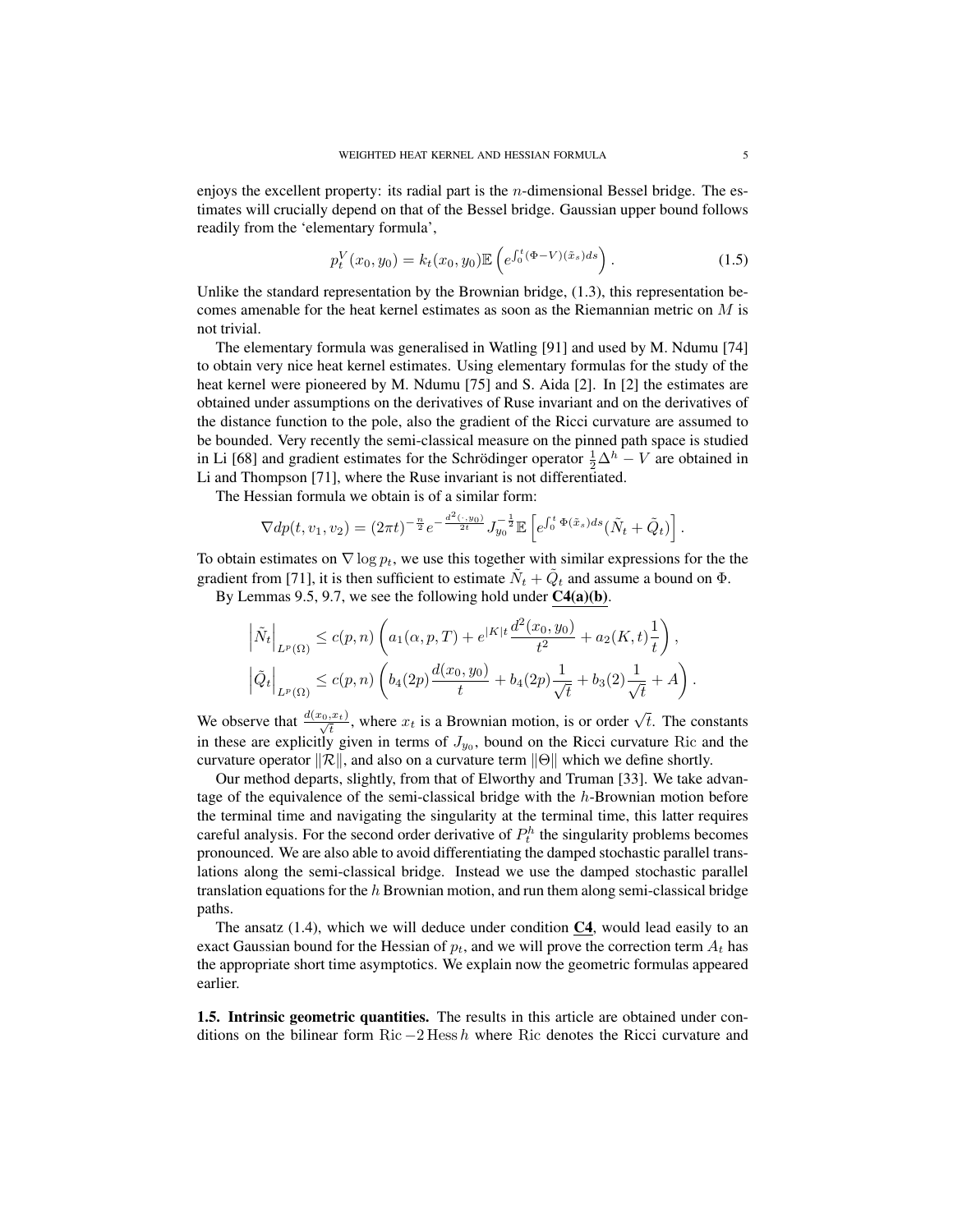enjoys the excellent property: its radial part is the $n$-dimensional Bessel bridge. The estimates will crucially depend on that of the Bessel bridge. Gaussian upper bound follows readily from the 'elementary formula',

$$p_t^V(x_0,y_0) = k_t(x_0,y_0)\mathbb{E}\left(e^{\int_0^t (\Phi - V)(\tilde{x}_s)ds}\right). \tag{1.5}$$

Unlike the standard representation by the Brownian bridge, (1.3), this representation becomes amenable for the heat kernel estimates as soon as the Riemannian metric on $M$ is not trivial.

The elementary formula was generalised in Watling [91] and used by M. Ndumu [74] to obtain very nice heat kernel estimates. Using elementary formulas for the study of the heat kernel were pioneered by M. Ndumu [75] and S. Aida [2]. In [2] the estimates are obtained under assumptions on the derivatives of Ruse invariant and on the derivatives of the distance function to the pole, also the gradient of the Ricci curvature are assumed to be bounded. Very recently the semi-classical measure on the pinned path space is studied in Li [68] and gradient estimates for the Schrödinger operator $\frac{1}{2}\Delta^h - V$ are obtained in Li and Thompson [71], where the Ruse invariant is not differentiated.

The Hessian formula we obtain is of a similar form:

$$\nabla dp(t,v_1,v_2) = (2\pi t)^{-\frac{n}{2}} e^{-\frac{d^2(\cdot,y_0)}{2t}} J_{y_0}^{-\frac{1}{2}} \mathbb{E}\left[e^{\int_0^t \Phi(\tilde{x}_s)ds}(\tilde{N}_t + \tilde{Q}_t)\right].$$

To obtain estimates on $\nabla \log p_t$, we use this together with similar expressions for the the gradient from [71], it is then sufficient to estimate $\tilde{N}_t + \tilde{Q}_t$ and assume a bound on $\Phi$.

By Lemmas 9.5, 9.7, we see the following hold under **C4(a)(b)**.

$$\begin{aligned}
\left|\tilde{N}_t\right|_{L^p(\Omega)} &\le c(p,n)\left(a_1(\alpha,p,T) + e^{|K|t}\frac{d^2(x_0,y_0)}{t^2} + a_2(K,t)\frac{1}{t}\right),\\
\left|\tilde{Q}_t\right|_{L^p(\Omega)} &\le c(p,n)\left(b_4(2p)\frac{d(x_0,y_0)}{t} + b_4(2p)\frac{1}{\sqrt{t}} + b_3(2)\frac{1}{\sqrt{t}} + A\right).
\end{aligned}$$

We observe that $\frac{d(x_0,x_t)}{\sqrt{t}}$, where $x_t$ is a Brownian motion, is or order $\sqrt{t}$. The constants in these are explicitly given in terms of $J_{y_0}$, bound on the Ricci curvature $\mathrm{Ric}$ and the curvature operator $\|\mathcal{R}\|$, and also on a curvature term $\|\Theta\|$ which we define shortly.

Our method departs, slightly, from that of Elworthy and Truman [33]. We take advantage of the equivalence of the semi-classical bridge with the $h$-Brownian motion before the terminal time and navigating the singularity at the terminal time, this latter requires careful analysis. For the second order derivative of $P_t^h$ the singularity problems becomes pronounced. We are also able to avoid differentiating the damped stochastic parallel translations along the semi-classical bridge. Instead we use the damped stochastic parallel translation equations for the $h$ Brownian motion, and run them along semi-classical bridge paths.

The ansatz (1.4), which we will deduce under condition **C4**, would lead easily to an exact Gaussian bound for the Hessian of $p_t$, and we will prove the correction term $A_t$ has the appropriate short time asymptotics. We explain now the geometric formulas appeared earlier.

**1.5. Intrinsic geometric quantities.** The results in this article are obtained under conditions on the bilinear form $\mathrm{Ric} - 2\,\mathrm{Hess}\, h$ where $\mathrm{Ric}$ denotes the Ricci curvature and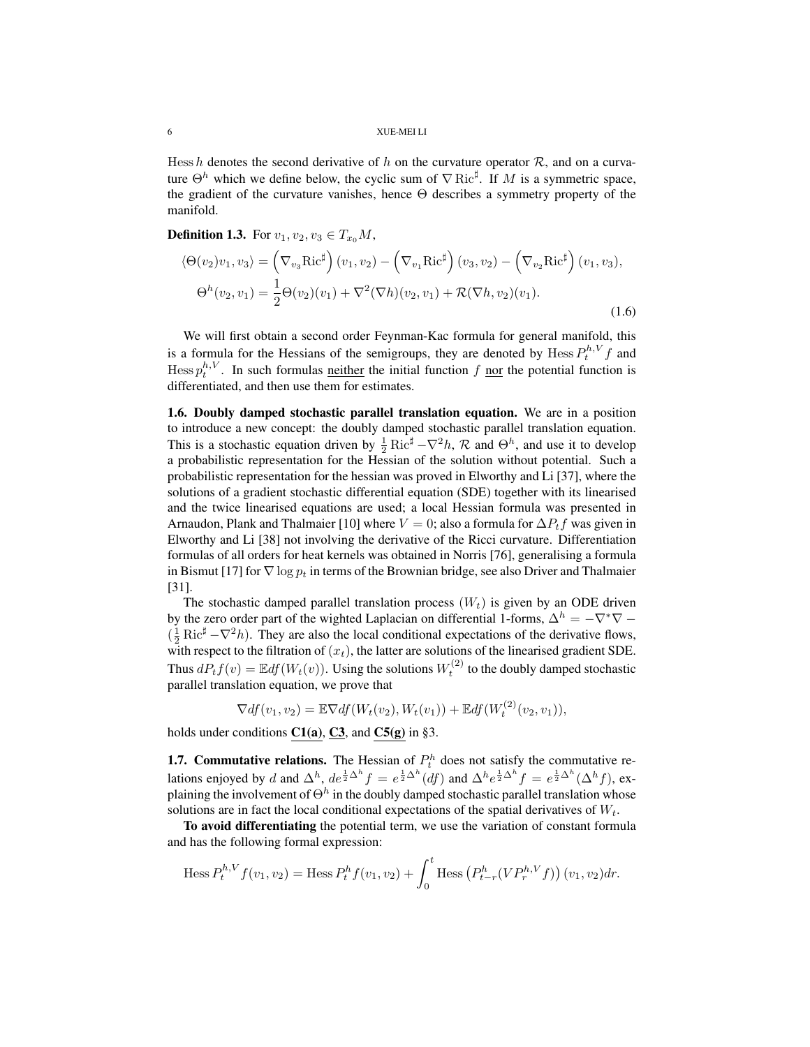Hess $h$ denotes the second derivative of $h$ on the curvature operator $\mathcal{R}$, and on a curvature $\Theta^h$ which we define below, the cyclic sum of $\nabla \operatorname{Ric}^\sharp$. If $M$ is a symmetric space, the gradient of the curvature vanishes, hence $\Theta$ describes a symmetry property of the manifold.

**Definition 1.3.** For $v_1, v_2, v_3 \in T_{x_0}M$,

$$
\begin{aligned}
\langle \Theta(v_2)v_1, v_3\rangle &= \left(\nabla_{v_3}\operatorname{Ric}^\sharp\right)(v_1, v_2) - \left(\nabla_{v_1}\operatorname{Ric}^\sharp\right)(v_3, v_2) - \left(\nabla_{v_2}\operatorname{Ric}^\sharp\right)(v_1, v_3),\\
\Theta^h(v_2, v_1) &= \frac{1}{2}\Theta(v_2)(v_1) + \nabla^2(\nabla h)(v_2, v_1) + \mathcal{R}(\nabla h, v_2)(v_1).
\end{aligned}
\tag{1.6}
$$

We will first obtain a second order Feynman-Kac formula for general manifold, this is a formula for the Hessians of the semigroups, they are denoted by $\operatorname{Hess} P_t^{h,V} f$ and $\operatorname{Hess} p_t^{h,V}$. In such formulas neither the initial function $f$ nor the potential function is differentiated, and then use them for estimates.

**1.6. Doubly damped stochastic parallel translation equation.** We are in a position to introduce a new concept: the doubly damped stochastic parallel translation equation. This is a stochastic equation driven by $\frac{1}{2}\operatorname{Ric}^\sharp - \nabla^2 h$, $\mathcal{R}$ and $\Theta^h$, and use it to develop a probabilistic representation for the Hessian of the solution without potential. Such a probabilistic representation for the hessian was proved in Elworthy and Li [37], where the solutions of a gradient stochastic differential equation (SDE) together with its linearised and the twice linearised equations are used; a local Hessian formula was presented in Arnaudon, Plank and Thalmaier [10] where $V = 0$; also a formula for $\Delta P_t f$ was given in Elworthy and Li [38] not involving the derivative of the Ricci curvature. Differentiation formulas of all orders for heat kernels was obtained in Norris [76], generalising a formula in Bismut [17] for $\nabla \log p_t$ in terms of the Brownian bridge, see also Driver and Thalmaier [31].

The stochastic damped parallel translation process $(W_t)$ is given by an ODE driven by the zero order part of the wighted Laplacian on differential 1-forms, $\Delta^h = -\nabla^*\nabla - (\frac{1}{2}\operatorname{Ric}^\sharp - \nabla^2 h)$. They are also the local conditional expectations of the derivative flows, with respect to the filtration of $(x_t)$, the latter are solutions of the linearised gradient SDE. Thus $dP_t f(v) = \mathbb{E} df(W_t(v))$. Using the solutions $W_t^{(2)}$ to the doubly damped stochastic parallel translation equation, we prove that

$$
\nabla df(v_1, v_2) = \mathbb{E}\nabla df(W_t(v_2), W_t(v_1)) + \mathbb{E} df(W_t^{(2)}(v_2, v_1)),
$$

holds under conditions **C1(a)**, **C3**, and **C5(g)** in §3.

**1.7. Commutative relations.** The Hessian of $P_t^h$ does not satisfy the commutative relations enjoyed by $d$ and $\Delta^h$, $de^{\frac{1}{2}\Delta^h} f = e^{\frac{1}{2}\Delta^h}(df)$ and $\Delta^h e^{\frac{1}{2}\Delta^h} f = e^{\frac{1}{2}\Delta^h}(\Delta^h f)$, explaining the involvement of $\Theta^h$ in the doubly damped stochastic parallel translation whose solutions are in fact the local conditional expectations of the spatial derivatives of $W_t$.

**To avoid differentiating** the potential term, we use the variation of constant formula and has the following formal expression:

$$
\operatorname{Hess} P_t^{h,V} f(v_1, v_2) = \operatorname{Hess} P_t^h f(v_1, v_2) + \int_0^t \operatorname{Hess}\left(P_{t-r}^h(V P_r^{h,V} f)\right)(v_1, v_2) dr.
$$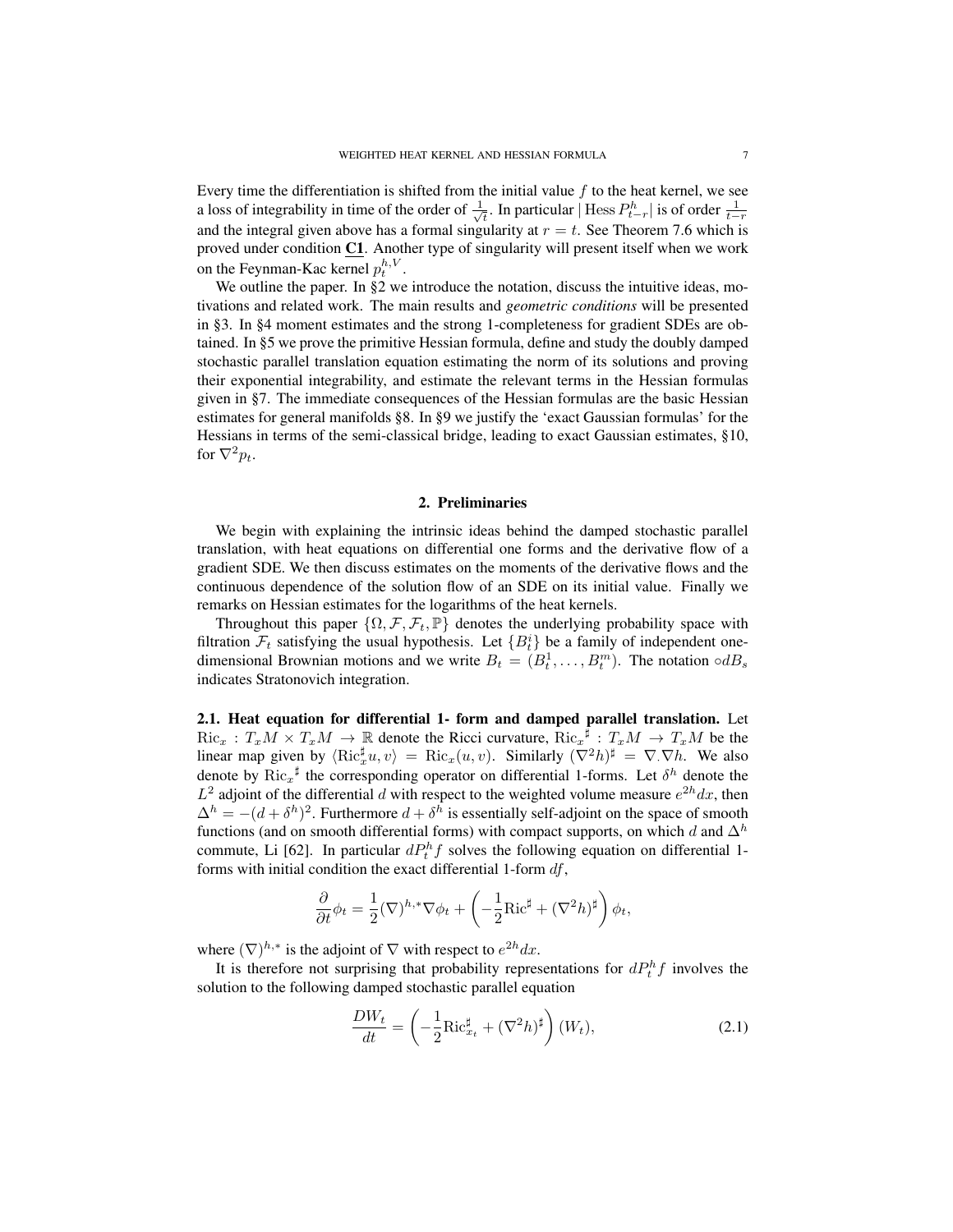Every time the differentiation is shifted from the initial value $f$ to the heat kernel, we see a loss of integrability in time of the order of $\frac{1}{\sqrt{t}}$. In particular $|\operatorname{Hess} P^h_{t-r}|$ is of order $\frac{1}{t-r}$ and the integral given above has a formal singularity at $r=t$. See Theorem 7.6 which is proved under condition **C1**. Another type of singularity will present itself when we work on the Feynman-Kac kernel $p_t^{h,V}$.

We outline the paper. In §2 we introduce the notation, discuss the intuitive ideas, motivations and related work. The main results and *geometric conditions* will be presented in §3. In §4 moment estimates and the strong 1-completeness for gradient SDEs are obtained. In §5 we prove the primitive Hessian formula, define and study the doubly damped stochastic parallel translation equation estimating the norm of its solutions and proving their exponential integrability, and estimate the relevant terms in the Hessian formulas given in §7. The immediate consequences of the Hessian formulas are the basic Hessian estimates for general manifolds §8. In §9 we justify the 'exact Gaussian formulas' for the Hessians in terms of the semi-classical bridge, leading to exact Gaussian estimates, §10, for $\nabla^2 p_t$.

## 2. Preliminaries

We begin with explaining the intrinsic ideas behind the damped stochastic parallel translation, with heat equations on differential one forms and the derivative flow of a gradient SDE. We then discuss estimates on the moments of the derivative flows and the continuous dependence of the solution flow of an SDE on its initial value. Finally we remarks on Hessian estimates for the logarithms of the heat kernels.

Throughout this paper $\{\Omega, \mathcal{F}, \mathcal{F}_t, \mathbb{P}\}$ denotes the underlying probability space with filtration $\mathcal{F}_t$ satisfying the usual hypothesis. Let $\{B_t^i\}$ be a family of independent one-dimensional Brownian motions and we write $B_t = (B_t^1, \dots, B_t^m)$. The notation $\circ dB_s$ indicates Stratonovich integration.

**2.1. Heat equation for differential 1- form and damped parallel translation.** Let $\operatorname{Ric}_x : T_xM \times T_xM \to \mathbb{R}$ denote the Ricci curvature, $\operatorname{Ric}_x^\sharp : T_xM \to T_xM$ be the linear map given by $\langle \operatorname{Ric}_x^\sharp u, v\rangle = \operatorname{Ric}_x(u,v)$. Similarly $(\nabla^2 h)^\sharp = \nabla.\nabla h$. We also denote by $\operatorname{Ric}_x^\sharp$ the corresponding operator on differential 1-forms. Let $\delta^h$ denote the $L^2$ adjoint of the differential $d$ with respect to the weighted volume measure $e^{2h}dx$, then $\Delta^h = -(d+\delta^h)^2$. Furthermore $d+\delta^h$ is essentially self-adjoint on the space of smooth functions (and on smooth differential forms) with compact supports, on which $d$ and $\Delta^h$ commute, Li [62]. In particular $dP_t^h f$ solves the following equation on differential 1-forms with initial condition the exact differential 1-form $df$,

$$\frac{\partial}{\partial t}\phi_t = \frac{1}{2}(\nabla)^{h,*}\nabla\phi_t + \left(-\frac{1}{2}\operatorname{Ric}^\sharp + (\nabla^2 h)^\sharp\right)\phi_t,$$

where $(\nabla)^{h,*}$ is the adjoint of $\nabla$ with respect to $e^{2h}dx$.

It is therefore not surprising that probability representations for $dP_t^h f$ involves the solution to the following damped stochastic parallel equation

$$\frac{DW_t}{dt} = \left(-\frac{1}{2}\operatorname{Ric}^\sharp_{x_t} + (\nabla^2 h)^\sharp\right)(W_t), \tag{2.1}$$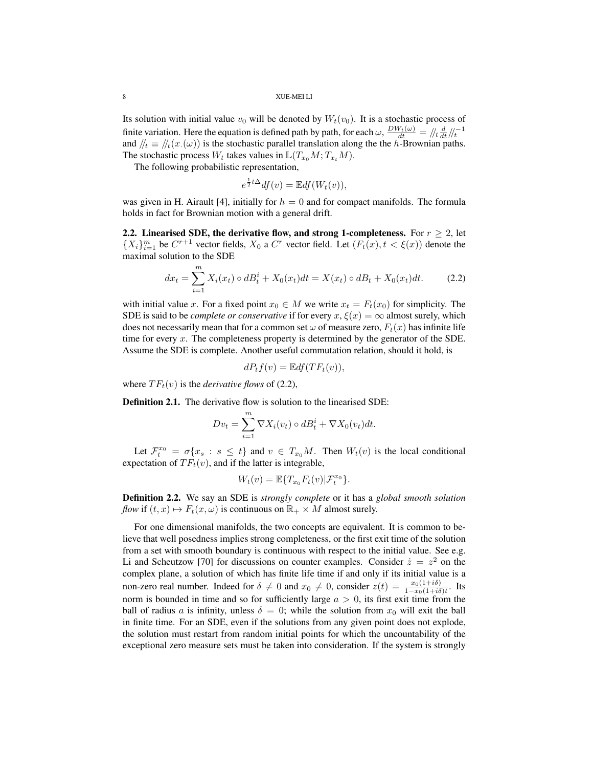Its solution with initial value $v_0$ will be denoted by $W_t(v_0)$. It is a stochastic process of finite variation. Here the equation is defined path by path, for each $\omega$, $\frac{DW_t(\omega)}{dt} = /\!/_t \frac{d}{dt} /\!/_t^{-1}$ and $/\!/_t \equiv /\!/_t(x_\cdot(\omega))$ is the stochastic parallel translation along the the $h$-Brownian paths. The stochastic process $W_t$ takes values in $\mathbb{L}(T_{x_0}M; T_{x_t}M)$.

The following probabilistic representation,

$$e^{\frac{1}{2}t\Delta} df(v) = \mathbb{E} df(W_t(v)),$$

was given in H. Airault [4], initially for $h = 0$ and for compact manifolds. The formula holds in fact for Brownian motion with a general drift.

**2.2. Linearised SDE, the derivative flow, and strong 1-completeness.** For $r \geq 2$, let $\{X_i\}_{i=1}^m$ be $C^{r+1}$ vector fields, $X_0$ a $C^r$ vector field. Let $(F_t(x), t < \xi(x))$ denote the maximal solution to the SDE

$$dx_t = \sum_{i=1}^m X_i(x_t) \circ dB_t^i + X_0(x_t)dt = X(x_t) \circ dB_t + X_0(x_t)dt. \tag{2.2}$$

with initial value $x$. For a fixed point $x_0 \in M$ we write $x_t = F_t(x_0)$ for simplicity. The SDE is said to be *complete or conservative* if for every $x$, $\xi(x) = \infty$ almost surely, which does not necessarily mean that for a common set $\omega$ of measure zero, $F_t(x)$ has infinite life time for every $x$. The completeness property is determined by the generator of the SDE. Assume the SDE is complete. Another useful commutation relation, should it hold, is

$$dP_t f(v) = \mathbb{E} df(TF_t(v)),$$

where $TF_t(v)$ is the *derivative flows* of (2.2),

**Definition 2.1.** The derivative flow is solution to the linearised SDE:

$$Dv_t = \sum_{i=1}^m \nabla X_i(v_t) \circ dB_t^i + \nabla X_0(v_t)dt.$$

Let $\mathcal{F}_t^{x_0} = \sigma\{x_s : s \leq t\}$ and $v \in T_{x_0}M$. Then $W_t(v)$ is the local conditional expectation of $TF_t(v)$, and if the latter is integrable,

$$W_t(v) = \mathbb{E}\{T_{x_0}F_t(v) | \mathcal{F}_t^{x_0}\}.$$

**Definition 2.2.** We say an SDE is *strongly complete* or it has a *global smooth solution flow* if $(t, x) \mapsto F_t(x, \omega)$ is continuous on $\mathbb{R}_+ \times M$ almost surely.

For one dimensional manifolds, the two concepts are equivalent. It is common to believe that well posedness implies strong completeness, or the first exit time of the solution from a set with smooth boundary is continuous with respect to the initial value. See e.g. Li and Scheutzow [70] for discussions on counter examples. Consider $\dot{z} = z^2$ on the complex plane, a solution of which has finite life time if and only if its initial value is a non-zero real number. Indeed for $\delta \neq 0$ and $x_0 \neq 0$, consider $z(t) = \frac{x_0(1+i\delta)}{1-x_0(1+i\delta)t}$. Its norm is bounded in time and so for sufficiently large $a > 0$, its first exit time from the ball of radius $a$ is infinity, unless $\delta = 0$; while the solution from $x_0$ will exit the ball in finite time. For an SDE, even if the solutions from any given point does not explode, the solution must restart from random initial points for which the uncountability of the exceptional zero measure sets must be taken into consideration. If the system is strongly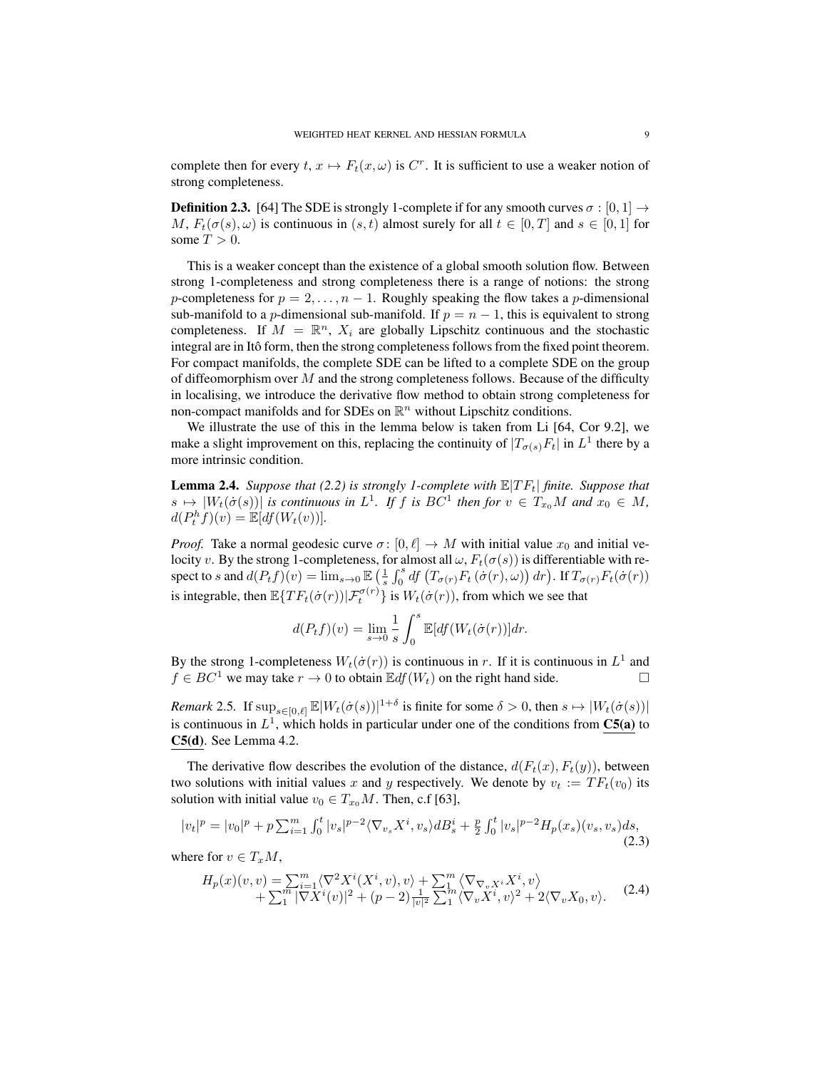complete then for every $t$, $x \mapsto F_t(x, \omega)$ is $C^r$. It is sufficient to use a weaker notion of strong completeness.

**Definition 2.3.** [64] The SDE is strongly 1-complete if for any smooth curves $\sigma : [0,1] \to M$, $F_t(\sigma(s), \omega)$ is continuous in $(s,t)$ almost surely for all $t \in [0,T]$ and $s \in [0,1]$ for some $T > 0$.

This is a weaker concept than the existence of a global smooth solution flow. Between strong 1-completeness and strong completeness there is a range of notions: the strong $p$-completeness for $p = 2, \dots, n-1$. Roughly speaking the flow takes a $p$-dimensional sub-manifold to a $p$-dimensional sub-manifold. If $p = n-1$, this is equivalent to strong completeness. If $M = \mathbb{R}^n$, $X_i$ are globally Lipschitz continuous and the stochastic integral are in Itô form, then the strong completeness follows from the fixed point theorem. For compact manifolds, the complete SDE can be lifted to a complete SDE on the group of diffeomorphism over $M$ and the strong completeness follows. Because of the difficulty in localising, we introduce the derivative flow method to obtain strong completeness for non-compact manifolds and for SDEs on $\mathbb{R}^n$ without Lipschitz conditions.

We illustrate the use of this in the lemma below is taken from Li [64, Cor 9.2], we make a slight improvement on this, replacing the continuity of $|T_{\sigma(s)} F_t|$ in $L^1$ there by a more intrinsic condition.

**Lemma 2.4.** *Suppose that (2.2) is strongly 1-complete with $\mathbb{E}|TF_t|$ finite. Suppose that $s \mapsto |W_t(\dot\sigma(s))|$ is continuous in $L^1$. If $f$ is $BC^1$ then for $v \in T_{x_0}M$ and $x_0 \in M$, $d(P_t^h f)(v) = \mathbb{E}[df(W_t(v))]$.*

*Proof.* Take a normal geodesic curve $\sigma \colon [0,\ell] \to M$ with initial value $x_0$ and initial velocity $v$. By the strong 1-completeness, for almost all $\omega$, $F_t(\sigma(s))$ is differentiable with respect to $s$ and $d(P_t f)(v) = \lim_{s \to 0} \mathbb{E}\left(\frac{1}{s}\int_0^s df\left(T_{\sigma(r)} F_t\left(\dot\sigma(r), \omega\right)\right) dr\right)$. If $T_{\sigma(r)}F_t(\dot\sigma(r))$ is integrable, then $\mathbb{E}\{TF_t(\dot\sigma(r)) | \mathcal{F}_t^{\sigma(r)}\}$ is $W_t(\dot\sigma(r))$, from which we see that

$$d(P_t f)(v) = \lim_{s \to 0} \frac{1}{s} \int_0^s \mathbb{E}[df(W_t(\dot\sigma(r))] dr.$$

By the strong 1-completeness $W_t(\dot\sigma(r))$ is continuous in $r$. If it is continuous in $L^1$ and $f \in BC^1$ we may take $r \to 0$ to obtain $\mathbb{E} df(W_t)$ on the right hand side. $\square$

*Remark* 2.5. If $\sup_{s \in [0,\ell]} \mathbb{E}|W_t(\dot\sigma(s))|^{1+\delta}$ is finite for some $\delta > 0$, then $s \mapsto |W_t(\dot\sigma(s))|$ is continuous in $L^1$, which holds in particular under one of the conditions from **C5(a)** to **C5(d)**. See Lemma 4.2.

The derivative flow describes the evolution of the distance, $d(F_t(x), F_t(y))$, between two solutions with initial values $x$ and $y$ respectively. We denote by $v_t := TF_t(v_0)$ its solution with initial value $v_0 \in T_{x_0}M$. Then, c.f [63],

$$|v_t|^p = |v_0|^p + p\sum_{i=1}^m \int_0^t |v_s|^{p-2} \langle \nabla_{v_s} X^i, v_s \rangle dB_s^i + \frac{p}{2}\int_0^t |v_s|^{p-2} H_p(x_s)(v_s, v_s) ds, \tag{2.3}$$

where for $v \in T_xM$,

$$\begin{aligned} H_p(x)(v,v) &= \sum_{i=1}^m \langle \nabla^2 X^i(X^i, v), v\rangle + \sum_1^m \left\langle \nabla_{\nabla_v X^i} X^i, v \right\rangle \\ &\quad + \sum_1^m |\nabla X^i(v)|^2 + (p-2)\frac{1}{|v|^2}\sum_1^m \langle \nabla_v X^i, v\rangle^2 + 2\langle \nabla_v X_0, v\rangle. \end{aligned} \tag{2.4}$$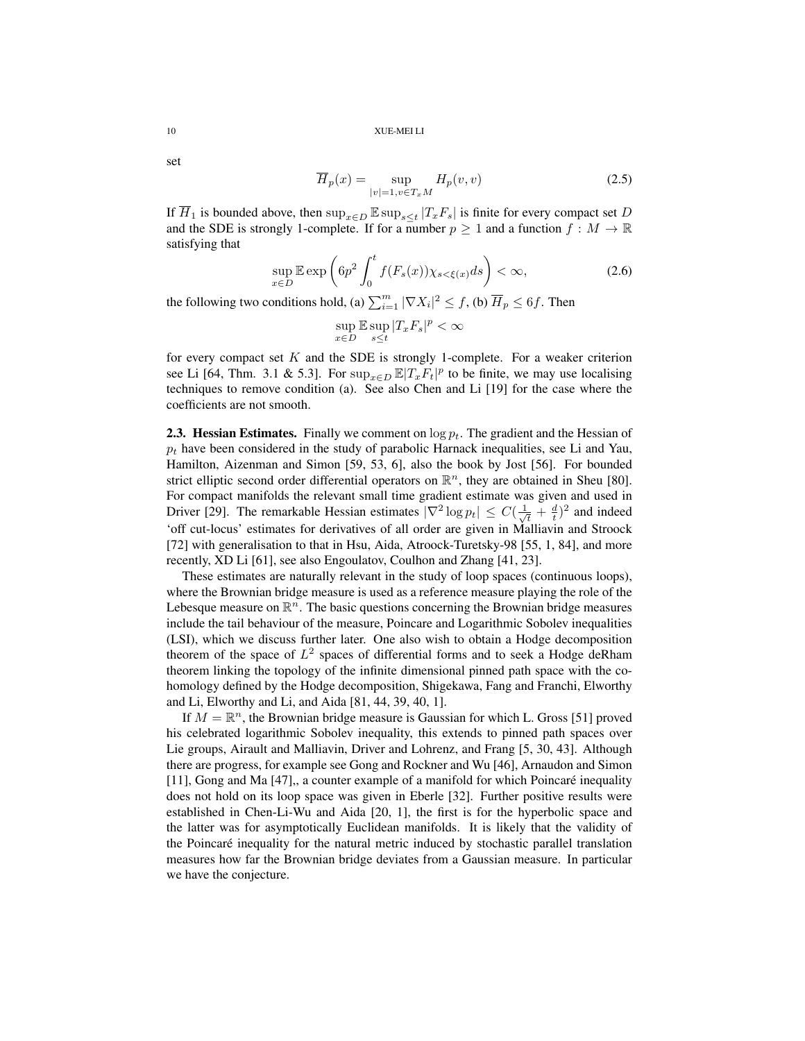set

$$\overline{H}_p(x) = \sup_{|v|=1, v \in T_xM} H_p(v,v) \tag{2.5}$$

If $\overline{H}_1$ is bounded above, then $\sup_{x\in D} \mathbb{E} \sup_{s\le t} |T_xF_s|$ is finite for every compact set $D$ and the SDE is strongly 1-complete. If for a number $p \ge 1$ and a function $f : M \to \mathbb{R}$ satisfying that

$$\sup_{x\in D} \mathbb{E} \exp\left(6p^2 \int_0^t f(F_s(x))\chi_{s<\xi(x)} ds\right) < \infty, \tag{2.6}$$

the following two conditions hold, (a) $\sum_{i=1}^m |\nabla X_i|^2 \le f$, (b) $\overline{H}_p \le 6f$. Then

$$\sup_{x\in D} \mathbb{E} \sup_{s\le t} |T_xF_s|^p < \infty$$

for every compact set $K$ and the SDE is strongly 1-complete. For a weaker criterion see Li [64, Thm. 3.1 & 5.3]. For $\sup_{x\in D} \mathbb{E}|T_xF_t|^p$ to be finite, we may use localising techniques to remove condition (a). See also Chen and Li [19] for the case where the coefficients are not smooth.

**2.3. Hessian Estimates.** Finally we comment on $\log p_t$. The gradient and the Hessian of $p_t$ have been considered in the study of parabolic Harnack inequalities, see Li and Yau, Hamilton, Aizenman and Simon [59, 53, 6], also the book by Jost [56]. For bounded strict elliptic second order differential operators on $\mathbb{R}^n$, they are obtained in Sheu [80]. For compact manifolds the relevant small time gradient estimate was given and used in Driver [29]. The remarkable Hessian estimates $|\nabla^2 \log p_t| \le C(\frac{1}{\sqrt{t}} + \frac{d}{t})^2$ and indeed 'off cut-locus' estimates for derivatives of all order are given in Malliavin and Stroock [72] with generalisation to that in Hsu, Aida, Atroock-Turetsky-98 [55, 1, 84], and more recently, XD Li [61], see also Engoulatov, Coulhon and Zhang [41, 23].

These estimates are naturally relevant in the study of loop spaces (continuous loops), where the Brownian bridge measure is used as a reference measure playing the role of the Lebesque measure on $\mathbb{R}^n$. The basic questions concerning the Brownian bridge measures include the tail behaviour of the measure, Poincare and Logarithmic Sobolev inequalities (LSI), which we discuss further later. One also wish to obtain a Hodge decomposition theorem of the space of $L^2$ spaces of differential forms and to seek a Hodge deRham theorem linking the topology of the infinite dimensional pinned path space with the co-homology defined by the Hodge decomposition, Shigekawa, Fang and Franchi, Elworthy and Li, Elworthy and Li, and Aida [81, 44, 39, 40, 1].

If $M = \mathbb{R}^n$, the Brownian bridge measure is Gaussian for which L. Gross [51] proved his celebrated logarithmic Sobolev inequality, this extends to pinned path spaces over Lie groups, Airault and Malliavin, Driver and Lohrenz, and Frang [5, 30, 43]. Although there are progress, for example see Gong and Rockner and Wu [46], Arnaudon and Simon [11], Gong and Ma [47],, a counter example of a manifold for which Poincaré inequality does not hold on its loop space was given in Eberle [32]. Further positive results were established in Chen-Li-Wu and Aida [20, 1], the first is for the hyperbolic space and the latter was for asymptotically Euclidean manifolds. It is likely that the validity of the Poincaré inequality for the natural metric induced by stochastic parallel translation measures how far the Brownian bridge deviates from a Gaussian measure. In particular we have the conjecture.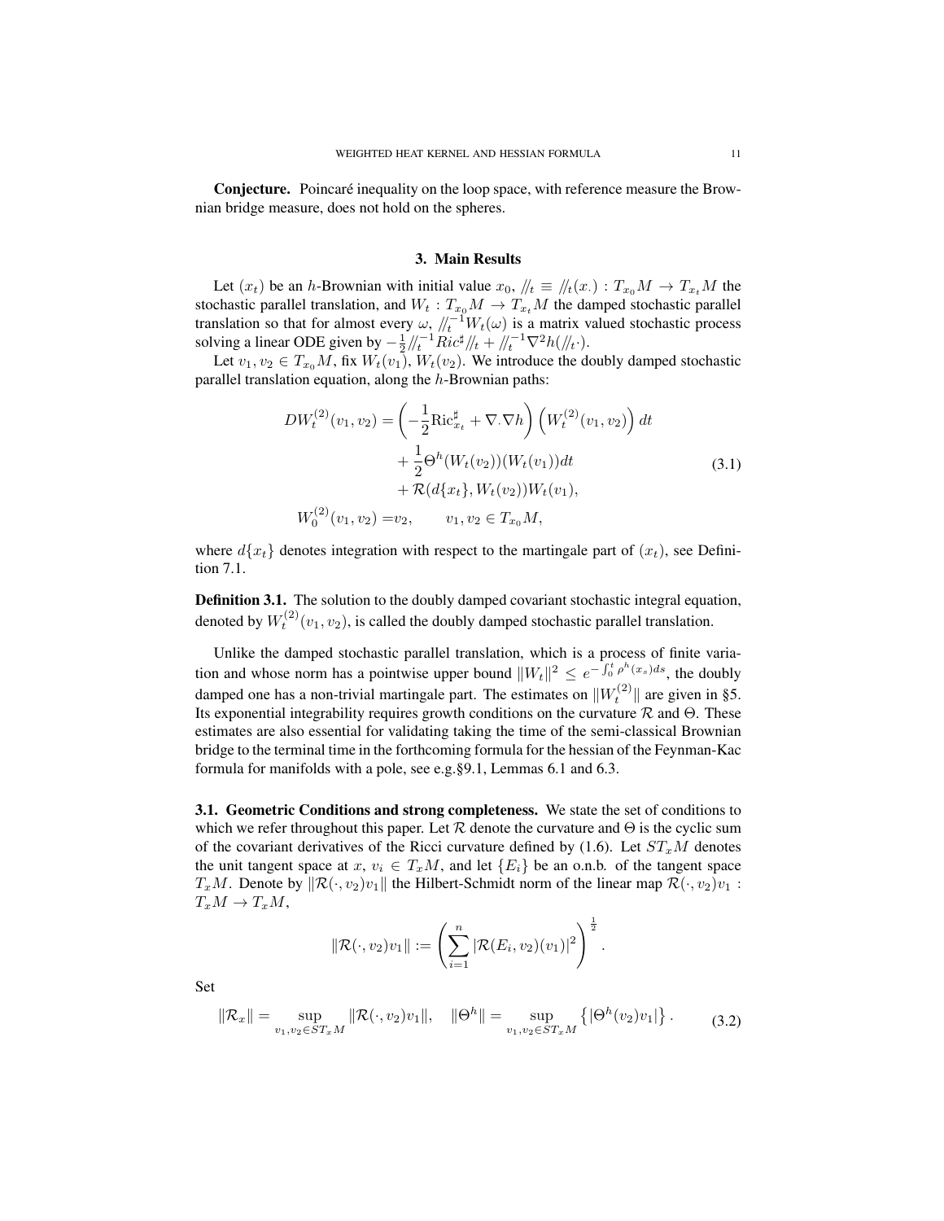**Conjecture.** Poincaré inequality on the loop space, with reference measure the Brownian bridge measure, does not hold on the spheres.

## 3. Main Results

Let $(x_t)$ be an $h$-Brownian with initial value $x_0$, $/\!\!/_t \equiv /\!\!/_t(x_\cdot) : T_{x_0}M \to T_{x_t}M$ the stochastic parallel translation, and $W_t : T_{x_0}M \to T_{x_t}M$ the damped stochastic parallel translation so that for almost every $\omega$, $/\!\!/_t^{-1} W_t(\omega)$ is a matrix valued stochastic process solving a linear ODE given by $-\frac{1}{2}/\!\!/_t^{-1} Ric^\sharp /\!\!/_t + /\!\!/_t^{-1}\nabla^2 h(/\!\!/_t \cdot)$.

Let $v_1, v_2 \in T_{x_0}M$, fix $W_t(v_1)$, $W_t(v_2)$. We introduce the doubly damped stochastic parallel translation equation, along the $h$-Brownian paths:

$$
\begin{aligned}
DW_t^{(2)}(v_1, v_2) =& \left(-\frac{1}{2}\mathrm{Ric}^\sharp_{x_t} + \nabla_\cdot \nabla h\right)\left(W_t^{(2)}(v_1, v_2)\right) dt \\
&+ \frac{1}{2}\Theta^h(W_t(v_2))(W_t(v_1))dt \\
&+ \mathcal{R}(d\{x_t\}, W_t(v_2))W_t(v_1), \\
W_0^{(2)}(v_1, v_2) =& v_2, \qquad v_1, v_2 \in T_{x_0}M,
\end{aligned}
\tag{3.1}
$$

where $d\{x_t\}$ denotes integration with respect to the martingale part of $(x_t)$, see Definition 7.1.

**Definition 3.1.** The solution to the doubly damped covariant stochastic integral equation, denoted by $W_t^{(2)}(v_1, v_2)$, is called the doubly damped stochastic parallel translation.

Unlike the damped stochastic parallel translation, which is a process of finite variation and whose norm has a pointwise upper bound $\|W_t\|^2 \le e^{-\int_0^t \rho^h(x_s)ds}$, the doubly damped one has a non-trivial martingale part. The estimates on $\|W_t^{(2)}\|$ are given in §5. Its exponential integrability requires growth conditions on the curvature $\mathcal{R}$ and $\Theta$. These estimates are also essential for validating taking the time of the semi-classical Brownian bridge to the terminal time in the forthcoming formula for the hessian of the Feynman-Kac formula for manifolds with a pole, see e.g.§9.1, Lemmas 6.1 and 6.3.

### 3.1. Geometric Conditions and strong completeness.

We state the set of conditions to which we refer throughout this paper. Let $\mathcal{R}$ denote the curvature and $\Theta$ is the cyclic sum of the covariant derivatives of the Ricci curvature defined by (1.6). Let $ST_xM$ denotes the unit tangent space at $x$, $v_i \in T_xM$, and let $\{E_i\}$ be an o.n.b. of the tangent space $T_xM$. Denote by $\|\mathcal{R}(\cdot, v_2)v_1\|$ the Hilbert-Schmidt norm of the linear map $\mathcal{R}(\cdot, v_2)v_1 : T_xM \to T_xM$,

$$
\|\mathcal{R}(\cdot, v_2)v_1\| := \left(\sum_{i=1}^n |\mathcal{R}(E_i, v_2)(v_1)|^2\right)^{\frac{1}{2}}.
$$

Set

$$
\|\mathcal{R}_x\| = \sup_{v_1, v_2 \in ST_xM} \|\mathcal{R}(\cdot, v_2)v_1\|, \quad \|\Theta^h\| = \sup_{v_1, v_2 \in ST_xM} \left\{|\Theta^h(v_2)v_1|\right\}. \tag{3.2}
$$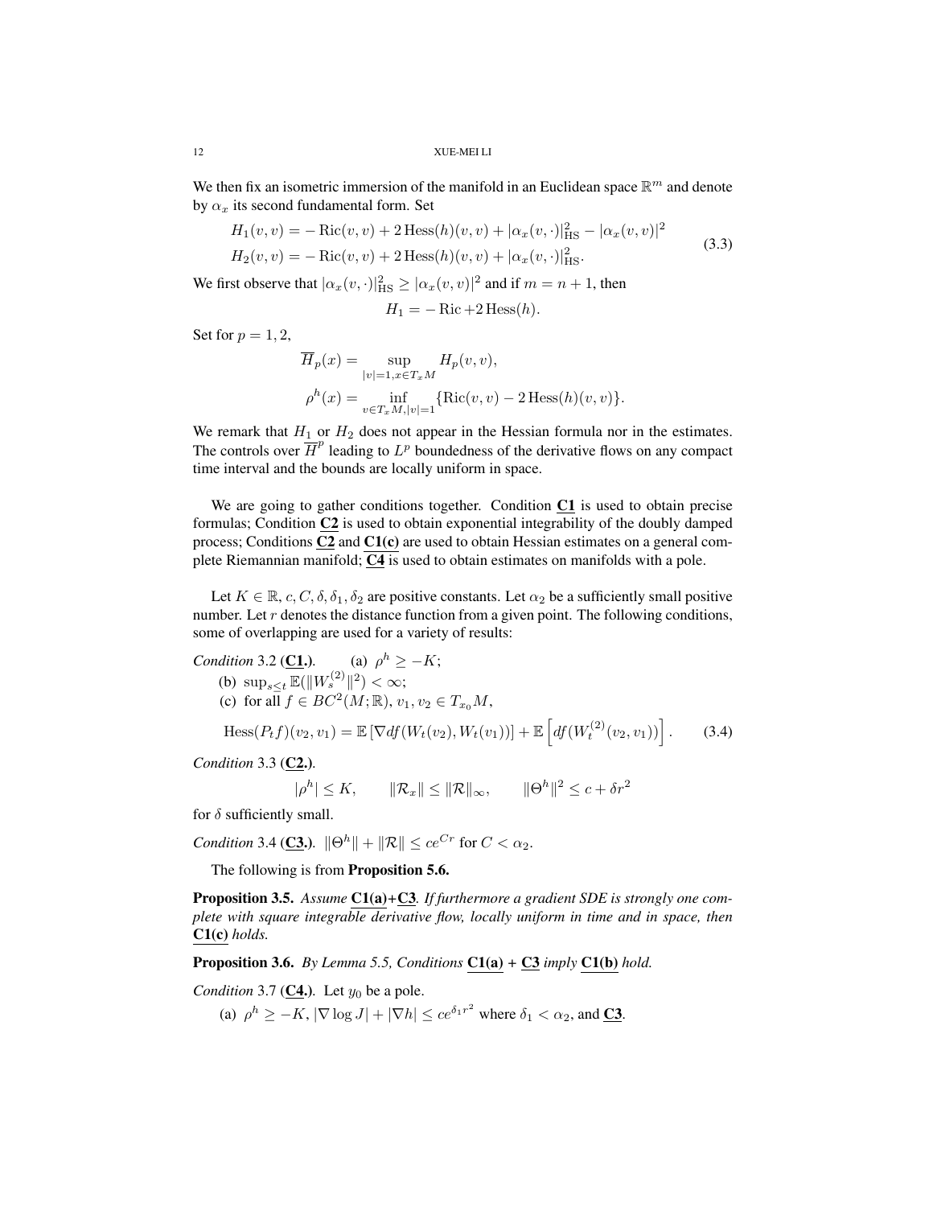We then fix an isometric immersion of the manifold in an Euclidean space $\mathbb{R}^m$ and denote by $\alpha_x$ its second fundamental form. Set

$$\begin{aligned} H_1(v,v) &= -\operatorname{Ric}(v,v) + 2\operatorname{Hess}(h)(v,v) + |\alpha_x(v,\cdot)|_{\mathrm{HS}}^2 - |\alpha_x(v,v)|^2 \\ H_2(v,v) &= -\operatorname{Ric}(v,v) + 2\operatorname{Hess}(h)(v,v) + |\alpha_x(v,\cdot)|_{\mathrm{HS}}^2. \end{aligned} \tag{3.3}$$

We first observe that $|\alpha_x(v,\cdot)|_{\mathrm{HS}}^2 \geq |\alpha_x(v,v)|^2$ and if $m = n+1$, then

$$H_1 = -\operatorname{Ric} + 2\operatorname{Hess}(h).$$

Set for $p = 1, 2$,

$$\overline{H}_p(x) = \sup_{|v|=1, x \in T_x M} H_p(v,v),$$
$$\rho^h(x) = \inf_{v \in T_x M, |v|=1} \{\operatorname{Ric}(v,v) - 2\operatorname{Hess}(h)(v,v)\}.$$

We remark that $H_1$ or $H_2$ does not appear in the Hessian formula nor in the estimates. The controls over $\overline{H}^p$ leading to $L^p$ boundedness of the derivative flows on any compact time interval and the bounds are locally uniform in space.

We are going to gather conditions together. Condition **C1** is used to obtain precise formulas; Condition **C2** is used to obtain exponential integrability of the doubly damped process; Conditions **C2** and **C1(c)** are used to obtain Hessian estimates on a general complete Riemannian manifold; **C4** is used to obtain estimates on manifolds with a pole.

Let $K \in \mathbb{R}$, $c, C, \delta, \delta_1, \delta_2$ are positive constants. Let $\alpha_2$ be a sufficiently small positive number. Let $r$ denotes the distance function from a given point. The following conditions, some of overlapping are used for a variety of results:

*Condition* 3.2 (**C1.**). (a) $\rho^h \geq -K$;

(b) $\sup_{s \leq t} \mathbb{E}(\|W_s^{(2)}\|^2) < \infty$;

(c) for all $f \in BC^2(M; \mathbb{R})$, $v_1, v_2 \in T_{x_0}M$,

$$\operatorname{Hess}(P_t f)(v_2, v_1) = \mathbb{E}\left[\nabla df(W_t(v_2), W_t(v_1))\right] + \mathbb{E}\left[df(W_t^{(2)}(v_2, v_1))\right]. \tag{3.4}$$

*Condition* 3.3 (**C2.**).

$$|\rho^h| \leq K, \qquad \|\mathcal{R}_x\| \leq \|\mathcal{R}\|_\infty, \qquad \|\Theta^h\|^2 \leq c + \delta r^2$$

for $\delta$ sufficiently small.

*Condition* 3.4 (**C3.**). $\|\Theta^h\| + \|\mathcal{R}\| \leq c e^{Cr}$ for $C < \alpha_2$.

The following is from **Proposition 5.6.**

**Proposition 3.5.** *Assume* **C1(a)**+**C3**. *If furthermore a gradient SDE is strongly one complete with square integrable derivative flow, locally uniform in time and in space, then* **C1(c)** *holds.*

**Proposition 3.6.** *By Lemma 5.5, Conditions* **C1(a)** + **C3** *imply* **C1(b)** *hold.*

*Condition* 3.7 (**C4.**). Let $y_0$ be a pole.

(a) $\rho^h \geq -K$, $|\nabla \log J| + |\nabla h| \leq c e^{\delta_1 r^2}$ where $\delta_1 < \alpha_2$, and **C3**.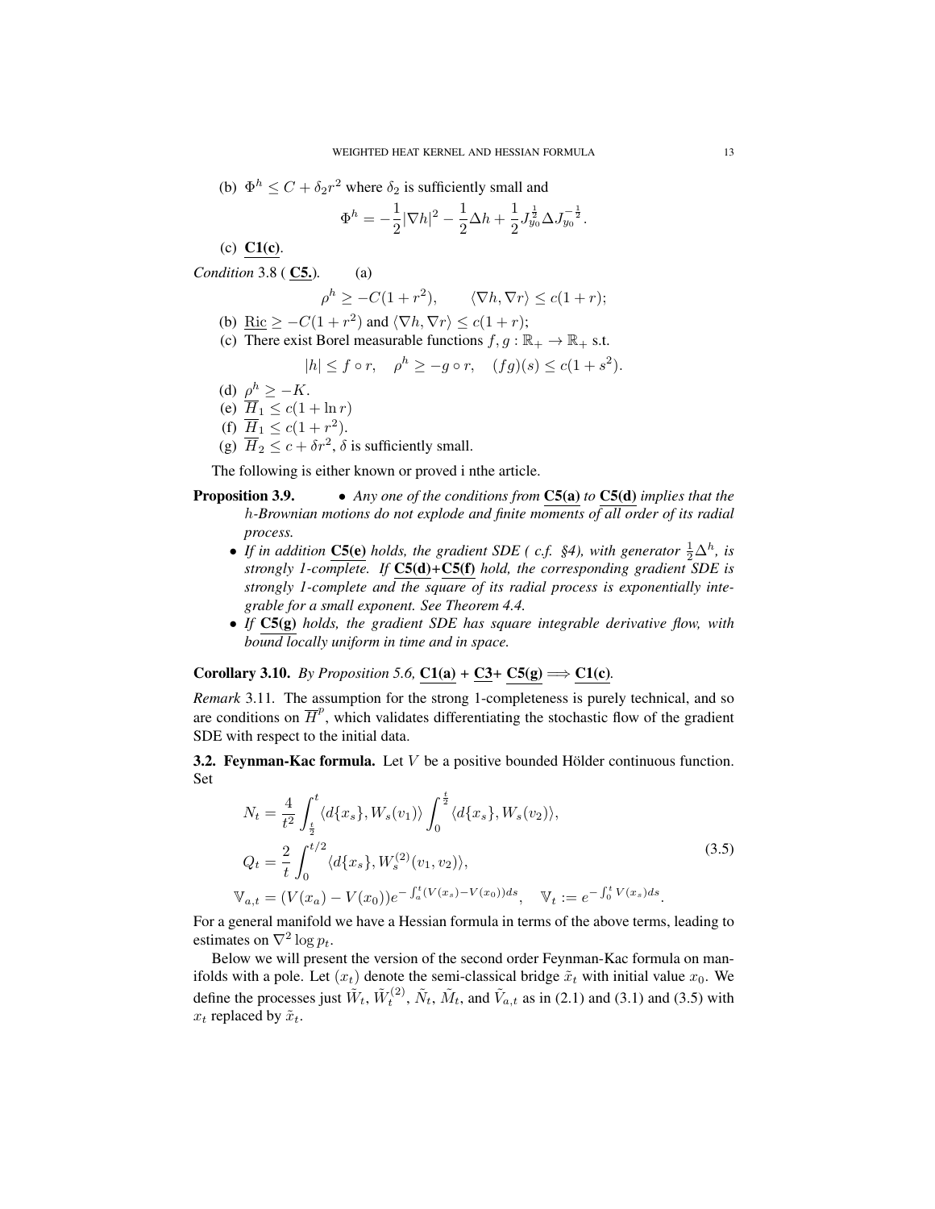(b) $\Phi^h \le C + \delta_2 r^2$ where $\delta_2$ is sufficiently small and

$$\Phi^h = -\frac{1}{2}|\nabla h|^2 - \frac{1}{2}\Delta h + \frac{1}{2} J_{y_0}^{\frac{1}{2}} \Delta J_{y_0}^{-\frac{1}{2}}.$$

(c) <u>**C1(c)**</u>.

*Condition* 3.8 ( <u>**C5.**</u>). (a)

$$\rho^h \ge -C(1+r^2), \qquad \langle \nabla h, \nabla r\rangle \le c(1+r);$$

(b) $\underline{\text{Ric}} \ge -C(1+r^2)$ and $\langle \nabla h, \nabla r\rangle \le c(1+r)$;

(c) There exist Borel measurable functions $f, g : \mathbb{R}_+ \to \mathbb{R}_+$ s.t.

$$|h| \le f \circ r, \quad \rho^h \ge -g \circ r, \quad (fg)(s) \le c(1+s^2).$$

(d) $\rho^h \ge -K$.

(e) $\overline{H}_1 \le c(1+\ln r)$

(f) $\overline{H}_1 \le c(1+r^2)$.

(g) $\overline{H}_2 \le c + \delta r^2$, $\delta$ is sufficiently small.

The following is either known or proved i nthe article.

**Proposition 3.9.**
- *Any one of the conditions from* <u>**C5(a)**</u> *to* <u>**C5(d)**</u> *implies that the* $h$*-Brownian motions do not explode and finite moments of all order of its radial process.*
- *If in addition* <u>**C5(e)**</u> *holds, the gradient SDE ( c.f. §4), with generator* $\frac{1}{2}\Delta^h$*, is strongly 1-complete. If* <u>**C5(d)**</u>*+*<u>**C5(f)**</u> *hold, the corresponding gradient SDE is strongly 1-complete and the square of its radial process is exponentially integrable for a small exponent. See Theorem 4.4.*
- *If* <u>**C5(g)**</u> *holds, the gradient SDE has square integrable derivative flow, with bound locally uniform in time and in space.*

**Corollary 3.10.** *By Proposition 5.6,* <u>**C1(a)**</u> *+* <u>**C3**</u>*+* <u>**C5(g)**</u> $\Longrightarrow$ <u>**C1(c)**</u>*.*

*Remark* 3.11. The assumption for the strong 1-completeness is purely technical, and so are conditions on $\overline{H}^p$, which validates differentiating the stochastic flow of the gradient SDE with respect to the initial data.

**3.2. Feynman-Kac formula.** Let $V$ be a positive bounded Hölder continuous function. Set

$$\begin{aligned}
N_t &= \frac{4}{t^2}\int_{\frac{t}{2}}^{t} \langle d\{x_s\}, W_s(v_1)\rangle \int_0^{\frac{t}{2}} \langle d\{x_s\}, W_s(v_2)\rangle,\\
Q_t &= \frac{2}{t}\int_0^{t/2} \langle d\{x_s\}, W_s^{(2)}(v_1, v_2)\rangle, \\
\mathbb{V}_{a,t} &= (V(x_a)-V(x_0))e^{-\int_a^t (V(x_s)-V(x_0))ds}, \quad \mathbb{V}_t := e^{-\int_0^t V(x_s)ds}.
\end{aligned} \tag{3.5}$$

For a general manifold we have a Hessian formula in terms of the above terms, leading to estimates on $\nabla^2 \log p_t$.

Below we will present the version of the second order Feynman-Kac formula on manifolds with a pole. Let $(x_t)$ denote the semi-classical bridge $\tilde{x}_t$ with initial value $x_0$. We define the processes just $\tilde{W}_t$, $\tilde{W}_t^{(2)}$, $\tilde{N}_t$, $\tilde{M}_t$, and $\tilde{V}_{a,t}$ as in (2.1) and (3.1) and (3.5) with $x_t$ replaced by $\tilde{x}_t$.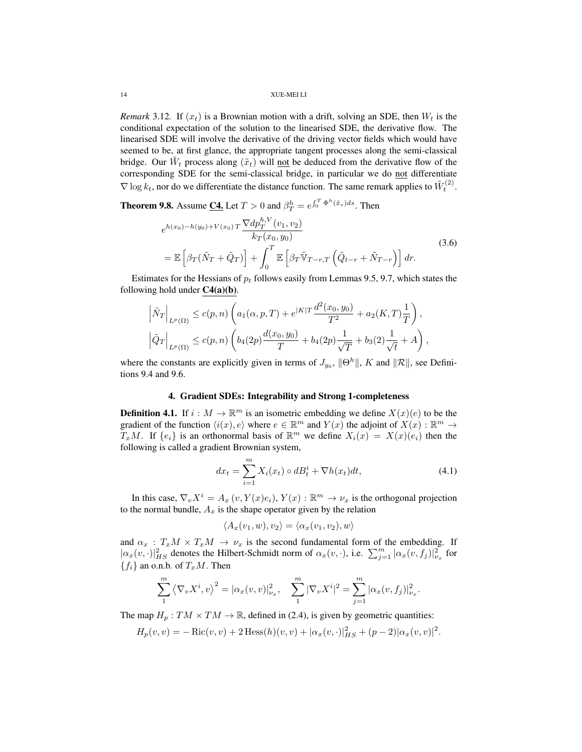*Remark* 3.12. If $(x_t)$ is a Brownian motion with a drift, solving an SDE, then $W_t$ is the conditional expectation of the solution to the linearised SDE, the derivative flow. The linearised SDE will involve the derivative of the driving vector fields which would have seemed to be, at first glance, the appropriate tangent processes along the semi-classical bridge. Our $\tilde{W}_t$ process along $(\tilde{x}_t)$ will <u>not</u> be deduced from the derivative flow of the corresponding SDE for the semi-classical bridge, in particular we do <u>not</u> differentiate $\nabla \log k_t$, nor do we differentiate the distance function. The same remark applies to $\tilde{W}_t^{(2)}$.

**Theorem 9.8.** Assume <u>**C4.**</u> Let $T > 0$ and $\beta_T^h = e^{\int_0^T \Phi^h(\tilde{x}_s)ds}$. Then

$$
\begin{aligned}
&e^{h(x_0)-h(y_0)+V(x_0)\,T} \frac{\nabla dp_T^{h,V}(v_1, v_2)}{k_T(x_0, y_0)} \\
&= \mathbb{E}\left[\beta_T(\tilde{N}_T + \tilde{Q}_T)\right] + \int_0^T \mathbb{E}\left[\beta_T \tilde{\mathbb{V}}_{T-r,T}\left(\tilde{Q}_{t-r} + \tilde{N}_{T-r}\right)\right] dr.
\end{aligned}
\tag{3.6}
$$

Estimates for the Hessians of $p_t$ follows easily from Lemmas 9.5, 9.7, which states the following hold under <u>**C4(a)(b)**</u>.

$$
\begin{aligned}
\left|\tilde{N}_T\right|_{L^p(\Omega)} &\le c(p,n)\left(a_1(\alpha, p, T) + e^{|K|T}\frac{d^2(x_0, y_0)}{T^2} + a_2(K,T)\frac{1}{T}\right), \\
\left|\tilde{Q}_T\right|_{L^p(\Omega)} &\le c(p,n)\left(b_4(2p)\frac{d(x_0,y_0)}{T} + b_4(2p)\frac{1}{\sqrt{T}} + b_3(2)\frac{1}{\sqrt{t}} + A\right),
\end{aligned}
$$

where the constants are explicitly given in terms of $J_{y_0}$, $\|\Theta^h\|$, $K$ and $\|\mathcal{R}\|$, see Definitions 9.4 and 9.6.

## 4. Gradient SDEs: Integrability and Strong 1-completeness

**Definition 4.1.** If $i : M \to \mathbb{R}^m$ is an isometric embedding we define $X(x)(e)$ to be the gradient of the function $\langle i(x), e\rangle$ where $e \in \mathbb{R}^m$ and $Y(x)$ the adjoint of $X(x) : \mathbb{R}^m \to T_xM$. If $\{e_i\}$ is an orthonormal basis of $\mathbb{R}^m$ we define $X_i(x) = X(x)(e_i)$ then the following is called a gradient Brownian system,

$$
dx_t = \sum_{i=1}^m X_i(x_t) \circ dB_t^i + \nabla h(x_t)dt,
\tag{4.1}
$$

In this case, $\nabla_v X^i = A_x(v, Y(x)e_i)$, $Y(x) : \mathbb{R}^m \to \nu_x$ is the orthogonal projection to the normal bundle, $A_x$ is the shape operator given by the relation

$$
\langle A_x(v_1, w), v_2\rangle = \langle \alpha_x(v_1, v_2), w\rangle
$$

and $\alpha_x : T_xM \times T_xM \to \nu_x$ is the second fundamental form of the embedding. If $|\alpha_x(v,\cdot)|_{HS}^2$ denotes the Hilbert-Schmidt norm of $\alpha_x(v,\cdot)$, i.e. $\sum_{j=1}^m |\alpha_x(v, f_j)|_{\nu_x}^2$ for $\{f_i\}$ an o.n.b. of $T_xM$. Then

$$
\sum_1^m \left\langle \nabla_v X^i, v\right\rangle^2 = |\alpha_x(v,v)|_{\nu_x}^2, \quad \sum_1^m |\nabla_v X^i|^2 = \sum_{j=1}^m |\alpha_x(v, f_j)|_{\nu_x}^2.
$$

The map $H_p : TM \times TM \to \mathbb{R}$, defined in (2.4), is given by geometric quantities:

$$
H_p(v,v) = -\operatorname{Ric}(v,v) + 2\operatorname{Hess}(h)(v,v) + |\alpha_x(v,\cdot)|_{HS}^2 + (p-2)|\alpha_x(v,v)|^2.
$$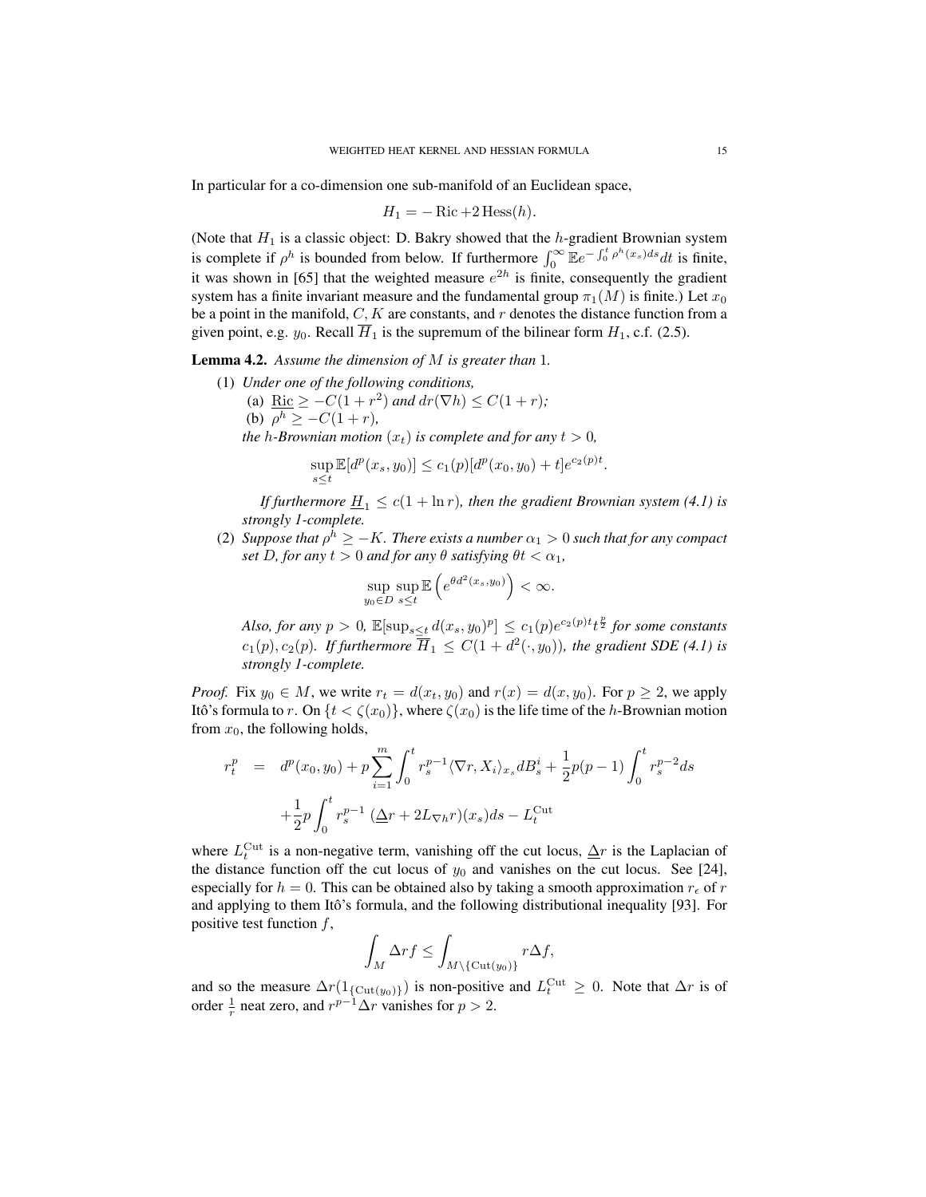In particular for a co-dimension one sub-manifold of an Euclidean space,

$$H_1 = -\operatorname{Ric} + 2\operatorname{Hess}(h).$$

(Note that $H_1$ is a classic object: D. Bakry showed that the $h$-gradient Brownian system is complete if $\rho^h$ is bounded from below. If furthermore $\int_0^\infty \mathbb{E} e^{-\int_0^t \rho^h(x_s)ds} dt$ is finite, it was shown in [65] that the weighted measure $e^{2h}$ is finite, consequently the gradient system has a finite invariant measure and the fundamental group $\pi_1(M)$ is finite.) Let $x_0$ be a point in the manifold, $C, K$ are constants, and $r$ denotes the distance function from a given point, e.g. $y_0$. Recall $\overline{H}_1$ is the supremum of the bilinear form $H_1$, c.f. (2.5).

**Lemma 4.2.** *Assume the dimension of $M$ is greater than* 1.

(1) *Under one of the following conditions,*
   (a) $\underline{\operatorname{Ric}} \geq -C(1+r^2)$ *and* $dr(\nabla h) \leq C(1+r)$*;*
   (b) $\rho^h \geq -C(1+r)$*,*

   *the $h$-Brownian motion $(x_t)$ is complete and for any $t > 0$,*

$$\sup_{s \leq t} \mathbb{E}[d^p(x_s, y_0)] \leq c_1(p)[d^p(x_0, y_0) + t]e^{c_2(p)t}.$$

   *If furthermore $\underline{H}_1 \leq c(1 + \ln r)$, then the gradient Brownian system (4.1) is strongly 1-complete.*

(2) *Suppose that $\rho^h \geq -K$. There exists a number $\alpha_1 > 0$ such that for any compact set $D$, for any $t > 0$ and for any $\theta$ satisfying $\theta t < \alpha_1$,*

$$\sup_{y_0 \in D} \sup_{s \leq t} \mathbb{E}\left(e^{\theta d^2(x_s, y_0)}\right) < \infty.$$

   *Also, for any $p > 0$, $\mathbb{E}[\sup_{s \leq t} d(x_s, y_0)^p] \leq c_1(p)e^{c_2(p)t} t^{\frac{p}{2}}$ for some constants $c_1(p), c_2(p)$. If furthermore $\overline{H}_1 \leq C(1 + d^2(\cdot, y_0))$, the gradient SDE (4.1) is strongly 1-complete.*

*Proof.* Fix $y_0 \in M$, we write $r_t = d(x_t, y_0)$ and $r(x) = d(x, y_0)$. For $p \geq 2$, we apply Itô's formula to $r$. On $\{t < \zeta(x_0)\}$, where $\zeta(x_0)$ is the life time of the $h$-Brownian motion from $x_0$, the following holds,

$$\begin{aligned} r_t^p &= d^p(x_0, y_0) + p \sum_{i=1}^m \int_0^t r_s^{p-1} \langle \nabla r, X_i \rangle_{x_s} dB_s^i + \frac{1}{2} p(p-1) \int_0^t r_s^{p-2} ds \\ &\quad + \frac{1}{2} p \int_0^t r_s^{p-1} \, (\underline{\Delta} r + 2L_{\nabla h} r)(x_s) ds - L_t^{\mathrm{Cut}} \end{aligned}$$

where $L_t^{\mathrm{Cut}}$ is a non-negative term, vanishing off the cut locus, $\underline{\Delta} r$ is the Laplacian of the distance function off the cut locus of $y_0$ and vanishes on the cut locus. See [24], especially for $h = 0$. This can be obtained also by taking a smooth approximation $r_\epsilon$ of $r$ and applying to them Itô's formula, and the following distributional inequality [93]. For positive test function $f$,

$$\int_M \Delta r f \leq \int_{M \setminus \{\mathrm{Cut}(y_0)\}} r \Delta f,$$

and so the measure $\Delta r(1_{\{\mathrm{Cut}(y_0)\}})$ is non-positive and $L_t^{\mathrm{Cut}} \geq 0$. Note that $\Delta r$ is of order $\frac{1}{r}$ neat zero, and $r^{p-1} \Delta r$ vanishes for $p > 2$.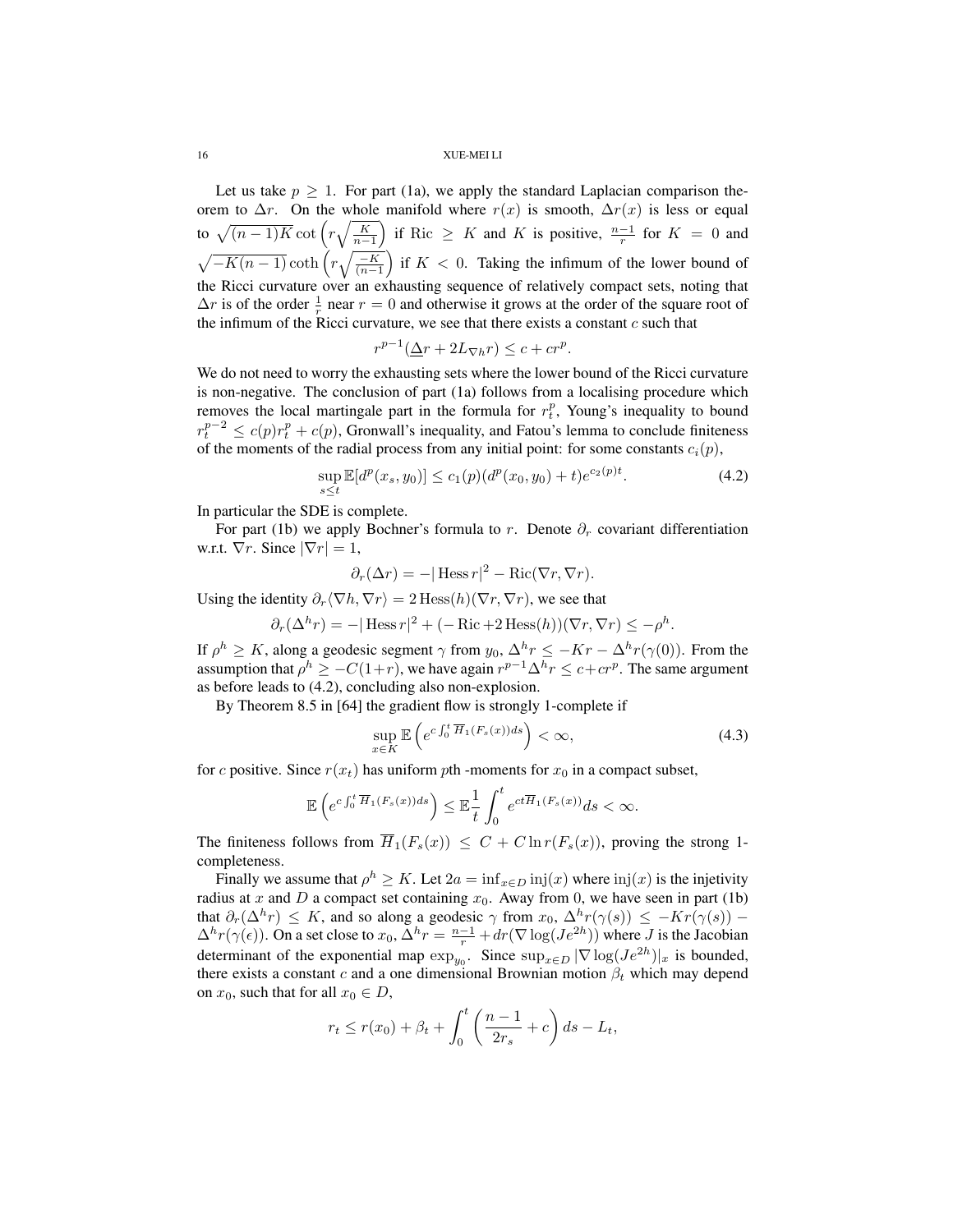Let us take $p \geq 1$. For part (1a), we apply the standard Laplacian comparison theorem to $\Delta r$. On the whole manifold where $r(x)$ is smooth, $\Delta r(x)$ is less or equal to $\sqrt{(n-1)K} \cot\left(r\sqrt{\frac{K}{n-1}}\right)$ if $\mathrm{Ric} \geq K$ and $K$ is positive, $\frac{n-1}{r}$ for $K = 0$ and $\sqrt{-K(n-1)} \coth\left(r\sqrt{\frac{-K}{(n-1)}}\right)$ if $K < 0$. Taking the infimum of the lower bound of the Ricci curvature over an exhausting sequence of relatively compact sets, noting that $\Delta r$ is of the order $\frac{1}{r}$ near $r = 0$ and otherwise it grows at the order of the square root of the infimum of the Ricci curvature, we see that there exists a constant $c$ such that

$$r^{p-1}(\underline{\Delta} r + 2L_{\nabla h} r) \leq c + cr^p.$$

We do not need to worry the exhausting sets where the lower bound of the Ricci curvature is non-negative. The conclusion of part (1a) follows from a localising procedure which removes the local martingale part in the formula for $r_t^p$, Young's inequality to bound $r_t^{p-2} \leq c(p) r_t^p + c(p)$, Gronwall's inequality, and Fatou's lemma to conclude finiteness of the moments of the radial process from any initial point: for some constants $c_i(p)$,

$$\sup_{s \leq t} \mathbb{E}[d^p(x_s, y_0)] \leq c_1(p)(d^p(x_0, y_0) + t) e^{c_2(p)t}. \tag{4.2}$$

In particular the SDE is complete.

For part (1b) we apply Bochner's formula to $r$. Denote $\partial_r$ covariant differentiation w.r.t. $\nabla r$. Since $|\nabla r| = 1$,

$$\partial_r(\Delta r) = -|\operatorname{Hess} r|^2 - \mathrm{Ric}(\nabla r, \nabla r).$$

Using the identity $\partial_r \langle \nabla h, \nabla r \rangle = 2 \operatorname{Hess}(h)(\nabla r, \nabla r)$, we see that

$$\partial_r(\Delta^h r) = -|\operatorname{Hess} r|^2 + (-\mathrm{Ric} + 2\operatorname{Hess}(h))(\nabla r, \nabla r) \leq -\rho^h.$$

If $\rho^h \geq K$, along a geodesic segment $\gamma$ from $y_0$, $\Delta^h r \leq -Kr - \Delta^h r(\gamma(0))$. From the assumption that $\rho^h \geq -C(1+r)$, we have again $r^{p-1}\Delta^h r \leq c + cr^p$. The same argument as before leads to (4.2), concluding also non-explosion.

By Theorem 8.5 in [64] the gradient flow is strongly 1-complete if

$$\sup_{x \in K} \mathbb{E}\left(e^{c\int_0^t \overline{H}_1(F_s(x))ds}\right) < \infty, \tag{4.3}$$

for $c$ positive. Since $r(x_t)$ has uniform $p$th -moments for $x_0$ in a compact subset,

$$\mathbb{E}\left(e^{c\int_0^t \overline{H}_1(F_s(x))ds}\right) \leq \mathbb{E}\frac{1}{t}\int_0^t e^{ct\overline{H}_1(F_s(x))} ds < \infty.$$

The finiteness follows from $\overline{H}_1(F_s(x)) \leq C + C \ln r(F_s(x))$, proving the strong 1-completeness.

Finally we assume that $\rho^h \geq K$. Let $2a = \inf_{x \in D} \mathrm{inj}(x)$ where $\mathrm{inj}(x)$ is the injetivity radius at $x$ and $D$ a compact set containing $x_0$. Away from 0, we have seen in part (1b) that $\partial_r(\Delta^h r) \leq K$, and so along a geodesic $\gamma$ from $x_0$, $\Delta^h r(\gamma(s)) \leq -Kr(\gamma(s)) - \Delta^h r(\gamma(\epsilon))$. On a set close to $x_0$, $\Delta^h r = \frac{n-1}{r} + dr(\nabla \log(Je^{2h}))$ where $J$ is the Jacobian determinant of the exponential map $\exp_{y_0}$. Since $\sup_{x \in D} |\nabla \log(Je^{2h})|_x$ is bounded, there exists a constant $c$ and a one dimensional Brownian motion $\beta_t$ which may depend on $x_0$, such that for all $x_0 \in D$,

$$r_t \leq r(x_0) + \beta_t + \int_0^t \left(\frac{n-1}{2r_s} + c\right) ds - L_t,$$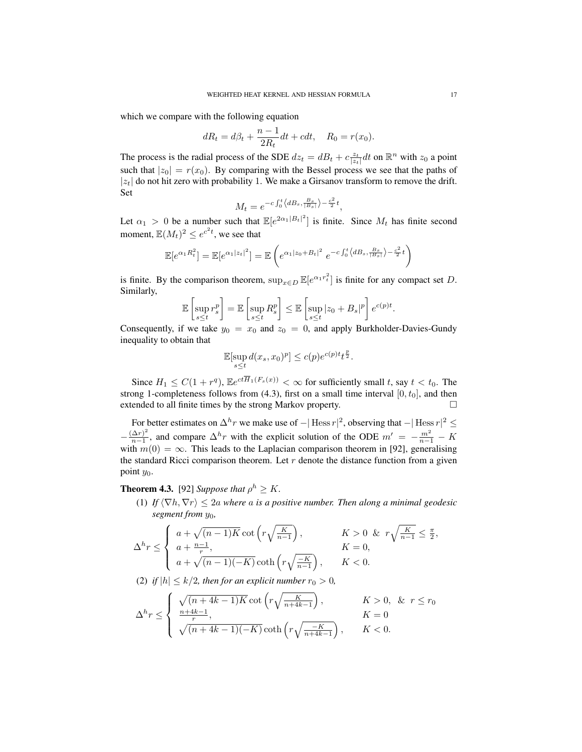which we compare with the following equation

$$dR_t = d\beta_t + \frac{n-1}{2R_t}dt + cdt, \quad R_0 = r(x_0).$$

The process is the radial process of the SDE $dz_t = dB_t + c\frac{z_t}{|z_t|}dt$ on $\mathbb{R}^n$ with $z_0$ a point such that $|z_0| = r(x_0)$. By comparing with the Bessel process we see that the paths of $|z_t|$ do not hit zero with probability 1. We make a Girsanov transform to remove the drift. Set

$$M_t = e^{-c\int_0^t \langle dB_s, \frac{B_s}{|B_s|}\rangle - \frac{c^2}{2}t},$$

Let $\alpha_1 > 0$ be a number such that $\mathbb{E}[e^{2\alpha_1 |B_t|^2}]$ is finite. Since $M_t$ has finite second moment, $\mathbb{E}(M_t)^2 \le e^{c^2 t}$, we see that

$$\mathbb{E}[e^{\alpha_1 R_t^2}] = \mathbb{E}[e^{\alpha_1 |z_t|^2}] = \mathbb{E}\left(e^{\alpha_1 |z_0 + B_t|^2} \; e^{-c\int_0^t \langle dB_s, \frac{B_s}{|B_s|}\rangle - \frac{c^2}{2}t}\right)$$

is finite. By the comparison theorem, $\sup_{x\in D}\mathbb{E}[e^{\alpha_1 r_t^2}]$ is finite for any compact set $D$. Similarly,

$$\mathbb{E}\left[\sup_{s\le t} r_s^p\right] = \mathbb{E}\left[\sup_{s\le t} R_s^p\right] \le \mathbb{E}\left[\sup_{s\le t}|z_0 + B_s|^p\right] e^{c(p)t}.$$

Consequently, if we take $y_0 = x_0$ and $z_0 = 0$, and apply Burkholder-Davies-Gundy inequality to obtain that

$$\mathbb{E}[\sup_{s\le t} d(x_s, x_0)^p] \le c(p) e^{c(p)t} t^{\frac{p}{2}}.$$

Since $H_1 \le C(1 + r^q)$, $\mathbb{E}e^{ct\overline{H}_1(F_s(x))} < \infty$ for sufficiently small $t$, say $t < t_0$. The strong 1-completeness follows from (4.3), first on a small time interval $[0, t_0]$, and then extended to all finite times by the strong Markov property. $\square$

For better estimates on $\Delta^h r$ we make use of $-|\operatorname{Hess} r|^2$, observing that $-|\operatorname{Hess} r|^2 \le -\frac{(\Delta r)^2}{n-1}$, and compare $\Delta^h r$ with the explicit solution of the ODE $m' = -\frac{m^2}{n-1} - K$ with $m(0) = \infty$. This leads to the Laplacian comparison theorem in [92], generalising the standard Ricci comparison theorem. Let $r$ denote the distance function from a given point $y_0$.

**Theorem 4.3.** [92] *Suppose that $\rho^h \ge K$.*

(1) *If $\langle \nabla h, \nabla r\rangle \le 2a$ where $a$ is a positive number. Then along a minimal geodesic segment from $y_0$,*

$$\Delta^h r \le \begin{cases} a + \sqrt{(n-1)K}\cot\left(r\sqrt{\frac{K}{n-1}}\right), & K > 0 \;\&\; r\sqrt{\frac{K}{n-1}} \le \frac{\pi}{2}, \\ a + \frac{n-1}{r}, & K = 0, \\ a + \sqrt{(n-1)(-K)}\coth\left(r\sqrt{\frac{-K}{n-1}}\right), & K < 0. \end{cases}$$

(2) *if $|h| \le k/2$, then for an explicit number $r_0 > 0$,*

$$\Delta^h r \le \begin{cases} \sqrt{(n+4k-1)K}\cot\left(r\sqrt{\frac{K}{n+4k-1}}\right), & K > 0, \;\&\; r \le r_0 \\ \frac{n+4k-1}{r}, & K = 0 \\ \sqrt{(n+4k-1)(-K)}\coth\left(r\sqrt{\frac{-K}{n+4k-1}}\right), & K < 0. \end{cases}$$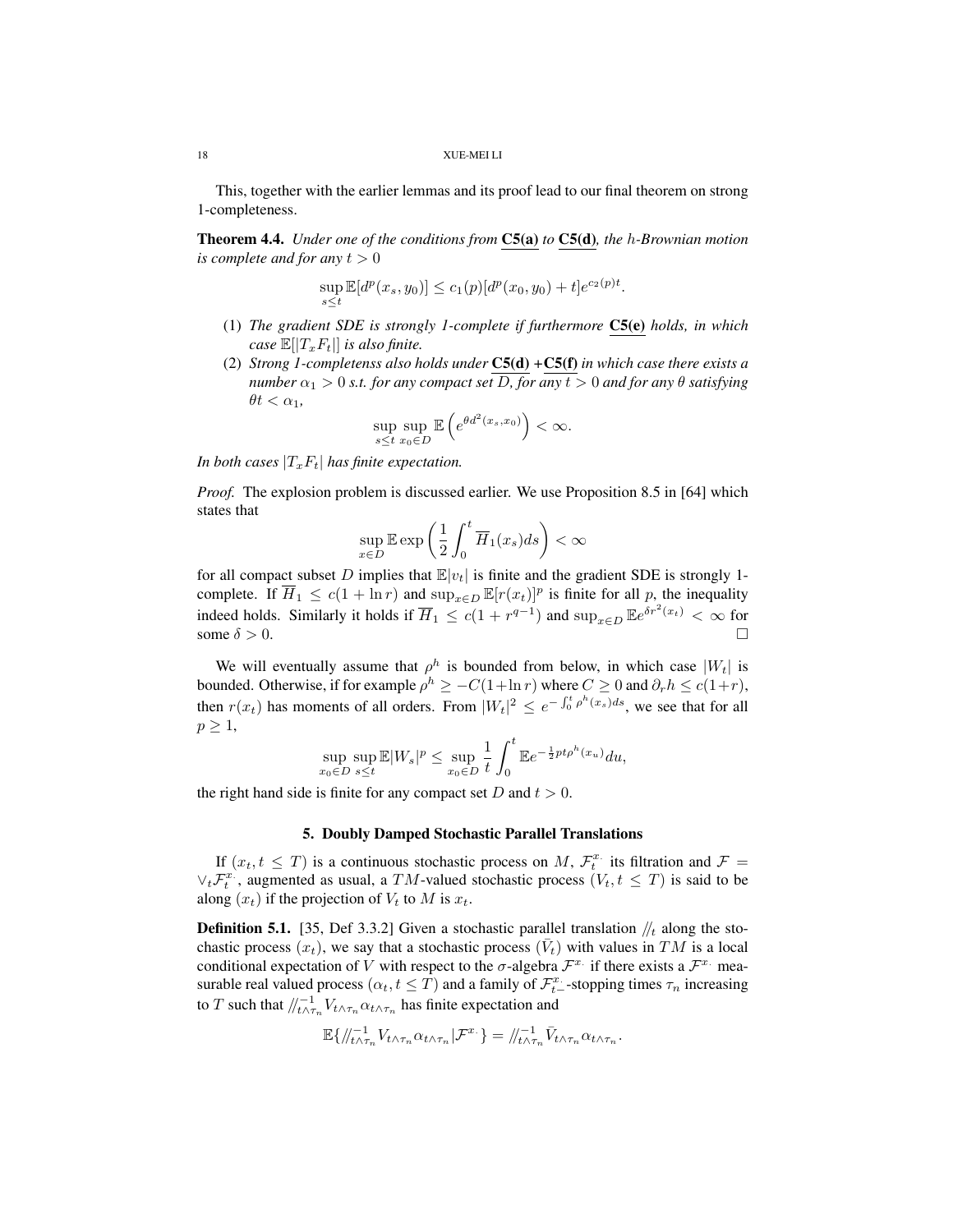This, together with the earlier lemmas and its proof lead to our final theorem on strong 1-completeness.

**Theorem 4.4.** *Under one of the conditions from* **C5(a)** *to* **C5(d)***, the $h$-Brownian motion is complete and for any $t > 0$*

$$\sup_{s \le t} \mathbb{E}[d^p(x_s, y_0)] \le c_1(p)[d^p(x_0, y_0) + t]e^{c_2(p)t}.$$

1. *The gradient SDE is strongly 1-complete if furthermore* **C5(e)** *holds, in which case $\mathbb{E}[|T_x F_t|]$ is also finite.*
2. *Strong 1-completenss also holds under* **C5(d)** *+***C5(f)** *in which case there exists a number $\alpha_1 > 0$ s.t. for any compact set $D$, for any $t > 0$ and for any $\theta$ satisfying $\theta t < \alpha_1$,*

$$\sup_{s \le t} \sup_{x_0 \in D} \mathbb{E}\left(e^{\theta d^2(x_s, x_0)}\right) < \infty.$$

*In both cases $|T_x F_t|$ has finite expectation.*

*Proof.* The explosion problem is discussed earlier. We use Proposition 8.5 in [64] which states that

$$\sup_{x \in D} \mathbb{E} \exp\left(\frac{1}{2}\int_0^t \overline{H}_1(x_s) ds\right) < \infty$$

for all compact subset $D$ implies that $\mathbb{E}|v_t|$ is finite and the gradient SDE is strongly 1-complete. If $\overline{H}_1 \le c(1 + \ln r)$ and $\sup_{x \in D} \mathbb{E}[r(x_t)]^p$ is finite for all $p$, the inequality indeed holds. Similarly it holds if $\overline{H}_1 \le c(1 + r^{q-1})$ and $\sup_{x \in D} \mathbb{E}e^{\delta r^2(x_t)} < \infty$ for some $\delta > 0$. $\square$

We will eventually assume that $\rho^h$ is bounded from below, in which case $|W_t|$ is bounded. Otherwise, if for example $\rho^h \ge -C(1 + \ln r)$ where $C \ge 0$ and $\partial_r h \le c(1+r)$, then $r(x_t)$ has moments of all orders. From $|W_t|^2 \le e^{-\int_0^t \rho^h(x_s) ds}$, we see that for all $p \ge 1$,

$$\sup_{x_0 \in D} \sup_{s \le t} \mathbb{E}|W_s|^p \le \sup_{x_0 \in D} \frac{1}{t}\int_0^t \mathbb{E}e^{-\frac{1}{2}pt\rho^h(x_u)} du,$$

the right hand side is finite for any compact set $D$ and $t > 0$.

## 5. Doubly Damped Stochastic Parallel Translations

If $(x_t, t \le T)$ is a continuous stochastic process on $M$, $\mathcal{F}_t^{x_\cdot}$ its filtration and $\mathcal{F} = \vee_t \mathcal{F}_t^{x_\cdot}$, augmented as usual, a $TM$-valued stochastic process $(V_t, t \le T)$ is said to be along $(x_t)$ if the projection of $V_t$ to $M$ is $x_t$.

**Definition 5.1.** [35, Def 3.3.2] Given a stochastic parallel translation $/\!/_t$ along the stochastic process $(x_t)$, we say that a stochastic process $(\bar{V}_t)$ with values in $TM$ is a local conditional expectation of $V$ with respect to the $\sigma$-algebra $\mathcal{F}^{x_\cdot}$ if there exists a $\mathcal{F}^{x_\cdot}$ measurable real valued process $(\alpha_t, t \le T)$ and a family of $\mathcal{F}_{t-}^{x_\cdot}$-stopping times $\tau_n$ increasing to $T$ such that $/\!/_{t\wedge\tau_n}^{-1} V_{t\wedge\tau_n} \alpha_{t\wedge\tau_n}$ has finite expectation and

$$\mathbb{E}\{/\!/_{t\wedge\tau_n}^{-1} V_{t\wedge\tau_n} \alpha_{t\wedge\tau_n} | \mathcal{F}^{x_\cdot}\} = /\!/_{t\wedge\tau_n}^{-1} \bar{V}_{t\wedge\tau_n} \alpha_{t\wedge\tau_n}.$$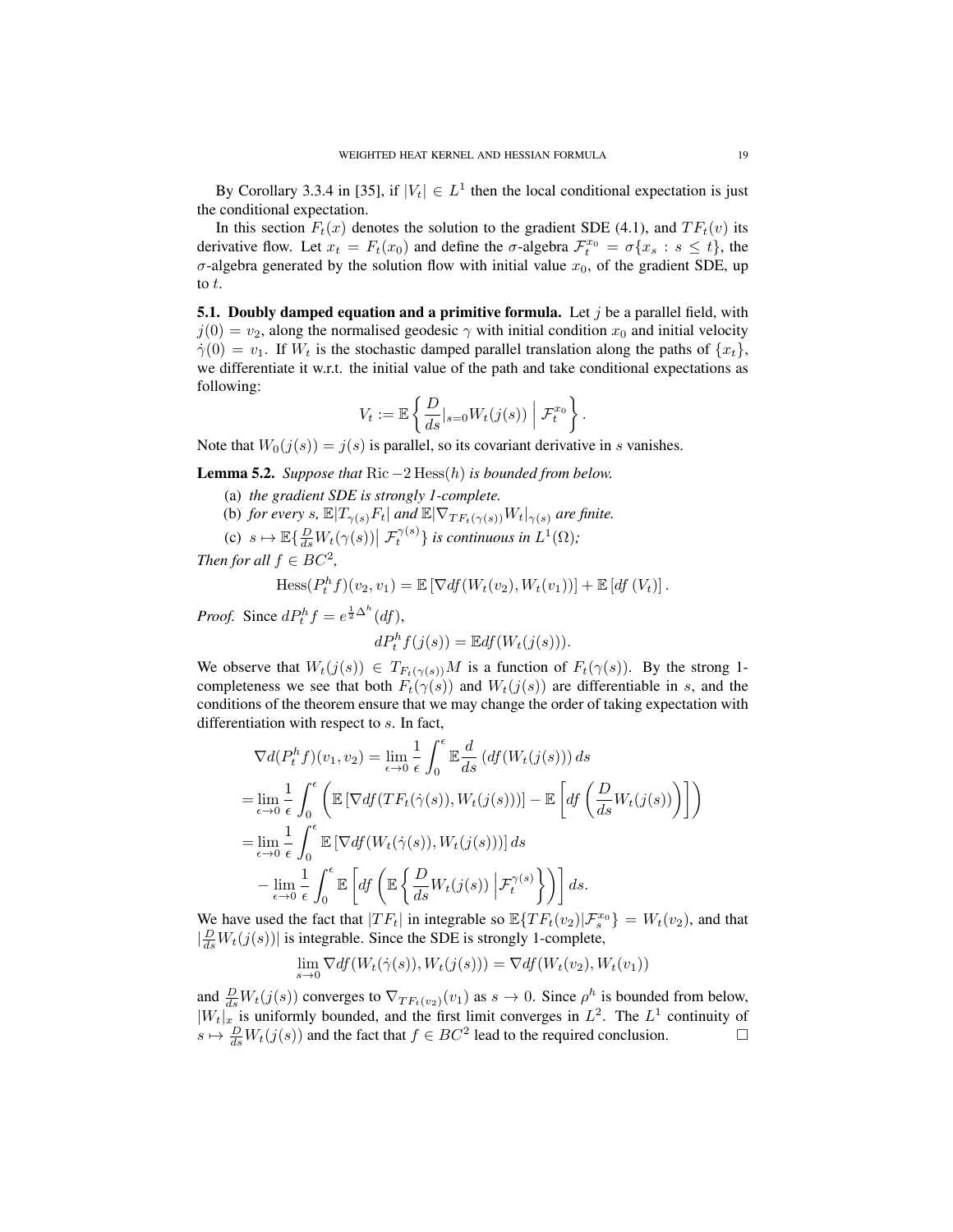By Corollary 3.3.4 in [35], if $|V_t| \in L^1$ then the local conditional expectation is just the conditional expectation.

In this section $F_t(x)$ denotes the solution to the gradient SDE (4.1), and $TF_t(v)$ its derivative flow. Let $x_t = F_t(x_0)$ and define the $\sigma$-algebra $\mathcal{F}_t^{x_0} = \sigma\{x_s : s \le t\}$, the $\sigma$-algebra generated by the solution flow with initial value $x_0$, of the gradient SDE, up to $t$.

**5.1. Doubly damped equation and a primitive formula.** Let $j$ be a parallel field, with $j(0) = v_2$, along the normalised geodesic $\gamma$ with initial condition $x_0$ and initial velocity $\dot\gamma(0) = v_1$. If $W_t$ is the stochastic damped parallel translation along the paths of $\{x_t\}$, we differentiate it w.r.t. the initial value of the path and take conditional expectations as following:

$$V_t := \mathbb{E}\left\{ \frac{D}{ds}|_{s=0} W_t(j(s)) \;\Big|\; \mathcal{F}_t^{x_0} \right\}.$$

Note that $W_0(j(s)) = j(s)$ is parallel, so its covariant derivative in $s$ vanishes.

**Lemma 5.2.** *Suppose that* $\mathrm{Ric} - 2\,\mathrm{Hess}(h)$ *is bounded from below.*

(a) *the gradient SDE is strongly 1-complete.*
(b) *for every s,* $\mathbb{E}|T_{\gamma(s)}F_t|$ *and* $\mathbb{E}|\nabla_{TF_t(\gamma(s))} W_t|_{\gamma(s)}$ *are finite.*
(c) $s \mapsto \mathbb{E}\{\frac{D}{ds} W_t(\gamma(s)) \big| \mathcal{F}_t^{\gamma(s)}\}$ *is continuous in* $L^1(\Omega)$*;*

*Then for all* $f \in BC^2$*,*

$$\mathrm{Hess}(P_t^h f)(v_2, v_1) = \mathbb{E}\left[\nabla df(W_t(v_2), W_t(v_1))\right] + \mathbb{E}\left[df\,(V_t)\right].$$

*Proof.* Since $dP_t^h f = e^{\frac{1}{2}\Delta^h}(df)$,

$$dP_t^h f(j(s)) = \mathbb{E} df(W_t(j(s))).$$

We observe that $W_t(j(s)) \in T_{F_t(\gamma(s))}M$ is a function of $F_t(\gamma(s))$. By the strong 1-completeness we see that both $F_t(\gamma(s))$ and $W_t(j(s))$ are differentiable in $s$, and the conditions of the theorem ensure that we may change the order of taking expectation with differentiation with respect to $s$. In fact,

$$\begin{aligned}
&\nabla d(P_t^h f)(v_1, v_2) = \lim_{\epsilon \to 0} \frac{1}{\epsilon} \int_0^\epsilon \mathbb{E} \frac{d}{ds}\left(df(W_t(j(s)))\right) ds \\
&= \lim_{\epsilon \to 0} \frac{1}{\epsilon} \int_0^\epsilon \left( \mathbb{E}\left[\nabla df(TF_t(\dot\gamma(s)), W_t(j(s)))\right] - \mathbb{E}\left[ df\left(\frac{D}{ds} W_t(j(s))\right)\right]\right) \\
&= \lim_{\epsilon \to 0} \frac{1}{\epsilon} \int_0^\epsilon \mathbb{E}\left[\nabla df(W_t(\dot\gamma(s)), W_t(j(s)))\right] ds \\
&\quad - \lim_{\epsilon \to 0} \frac{1}{\epsilon} \int_0^\epsilon \mathbb{E}\left[ df\left( \mathbb{E}\left\{ \frac{D}{ds} W_t(j(s)) \,\Big|\mathcal{F}_t^{\gamma(s)} \right\}\right)\right] ds.
\end{aligned}$$

We have used the fact that $|TF_t|$ in integrable so $\mathbb{E}\{TF_t(v_2)|\mathcal{F}_s^{x_0}\} = W_t(v_2)$, and that $|\frac{D}{ds} W_t(j(s))|$ is integrable. Since the SDE is strongly 1-complete,

$$\lim_{s \to 0} \nabla df(W_t(\dot\gamma(s)), W_t(j(s))) = \nabla df(W_t(v_2), W_t(v_1))$$

and $\frac{D}{ds} W_t(j(s))$ converges to $\nabla_{TF_t(v_2)}(v_1)$ as $s \to 0$. Since $\rho^h$ is bounded from below, $|W_t|_x$ is uniformly bounded, and the first limit converges in $L^2$. The $L^1$ continuity of $s \mapsto \frac{D}{ds} W_t(j(s))$ and the fact that $f \in BC^2$ lead to the required conclusion. $\square$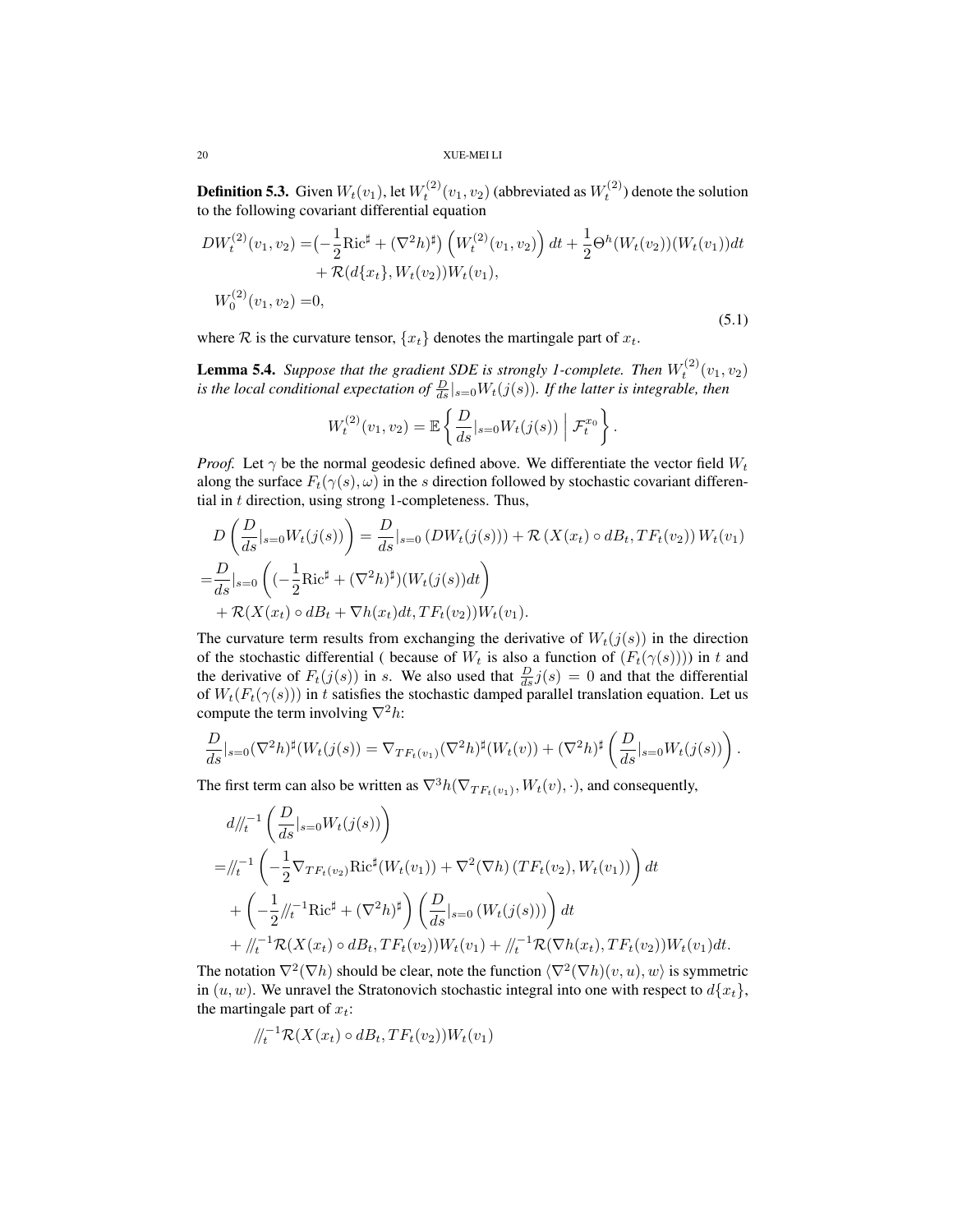**Definition 5.3.** Given $W_t(v_1)$, let $W_t^{(2)}(v_1, v_2)$ (abbreviated as $W_t^{(2)}$) denote the solution to the following covariant differential equation

$$
\begin{aligned}
DW_t^{(2)}(v_1, v_2) =& \left(-\frac{1}{2}\mathrm{Ric}^\sharp + (\nabla^2 h)^\sharp\right)\left(W_t^{(2)}(v_1, v_2)\right) dt + \frac{1}{2}\Theta^h(W_t(v_2))(W_t(v_1))dt \\
&+ \mathcal{R}(d\{x_t\}, W_t(v_2))W_t(v_1), \\
W_0^{(2)}(v_1, v_2) =& 0,
\end{aligned}
\tag{5.1}
$$

where $\mathcal{R}$ is the curvature tensor, $\{x_t\}$ denotes the martingale part of $x_t$.

**Lemma 5.4.** *Suppose that the gradient SDE is strongly 1-complete. Then $W_t^{(2)}(v_1, v_2)$ is the local conditional expectation of $\frac{D}{ds}|_{s=0}W_t(j(s))$. If the latter is integrable, then*

$$
W_t^{(2)}(v_1, v_2) = \mathbb{E}\left\{\frac{D}{ds}|_{s=0}W_t(j(s)) \;\Big|\; \mathcal{F}_t^{x_0}\right\}.
$$

*Proof.* Let $\gamma$ be the normal geodesic defined above. We differentiate the vector field $W_t$ along the surface $F_t(\gamma(s), \omega)$ in the $s$ direction followed by stochastic covariant differential in $t$ direction, using strong 1-completeness. Thus,

$$
\begin{aligned}
D&\left(\frac{D}{ds}|_{s=0}W_t(j(s))\right) = \frac{D}{ds}|_{s=0}\left(DW_t(j(s))\right) + \mathcal{R}\left(X(x_t)\circ dB_t, TF_t(v_2)\right)W_t(v_1) \\
=&\frac{D}{ds}|_{s=0}\left((-\frac{1}{2}\mathrm{Ric}^\sharp + (\nabla^2 h)^\sharp)(W_t(j(s))dt\right) \\
&+ \mathcal{R}(X(x_t)\circ dB_t + \nabla h(x_t)dt, TF_t(v_2))W_t(v_1).
\end{aligned}
$$

The curvature term results from exchanging the derivative of $W_t(j(s))$ in the direction of the stochastic differential ( because of $W_t$ is also a function of $(F_t(\gamma(s))))$ in $t$ and the derivative of $F_t(j(s))$ in $s$. We also used that $\frac{D}{ds}j(s) = 0$ and that the differential of $W_t(F_t(\gamma(s)))$ in $t$ satisfies the stochastic damped parallel translation equation. Let us compute the term involving $\nabla^2 h$:

$$
\frac{D}{ds}|_{s=0}(\nabla^2 h)^\sharp(W_t(j(s)) = \nabla_{TF_t(v_1)}(\nabla^2 h)^\sharp(W_t(v)) + (\nabla^2 h)^\sharp\left(\frac{D}{ds}|_{s=0}W_t(j(s))\right).
$$

The first term can also be written as $\nabla^3 h(\nabla_{TF_t(v_1)}, W_t(v), \cdot)$, and consequently,

$$
\begin{aligned}
&d/\!\!/_t^{-1}\left(\frac{D}{ds}|_{s=0}W_t(j(s))\right) \\
=&/\!\!/_t^{-1}\left(-\frac{1}{2}\nabla_{TF_t(v_2)}\mathrm{Ric}^\sharp(W_t(v_1)) + \nabla^2(\nabla h)\left(TF_t(v_2), W_t(v_1)\right)\right)dt \\
&+ \left(-\frac{1}{2}/\!\!/_t^{-1}\mathrm{Ric}^\sharp + (\nabla^2 h)^\sharp\right)\left(\frac{D}{ds}|_{s=0}\left(W_t(j(s))\right)\right)dt \\
&+ /\!\!/_t^{-1}\mathcal{R}(X(x_t)\circ dB_t, TF_t(v_2))W_t(v_1) + /\!\!/_t^{-1}\mathcal{R}(\nabla h(x_t), TF_t(v_2))W_t(v_1)dt.
\end{aligned}
$$

The notation $\nabla^2(\nabla h)$ should be clear, note the function $\langle \nabla^2(\nabla h)(v, u), w\rangle$ is symmetric in $(u, w)$. We unravel the Stratonovich stochastic integral into one with respect to $d\{x_t\}$, the martingale part of $x_t$:

$$
/\!\!/_t^{-1}\mathcal{R}(X(x_t)\circ dB_t, TF_t(v_2))W_t(v_1)
$$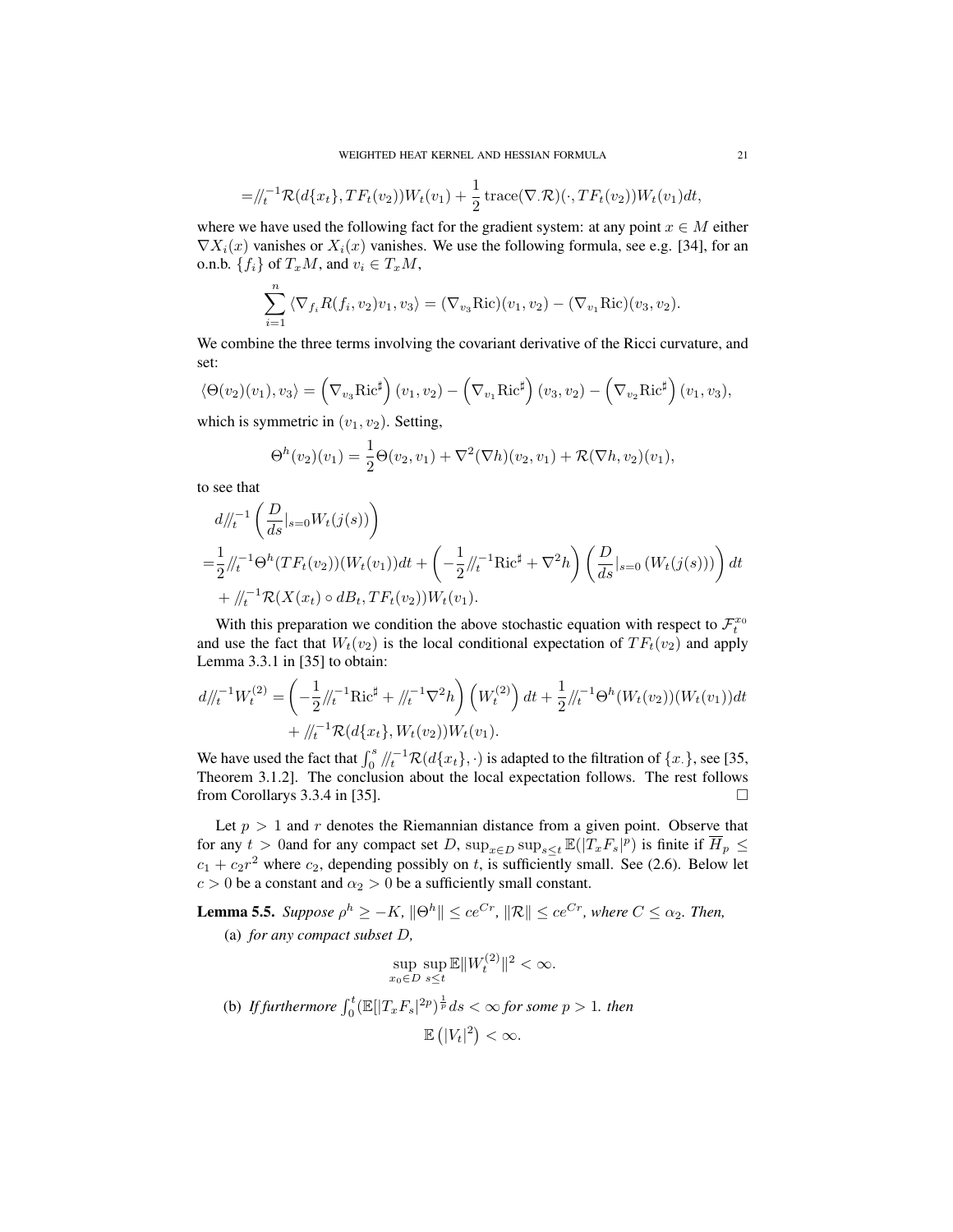$$=/\!/_t^{-1}\mathcal{R}(d\{x_t\}, TF_t(v_2))W_t(v_1) + \frac{1}{2}\operatorname{trace}(\nabla.\mathcal{R})(\cdot, TF_t(v_2))W_t(v_1)dt,$$

where we have used the following fact for the gradient system: at any point $x \in M$ either $\nabla X_i(x)$ vanishes or $X_i(x)$ vanishes. We use the following formula, see e.g. [34], for an o.n.b. $\{f_i\}$ of $T_xM$, and $v_i \in T_xM$,

$$\sum_{i=1}^n \langle \nabla_{f_i} R(f_i, v_2)v_1, v_3\rangle = (\nabla_{v_3}\mathrm{Ric})(v_1, v_2) - (\nabla_{v_1}\mathrm{Ric})(v_3, v_2).$$

We combine the three terms involving the covariant derivative of the Ricci curvature, and set:

$$\langle \Theta(v_2)(v_1), v_3\rangle = \left(\nabla_{v_3}\mathrm{Ric}^\sharp\right)(v_1, v_2) - \left(\nabla_{v_1}\mathrm{Ric}^\sharp\right)(v_3, v_2) - \left(\nabla_{v_2}\mathrm{Ric}^\sharp\right)(v_1, v_3),$$

which is symmetric in $(v_1, v_2)$. Setting,

$$\Theta^h(v_2)(v_1) = \frac{1}{2}\Theta(v_2, v_1) + \nabla^2(\nabla h)(v_2, v_1) + \mathcal{R}(\nabla h, v_2)(v_1),$$

to see that

$$\begin{aligned}
&d/\!/_t^{-1}\left(\frac{D}{ds}|_{s=0}W_t(j(s))\right)\\
=&\frac{1}{2}/\!/_t^{-1}\Theta^h(TF_t(v_2))(W_t(v_1))dt + \left(-\frac{1}{2}/\!/_t^{-1}\mathrm{Ric}^\sharp + \nabla^2 h\right)\left(\frac{D}{ds}|_{s=0}\left(W_t(j(s))\right)\right)dt\\
&+ /\!/_t^{-1}\mathcal{R}(X(x_t)\circ dB_t, TF_t(v_2))W_t(v_1).
\end{aligned}$$

With this preparation we condition the above stochastic equation with respect to $\mathcal{F}_t^{x_0}$ and use the fact that $W_t(v_2)$ is the local conditional expectation of $TF_t(v_2)$ and apply Lemma 3.3.1 in [35] to obtain:

$$\begin{aligned}
d/\!/_t^{-1}W_t^{(2)} = &\left(-\frac{1}{2}/\!/_t^{-1}\mathrm{Ric}^\sharp + /\!/_t^{-1}\nabla^2 h\right)\left(W_t^{(2)}\right)dt + \frac{1}{2}/\!/_t^{-1}\Theta^h(W_t(v_2))(W_t(v_1))dt\\
&+ /\!/_t^{-1}\mathcal{R}(d\{x_t\}, W_t(v_2))W_t(v_1).
\end{aligned}$$

We have used the fact that $\int_0^s /\!/_t^{-1}\mathcal{R}(d\{x_t\}, \cdot)$ is adapted to the filtration of $\{x_\cdot\}$, see [35, Theorem 3.1.2]. The conclusion about the local expectation follows. The rest follows from Corollarys 3.3.4 in [35]. □

Let $p > 1$ and $r$ denotes the Riemannian distance from a given point. Observe that for any $t > 0$and for any compact set $D$, $\sup_{x\in D}\sup_{s\le t}\mathbb{E}(|T_xF_s|^p)$ is finite if $\overline{H}_p \le c_1 + c_2 r^2$ where $c_2$, depending possibly on $t$, is sufficiently small. See (2.6). Below let $c > 0$ be a constant and $\alpha_2 > 0$ be a sufficiently small constant.

**Lemma 5.5.** *Suppose $\rho^h \ge -K$, $\|\Theta^h\| \le ce^{Cr}$, $\|\mathcal{R}\| \le ce^{Cr}$, where $C \le \alpha_2$. Then,*

(a) *for any compact subset $D$,*

$$\sup_{x_0\in D}\sup_{s\le t}\mathbb{E}\|W_t^{(2)}\|^2 < \infty.$$

(b) *If furthermore $\int_0^t (\mathbb{E}[|T_xF_s|^{2p})^{\frac{1}{p}}ds < \infty$ for some $p > 1$. then*

$$\mathbb{E}\left(|V_t|^2\right) < \infty.$$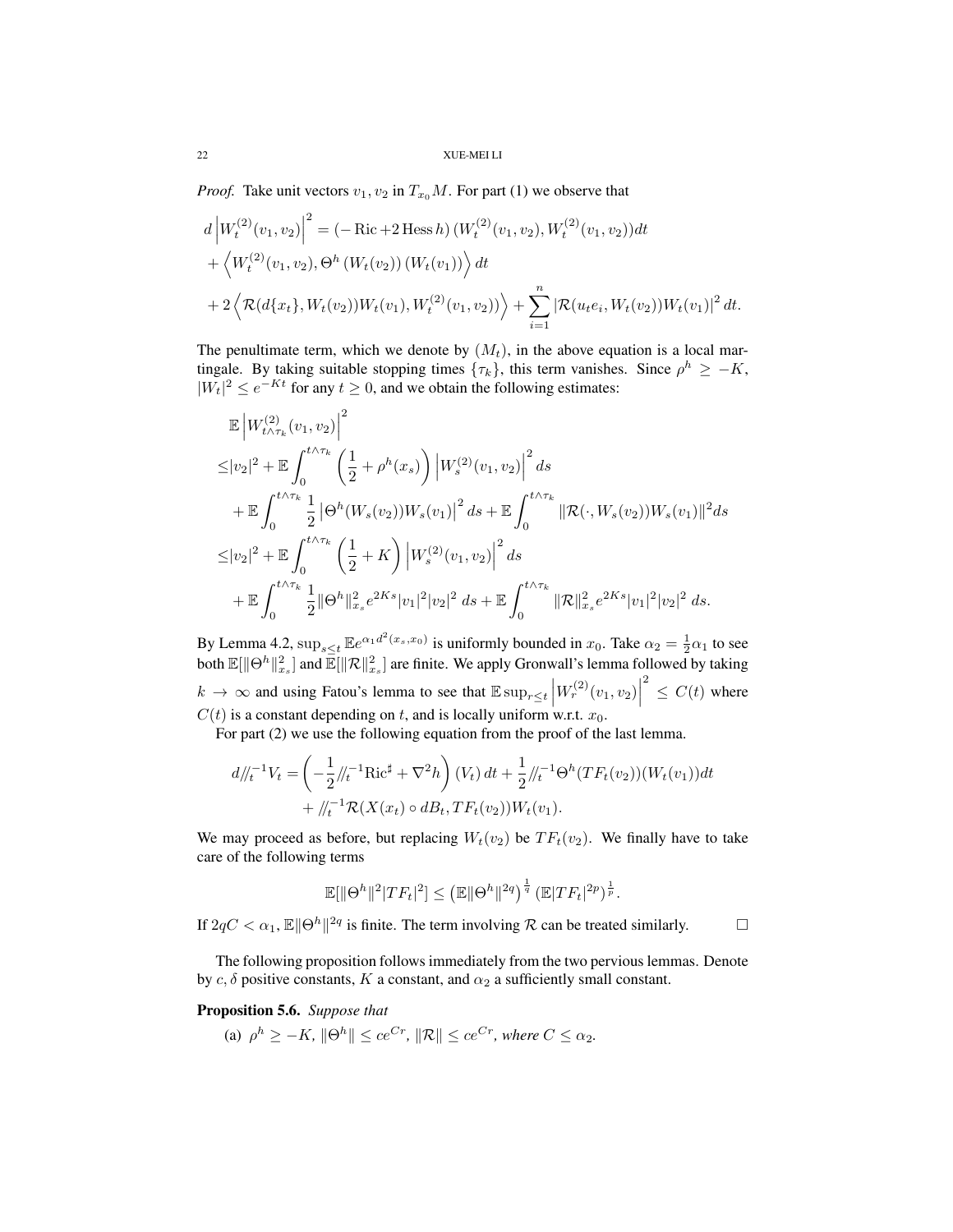*Proof.* Take unit vectors $v_1, v_2$ in $T_{x_0}M$. For part (1) we observe that

$$
\begin{aligned}
d\left|W_t^{(2)}(v_1,v_2)\right|^2 &= (-\operatorname{Ric}+2\operatorname{Hess}h)\,(W_t^{(2)}(v_1,v_2), W_t^{(2)}(v_1,v_2))dt \\
&+ \left\langle W_t^{(2)}(v_1,v_2), \Theta^h\left(W_t(v_2)\right)\left(W_t(v_1)\right)\right\rangle dt \\
&+ 2\left\langle \mathcal{R}(d\{x_t\}, W_t(v_2))W_t(v_1), W_t^{(2)}(v_1,v_2))\right\rangle + \sum_{i=1}^n \left|\mathcal{R}(u_t e_i, W_t(v_2))W_t(v_1)\right|^2 dt.
\end{aligned}
$$

The penultimate term, which we denote by $(M_t)$, in the above equation is a local martingale. By taking suitable stopping times $\{\tau_k\}$, this term vanishes. Since $\rho^h \geq -K$, $|W_t|^2 \leq e^{-Kt}$ for any $t \geq 0$, and we obtain the following estimates:

$$
\begin{aligned}
&\mathbb{E}\left|W_{t\wedge\tau_k}^{(2)}(v_1,v_2)\right|^2 \\
\leq& |v_2|^2 + \mathbb{E}\int_0^{t\wedge\tau_k}\left(\frac{1}{2}+\rho^h(x_s)\right)\left|W_s^{(2)}(v_1,v_2)\right|^2 ds \\
&+ \mathbb{E}\int_0^{t\wedge\tau_k}\frac{1}{2}\left|\Theta^h(W_s(v_2))W_s(v_1)\right|^2 ds + \mathbb{E}\int_0^{t\wedge\tau_k}\|\mathcal{R}(\cdot, W_s(v_2))W_s(v_1)\|^2 ds \\
\leq& |v_2|^2 + \mathbb{E}\int_0^{t\wedge\tau_k}\left(\frac{1}{2}+K\right)\left|W_s^{(2)}(v_1,v_2)\right|^2 ds \\
&+ \mathbb{E}\int_0^{t\wedge\tau_k}\frac{1}{2}\|\Theta^h\|_{x_s}^2 e^{2Ks}|v_1|^2|v_2|^2\, ds + \mathbb{E}\int_0^{t\wedge\tau_k}\|\mathcal{R}\|_{x_s}^2 e^{2Ks}|v_1|^2|v_2|^2\, ds.
\end{aligned}
$$

By Lemma 4.2, $\sup_{s\leq t}\mathbb{E}e^{\alpha_1 d^2(x_s,x_0)}$ is uniformly bounded in $x_0$. Take $\alpha_2 = \frac{1}{2}\alpha_1$ to see both $\mathbb{E}[\|\Theta^h\|_{x_s}^2]$ and $\mathbb{E}[\|\mathcal{R}\|_{x_s}^2]$ are finite. We apply Gronwall's lemma followed by taking $k \to \infty$ and using Fatou's lemma to see that $\mathbb{E}\sup_{r\leq t}\left|W_r^{(2)}(v_1,v_2)\right|^2 \leq C(t)$ where $C(t)$ is a constant depending on $t$, and is locally uniform w.r.t. $x_0$.

For part (2) we use the following equation from the proof of the last lemma.

$$
\begin{aligned}
d/\!\!/_t^{-1}V_t = &\left(-\frac{1}{2}/\!\!/_t^{-1}\mathrm{Ric}^\sharp + \nabla^2 h\right)(V_t)\,dt + \frac{1}{2}/\!\!/_t^{-1}\Theta^h(TF_t(v_2))(W_t(v_1))dt \\
&+ /\!\!/_t^{-1}\mathcal{R}(X(x_t)\circ dB_t, TF_t(v_2))W_t(v_1).
\end{aligned}
$$

We may proceed as before, but replacing $W_t(v_2)$ be $TF_t(v_2)$. We finally have to take care of the following terms

$$
\mathbb{E}[\|\Theta^h\|^2|TF_t|^2] \leq \left(\mathbb{E}\|\Theta^h\|^{2q}\right)^{\frac{1}{q}}\left(\mathbb{E}|TF_t|^{2p}\right)^{\frac{1}{p}}.
$$

If $2qC < \alpha_1$, $\mathbb{E}\|\Theta^h\|^{2q}$ is finite. The term involving $\mathcal{R}$ can be treated similarly. $\square$

The following proposition follows immediately from the two pervious lemmas. Denote by $c, \delta$ positive constants, $K$ a constant, and $\alpha_2$ a sufficiently small constant.

**Proposition 5.6.** *Suppose that*

(a) $\rho^h \geq -K$, $\|\Theta^h\| \leq ce^{Cr}$, $\|\mathcal{R}\| \leq ce^{Cr}$, *where* $C \leq \alpha_2$.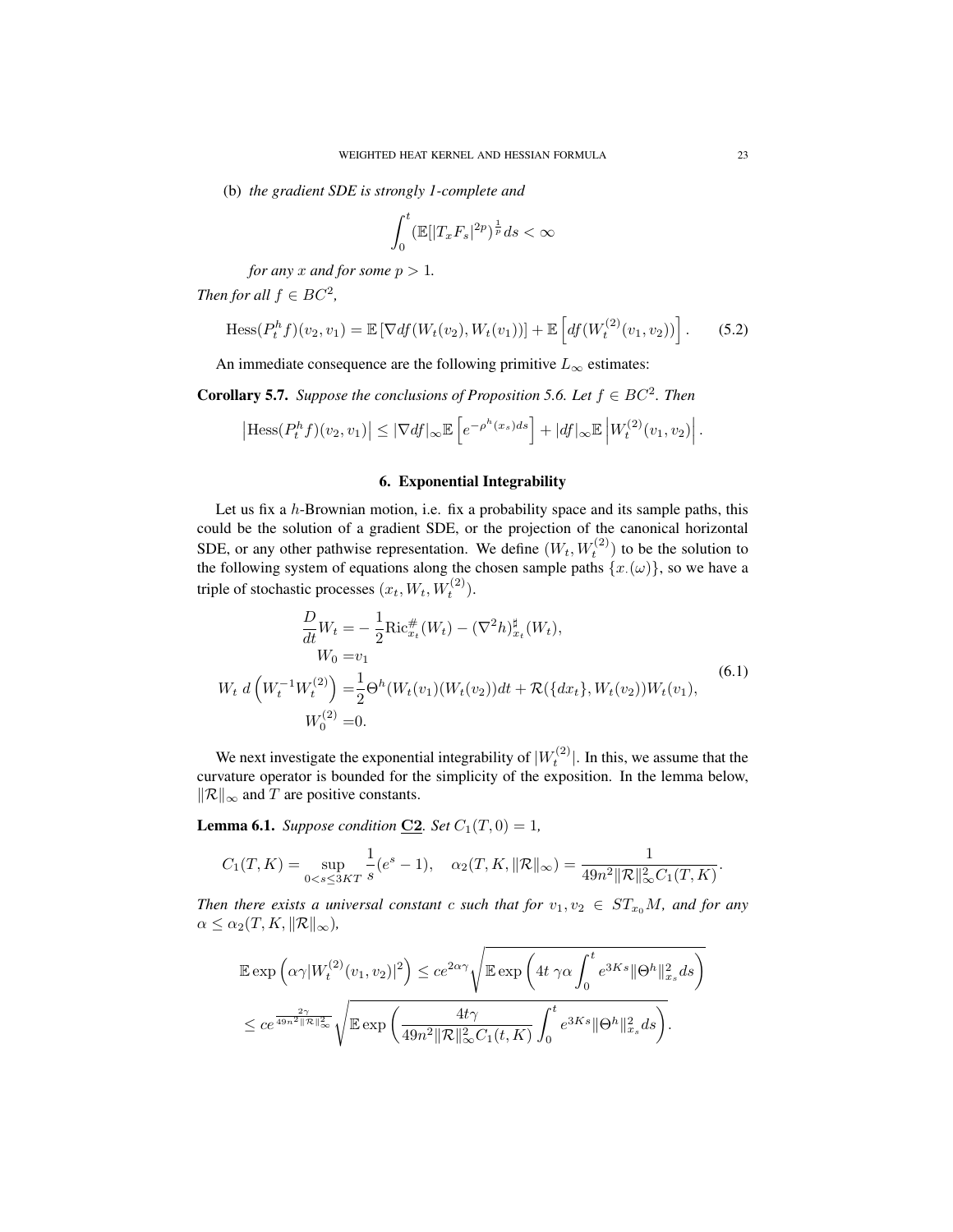(b) *the gradient SDE is strongly 1-complete and*

$$\int_0^t (\mathbb{E}[|T_xF_s|^{2p})^{\frac{1}{p}} ds < \infty$$

*for any $x$ and for some $p > 1$.*

*Then for all $f \in BC^2$,*

$$\mathrm{Hess}(P_t^h f)(v_2, v_1) = \mathbb{E}\left[\nabla df(W_t(v_2), W_t(v_1))\right] + \mathbb{E}\left[df(W_t^{(2)}(v_1, v_2))\right]. \tag{5.2}$$

An immediate consequence are the following primitive $L_\infty$ estimates:

**Corollary 5.7.** *Suppose the conclusions of Proposition 5.6. Let $f \in BC^2$. Then*

$$\left|\mathrm{Hess}(P_t^h f)(v_2, v_1)\right| \le |\nabla df|_\infty \mathbb{E}\left[e^{-\rho^h(x_s)ds}\right] + |df|_\infty \mathbb{E}\left|W_t^{(2)}(v_1, v_2)\right|.$$

## 6. Exponential Integrability

Let us fix a $h$-Brownian motion, i.e. fix a probability space and its sample paths, this could be the solution of a gradient SDE, or the projection of the canonical horizontal SDE, or any other pathwise representation. We define $(W_t, W_t^{(2)})$ to be the solution to the following system of equations along the chosen sample paths $\{x_\cdot(\omega)\}$, so we have a triple of stochastic processes $(x_t, W_t, W_t^{(2)})$.

$$\begin{aligned}
\frac{D}{dt}W_t =& -\frac{1}{2}\mathrm{Ric}^\#_{x_t}(W_t) - (\nabla^2 h)^\sharp_{x_t}(W_t),\\
W_0 =& v_1\\
W_t\, d\left(W_t^{-1}W_t^{(2)}\right) =& \frac{1}{2}\Theta^h(W_t(v_1)(W_t(v_2))dt + \mathcal{R}(\{dx_t\}, W_t(v_2))W_t(v_1),\\
W_0^{(2)} =& 0.
\end{aligned} \tag{6.1}$$

We next investigate the exponential integrability of $|W_t^{(2)}|$. In this, we assume that the curvature operator is bounded for the simplicity of the exposition. In the lemma below, $\|\mathcal{R}\|_\infty$ and $T$ are positive constants.

**Lemma 6.1.** *Suppose condition* **C2**. *Set $C_1(T, 0) = 1$,*

$$C_1(T, K) = \sup_{0 < s \le 3KT} \frac{1}{s}(e^s - 1), \quad \alpha_2(T, K, \|\mathcal{R}\|_\infty) = \frac{1}{49n^2\|\mathcal{R}\|_\infty^2 C_1(T, K)}.$$

*Then there exists a universal constant $c$ such that for $v_1, v_2 \in ST_{x_0}M$, and for any $\alpha \le \alpha_2(T, K, \|\mathcal{R}\|_\infty)$,*

$$\begin{aligned}
&\mathbb{E}\exp\left(\alpha\gamma|W_t^{(2)}(v_1, v_2)|^2\right) \le c e^{2\alpha\gamma}\sqrt{\mathbb{E}\exp\left(4t\ \gamma\alpha\int_0^t e^{3Ks}\|\Theta^h\|_{x_s}^2 ds\right)}\\
&\le c e^{\frac{2\gamma}{49n^2\|\mathcal{R}\|_\infty^2}}\sqrt{\mathbb{E}\exp\left(\frac{4t\gamma}{49n^2\|\mathcal{R}\|_\infty^2 C_1(t, K)}\int_0^t e^{3Ks}\|\Theta^h\|_{x_s}^2 ds\right)}.
\end{aligned}$$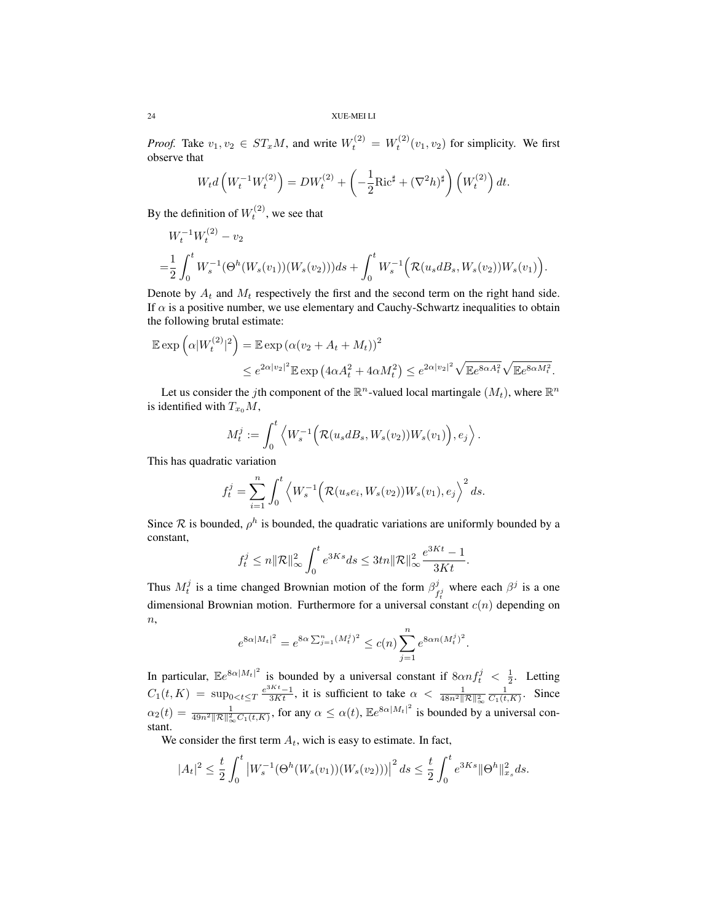*Proof.* Take $v_1, v_2 \in ST_xM$, and write $W_t^{(2)} = W_t^{(2)}(v_1, v_2)$ for simplicity. We first observe that

$$W_t d\left(W_t^{-1} W_t^{(2)}\right) = DW_t^{(2)} + \left(-\frac{1}{2}\mathrm{Ric}^\sharp + (\nabla^2 h)^\sharp\right)\left(W_t^{(2)}\right) dt.$$

By the definition of $W_t^{(2)}$, we see that

$$\begin{aligned}
&W_t^{-1} W_t^{(2)} - v_2 \\
=&\frac{1}{2}\int_0^t W_s^{-1}(\Theta^h(W_s(v_1))(W_s(v_2)))ds + \int_0^t W_s^{-1}\Big(\mathcal{R}(u_s dB_s, W_s(v_2))W_s(v_1)\Big).
\end{aligned}$$

Denote by $A_t$ and $M_t$ respectively the first and the second term on the right hand side. If $\alpha$ is a positive number, we use elementary and Cauchy-Schwartz inequalities to obtain the following brutal estimate:

$$\begin{aligned}
\mathbb{E}\exp\left(\alpha |W_t^{(2)}|^2\right) &= \mathbb{E}\exp\left(\alpha(v_2 + A_t + M_t)\right)^2 \\
&\le e^{2\alpha|v_2|^2}\mathbb{E}\exp\left(4\alpha A_t^2 + 4\alpha M_t^2\right) \le e^{2\alpha|v_2|^2}\sqrt{\mathbb{E}e^{8\alpha A_t^2}}\sqrt{\mathbb{E}e^{8\alpha M_t^2}}.
\end{aligned}$$

Let us consider the $j$th component of the $\mathbb{R}^n$-valued local martingale $(M_t)$, where $\mathbb{R}^n$ is identified with $T_{x_0}M$,

$$M_t^j := \int_0^t \left\langle W_s^{-1}\Big(\mathcal{R}(u_s dB_s, W_s(v_2))W_s(v_1)\Big), e_j\right\rangle.$$

This has quadratic variation

$$f_t^j = \sum_{i=1}^n \int_0^t \left\langle W_s^{-1}\Big(\mathcal{R}(u_s e_i, W_s(v_2))W_s(v_1), e_j\right\rangle^2 ds.$$

Since $\mathcal{R}$ is bounded, $\rho^h$ is bounded, the quadratic variations are uniformly bounded by a constant,

$$f_t^j \le n\|\mathcal{R}\|_\infty^2 \int_0^t e^{3Ks}ds \le 3tn\|\mathcal{R}\|_\infty^2 \frac{e^{3Kt}-1}{3Kt}.$$

Thus $M_t^j$ is a time changed Brownian motion of the form $\beta^j_{f_t^j}$ where each $\beta^j$ is a one dimensional Brownian motion. Furthermore for a universal constant $c(n)$ depending on $n$,

$$e^{8\alpha|M_t|^2} = e^{8\alpha\sum_{j=1}^n (M_t^j)^2} \le c(n)\sum_{j=1}^n e^{8\alpha n (M_t^j)^2}.$$

In particular, $\mathbb{E}e^{8\alpha|M_t|^2}$ is bounded by a universal constant if $8\alpha n f_t^j < \frac{1}{2}$. Letting $C_1(t,K) = \sup_{0<t\le T}\frac{e^{3Kt}-1}{3Kt}$, it is sufficient to take $\alpha < \frac{1}{48n^2\|\mathcal{R}\|_\infty^2}\frac{1}{C_1(t,K)}$. Since $\alpha_2(t) = \frac{1}{49n^2\|\mathcal{R}\|_\infty^2 C_1(t,K)}$, for any $\alpha \le \alpha(t)$, $\mathbb{E}e^{8\alpha|M_t|^2}$ is bounded by a universal constant.

We consider the first term $A_t$, wich is easy to estimate. In fact,

$$|A_t|^2 \le \frac{t}{2}\int_0^t \left|W_s^{-1}(\Theta^h(W_s(v_1))(W_s(v_2)))\right|^2 ds \le \frac{t}{2}\int_0^t e^{3Ks}\|\Theta^h\|_{x_s}^2 ds.$$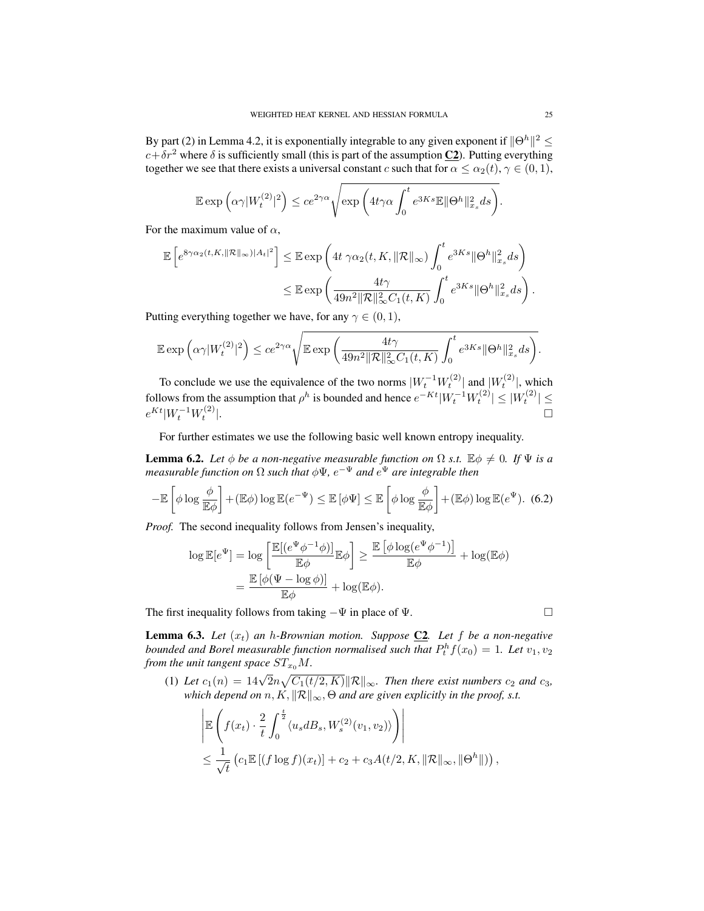By part (2) in Lemma 4.2, it is exponentially integrable to any given exponent if $\|\Theta^h\|^2 \leq c+\delta r^2$ where $\delta$ is sufficiently small (this is part of the assumption **C2**). Putting everything together we see that there exists a universal constant $c$ such that for $\alpha \leq \alpha_2(t)$, $\gamma \in (0,1)$,

$$\mathbb{E}\exp\left(\alpha\gamma|W_t^{(2)}|^2\right) \leq ce^{2\gamma\alpha}\sqrt{\exp\left(4t\gamma\alpha\int_0^t e^{3Ks}\mathbb{E}\|\Theta^h\|_{x_s}^2 ds\right)}.$$

For the maximum value of $\alpha$,

$$\begin{aligned}\mathbb{E}\left[e^{8\gamma\alpha_2(t,K,\|\mathcal{R}\|_\infty)|A_t|^2}\right] &\leq \mathbb{E}\exp\left(4t\,\gamma\alpha_2(t,K,\|\mathcal{R}\|_\infty)\int_0^t e^{3Ks}\|\Theta^h\|_{x_s}^2 ds\right)\\ &\leq \mathbb{E}\exp\left(\frac{4t\gamma}{49n^2\|\mathcal{R}\|_\infty^2 C_1(t,K)}\int_0^t e^{3Ks}\|\Theta^h\|_{x_s}^2 ds\right).\end{aligned}$$

Putting everything together we have, for any $\gamma \in (0,1)$,

$$\mathbb{E}\exp\left(\alpha\gamma|W_t^{(2)}|^2\right) \leq ce^{2\gamma\alpha}\sqrt{\mathbb{E}\exp\left(\frac{4t\gamma}{49n^2\|\mathcal{R}\|_\infty^2 C_1(t,K)}\int_0^t e^{3Ks}\|\Theta^h\|_{x_s}^2 ds\right)}.$$

To conclude we use the equivalence of the two norms $|W_t^{-1}W_t^{(2)}|$ and $|W_t^{(2)}|$, which follows from the assumption that $\rho^h$ is bounded and hence $e^{-Kt}|W_t^{-1}W_t^{(2)}| \leq |W_t^{(2)}| \leq e^{Kt}|W_t^{-1}W_t^{(2)}|$. □

For further estimates we use the following basic well known entropy inequality.

**Lemma 6.2.** *Let $\phi$ be a non-negative measurable function on $\Omega$ s.t. $\mathbb{E}\phi \neq 0$. If $\Psi$ is a measurable function on $\Omega$ such that $\phi\Psi$, $e^{-\Psi}$ and $e^{\Psi}$ are integrable then*

$$-\mathbb{E}\left[\phi\log\frac{\phi}{\mathbb{E}\phi}\right]+(\mathbb{E}\phi)\log\mathbb{E}(e^{-\Psi}) \leq \mathbb{E}\left[\phi\Psi\right] \leq \mathbb{E}\left[\phi\log\frac{\phi}{\mathbb{E}\phi}\right]+(\mathbb{E}\phi)\log\mathbb{E}(e^{\Psi}). \quad (6.2)$$

*Proof.* The second inequality follows from Jensen's inequality,

$$\begin{aligned}\log\mathbb{E}[e^{\Psi}] &= \log\left[\frac{\mathbb{E}[(e^{\Psi}\phi^{-1}\phi)]}{\mathbb{E}\phi}\mathbb{E}\phi\right] \geq \frac{\mathbb{E}\left[\phi\log(e^{\Psi}\phi^{-1})\right]}{\mathbb{E}\phi}+\log(\mathbb{E}\phi)\\ &= \frac{\mathbb{E}\left[\phi(\Psi-\log\phi)\right]}{\mathbb{E}\phi}+\log(\mathbb{E}\phi).\end{aligned}$$

The first inequality follows from taking $-\Psi$ in place of $\Psi$. □

**Lemma 6.3.** *Let $(x_t)$ an $h$-Brownian motion. Suppose **C2**. Let $f$ be a non-negative bounded and Borel measurable function normalised such that $P_t^h f(x_0) = 1$. Let $v_1, v_2$ from the unit tangent space $ST_{x_0}M$.*

(1) *Let $c_1(n) = 14\sqrt{2}n\sqrt{C_1(t/2,K)}\|\mathcal{R}\|_\infty$. Then there exist numbers $c_2$ and $c_3$, which depend on $n, K, \|\mathcal{R}\|_\infty, \Theta$ and are given explicitly in the proof, s.t.*

$$\begin{aligned}&\left|\mathbb{E}\left(f(x_t)\cdot\frac{2}{t}\int_0^{\frac{t}{2}}\langle u_s dB_s, W_s^{(2)}(v_1,v_2)\rangle\right)\right|\\ &\leq \frac{1}{\sqrt{t}}\left(c_1\mathbb{E}\left[(f\log f)(x_t)\right]+c_2+c_3 A(t/2,K,\|\mathcal{R}\|_\infty,\|\Theta^h\|)\right),\end{aligned}$$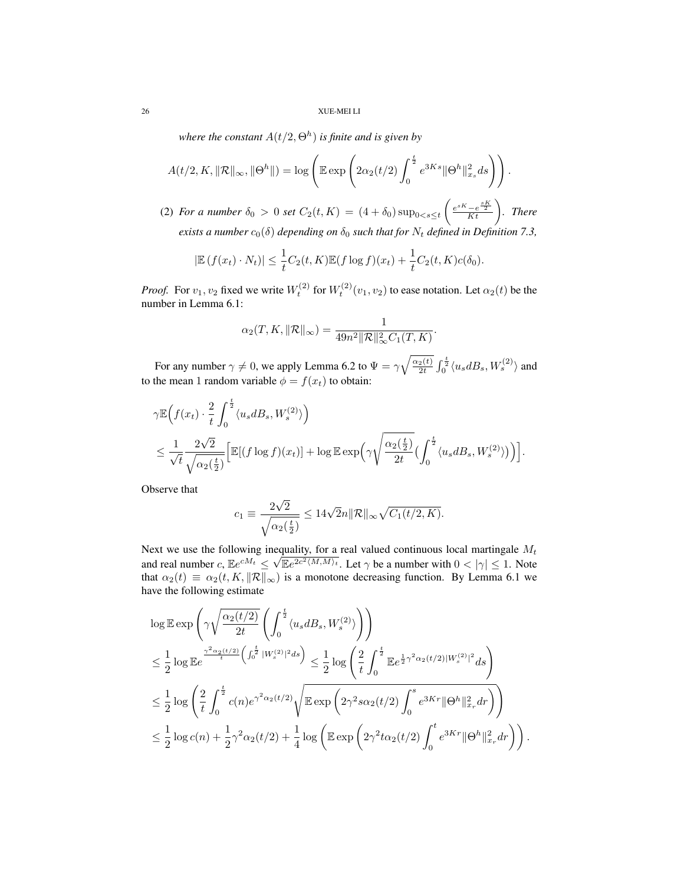*where the constant $A(t/2, \Theta^h)$ is finite and is given by*

$$A(t/2, K, \|\mathcal{R}\|_\infty, \|\Theta^h\|) = \log\left(\mathbb{E}\exp\left(2\alpha_2(t/2)\int_0^{\frac{t}{2}} e^{3Ks}\|\Theta^h\|^2_{x_s}ds\right)\right).$$

(2) *For a number $\delta_0 > 0$ set $C_2(t, K) = (4+\delta_0)\sup_{0<s\le t}\left(\frac{e^{sK}-e^{\frac{sK}{2}}}{Kt}\right)$. There exists a number $c_0(\delta)$ depending on $\delta_0$ such that for $N_t$ defined in Definition 7.3,*

$$|\mathbb{E}\left(f(x_t)\cdot N_t\right)| \le \frac{1}{t}C_2(t,K)\mathbb{E}(f\log f)(x_t) + \frac{1}{t}C_2(t,K)c(\delta_0).$$

*Proof.* For $v_1, v_2$ fixed we write $W_t^{(2)}$ for $W_t^{(2)}(v_1, v_2)$ to ease notation. Let $\alpha_2(t)$ be the number in Lemma 6.1:

$$\alpha_2(T, K, \|\mathcal{R}\|_\infty) = \frac{1}{49n^2\|\mathcal{R}\|^2_\infty C_1(T,K)}.$$

For any number $\gamma \neq 0$, we apply Lemma 6.2 to $\Psi = \gamma\sqrt{\frac{\alpha_2(t)}{2t}}\int_0^{\frac{t}{2}}\langle u_s dB_s, W_s^{(2)}\rangle$ and to the mean 1 random variable $\phi = f(x_t)$ to obtain:

$$\begin{aligned}
&\gamma\mathbb{E}\Big(f(x_t)\cdot\frac{2}{t}\int_0^{\frac{t}{2}}\langle u_s dB_s, W_s^{(2)}\rangle\Big)\\
&\le \frac{1}{\sqrt{t}}\frac{2\sqrt{2}}{\sqrt{\alpha_2(\frac{t}{2})}}\Big[\mathbb{E}[(f\log f)(x_t)] + \log\mathbb{E}\exp\Big(\gamma\sqrt{\frac{\alpha_2(\frac{t}{2})}{2t}}\big(\int_0^{\frac{t}{2}}\langle u_s dB_s, W_s^{(2)}\rangle\big)\Big)\Big].
\end{aligned}$$

Observe that

$$c_1 \equiv \frac{2\sqrt{2}}{\sqrt{\alpha_2(\frac{t}{2})}} \le 14\sqrt{2}n\|\mathcal{R}\|_\infty\sqrt{C_1(t/2,K)}.$$

Next we use the following inequality, for a real valued continuous local martingale $M_t$ and real number $c$, $\mathbb{E}e^{cM_t} \le \sqrt{\mathbb{E}e^{2c^2\langle M,M\rangle_t}}$. Let $\gamma$ be a number with $0 < |\gamma| \le 1$. Note that $\alpha_2(t) \equiv \alpha_2(t, K, \|\mathcal{R}\|_\infty)$ is a monotone decreasing function. By Lemma 6.1 we have the following estimate

$$\begin{aligned}
&\log\mathbb{E}\exp\left(\gamma\sqrt{\frac{\alpha_2(t/2)}{2t}}\left(\int_0^{\frac{t}{2}}\langle u_s dB_s, W_s^{(2)}\rangle\right)\right)\\
&\le \frac{1}{2}\log\mathbb{E}e^{\frac{\gamma^2\alpha_2(t/2)}{t}\left(\int_0^{\frac{t}{2}}|W_s^{(2)}|^2ds\right)} \le \frac{1}{2}\log\left(\frac{2}{t}\int_0^{\frac{t}{2}}\mathbb{E}e^{\frac{1}{2}\gamma^2\alpha_2(t/2)|W_s^{(2)}|^2}ds\right)\\
&\le \frac{1}{2}\log\left(\frac{2}{t}\int_0^{\frac{t}{2}}c(n)e^{\gamma^2\alpha_2(t/2)}\sqrt{\mathbb{E}\exp\left(2\gamma^2 s\alpha_2(t/2)\int_0^s e^{3Kr}\|\Theta^h\|^2_{x_r}dr\right)}\right)\\
&\le \frac{1}{2}\log c(n) + \frac{1}{2}\gamma^2\alpha_2(t/2) + \frac{1}{4}\log\left(\mathbb{E}\exp\left(2\gamma^2 t\alpha_2(t/2)\int_0^t e^{3Kr}\|\Theta^h\|^2_{x_r}dr\right)\right).
\end{aligned}$$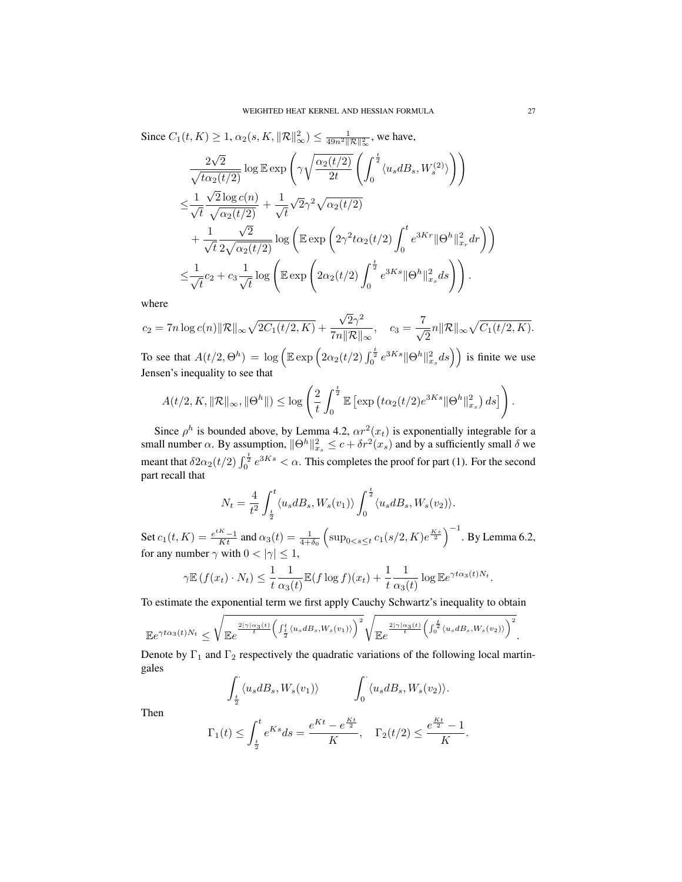Since $C_1(t,K) \geq 1$, $\alpha_2(s, K, \|\mathcal{R}\|_\infty^2) \leq \frac{1}{49n^2\|\mathcal{R}\|_\infty^2}$, we have,

$$
\begin{aligned}
&\frac{2\sqrt{2}}{\sqrt{t\alpha_2(t/2)}} \log \mathbb{E} \exp\left(\gamma \sqrt{\frac{\alpha_2(t/2)}{2t}} \left(\int_0^{\frac{t}{2}} \langle u_s dB_s, W_s^{(2)}\rangle\right)\right) \\
\leq &\frac{1}{\sqrt{t}} \frac{\sqrt{2}\log c(n)}{\sqrt{\alpha_2(t/2)}} + \frac{1}{\sqrt{t}}\sqrt{2}\gamma^2\sqrt{\alpha_2(t/2)} \\
&+ \frac{1}{\sqrt{t}} \frac{\sqrt{2}}{2\sqrt{\alpha_2(t/2)}} \log\left(\mathbb{E}\exp\left(2\gamma^2 t\alpha_2(t/2)\int_0^t e^{3Kr}\|\Theta^h\|_{x_r}^2 dr\right)\right) \\
\leq &\frac{1}{\sqrt{t}}c_2 + c_3 \frac{1}{\sqrt{t}} \log\left(\mathbb{E}\exp\left(2\alpha_2(t/2)\int_0^{\frac{t}{2}} e^{3Ks}\|\Theta^h\|_{x_s}^2 ds\right)\right).
\end{aligned}
$$

where

$$
c_2 = 7n\log c(n)\|\mathcal{R}\|_\infty \sqrt{2C_1(t/2,K)} + \frac{\sqrt{2}\gamma^2}{7n\|\mathcal{R}\|_\infty}, \quad c_3 = \frac{7}{\sqrt{2}}n\|\mathcal{R}\|_\infty\sqrt{C_1(t/2,K)}.
$$

To see that $A(t/2, \Theta^h) = \log\left(\mathbb{E}\exp\left(2\alpha_2(t/2)\int_0^{\frac{t}{2}} e^{3Ks}\|\Theta^h\|_{x_s}^2 ds\right)\right)$ is finite we use Jensen's inequality to see that

$$
A(t/2, K, \|\mathcal{R}\|_\infty, \|\Theta^h\|) \leq \log\left(\frac{2}{t}\int_0^{\frac{t}{2}} \mathbb{E}\left[\exp\left(t\alpha_2(t/2)e^{3Ks}\|\Theta^h\|_{x_s}^2\right) ds\right]\right).
$$

Since $\rho^h$ is bounded above, by Lemma 4.2, $\alpha r^2(x_t)$ is exponentially integrable for a small number $\alpha$. By assumption, $\|\Theta^h\|_{x_s}^2 \leq c + \delta r^2(x_s)$ and by a sufficiently small $\delta$ we meant that $\delta 2\alpha_2(t/2)\int_0^{\frac{t}{2}} e^{3Ks} < \alpha$. This completes the proof for part (1). For the second part recall that

$$
N_t = \frac{4}{t^2}\int_{\frac{t}{2}}^t \langle u_s dB_s, W_s(v_1)\rangle \int_0^{\frac{t}{2}} \langle u_s dB_s, W_s(v_2)\rangle.
$$

Set $c_1(t,K) = \frac{e^{tK}-1}{Kt}$ and $\alpha_3(t) = \frac{1}{4+\delta_0}\left(\sup_{0<s\leq t} c_1(s/2,K)e^{\frac{Ks}{2}}\right)^{-1}$. By Lemma 6.2, for any number $\gamma$ with $0 < |\gamma| \leq 1$,

$$
\gamma \mathbb{E}\left(f(x_t)\cdot N_t\right) \leq \frac{1}{t}\frac{1}{\alpha_3(t)}\mathbb{E}(f\log f)(x_t) + \frac{1}{t}\frac{1}{\alpha_3(t)}\log \mathbb{E}e^{\gamma t\alpha_3(t)N_t}.
$$

To estimate the exponential term we first apply Cauchy Schwartz's inequality to obtain

$$
\mathbb{E}e^{\gamma t\alpha_3(t)N_t} \leq \sqrt{\mathbb{E}e^{\frac{2|\gamma|\alpha_3(t)}{t}\left(\int_{\frac{t}{2}}^t \langle u_s dB_s, W_s(v_1)\rangle\right)^2}}\sqrt{\mathbb{E}e^{\frac{2|\gamma|\alpha_3(t)}{t}\left(\int_0^{\frac{t}{2}} \langle u_s dB_s, W_s(v_2)\rangle\right)^2}}.
$$

Denote by $\Gamma_1$ and $\Gamma_2$ respectively the quadratic variations of the following local martingales

$$
\int_{\frac{t}{2}}^{\cdot} \langle u_s dB_s, W_s(v_1)\rangle \qquad \int_0^{\cdot} \langle u_s dB_s, W_s(v_2)\rangle.
$$

Then

$$
\Gamma_1(t) \leq \int_{\frac{t}{2}}^t e^{Ks} ds = \frac{e^{Kt} - e^{\frac{Kt}{2}}}{K}, \quad \Gamma_2(t/2) \leq \frac{e^{\frac{Kt}{2}} - 1}{K}.
$$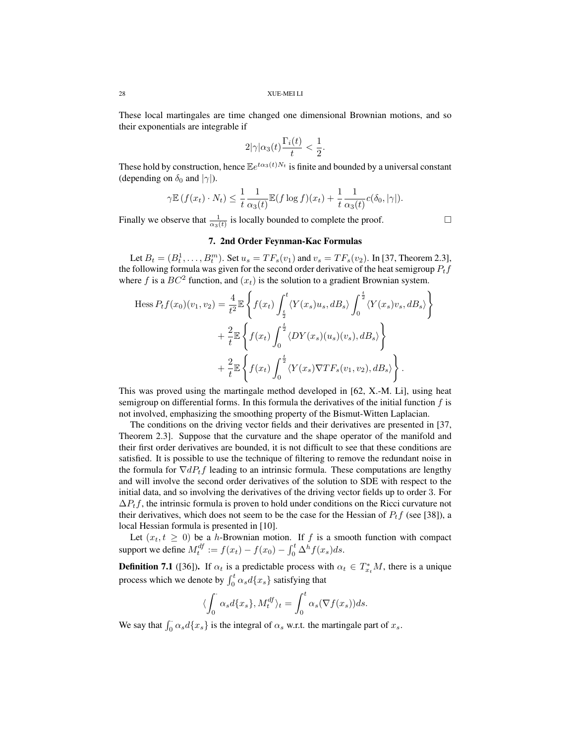These local martingales are time changed one dimensional Brownian motions, and so their exponentials are integrable if

$$2|\gamma|\alpha_3(t)\frac{\Gamma_i(t)}{t} < \frac{1}{2}.$$

These hold by construction, hence $\mathbb{E}e^{t\alpha_3(t)N_t}$ is finite and bounded by a universal constant (depending on $\delta_0$ and $|\gamma|$).

$$\gamma\mathbb{E}\left(f(x_t)\cdot N_t\right) \le \frac{1}{t}\frac{1}{\alpha_3(t)}\mathbb{E}(f\log f)(x_t) + \frac{1}{t}\frac{1}{\alpha_3(t)}c(\delta_0, |\gamma|).$$

Finally we observe that $\frac{1}{\alpha_3(t)}$ is locally bounded to complete the proof. □

## 7. 2nd Order Feynman-Kac Formulas

Let $B_t = (B_t^1, \dots, B_t^m)$. Set $u_s = TF_s(v_1)$ and $v_s = TF_s(v_2)$. In [37, Theorem 2.3], the following formula was given for the second order derivative of the heat semigroup $P_t f$ where $f$ is a $BC^2$ function, and $(x_t)$ is the solution to a gradient Brownian system.

$$\begin{aligned}
\text{Hess}\, P_t f(x_0)(v_1, v_2) &= \frac{4}{t^2}\mathbb{E}\left\{f(x_t)\int_{\frac{t}{2}}^t \langle Y(x_s)u_s, dB_s\rangle \int_0^{\frac{t}{2}} \langle Y(x_s)v_s, dB_s\rangle\right\} \\
&+ \frac{2}{t}\mathbb{E}\left\{f(x_t)\int_0^{\frac{t}{2}} \langle DY(x_s)(u_s)(v_s), dB_s\rangle\right\} \\
&+ \frac{2}{t}\mathbb{E}\left\{f(x_t)\int_0^{\frac{t}{2}} \langle Y(x_s)\nabla TF_s(v_1, v_2), dB_s\rangle\right\}.
\end{aligned}$$

This was proved using the martingale method developed in [62, X.-M. Li], using heat semigroup on differential forms. In this formula the derivatives of the initial function $f$ is not involved, emphasizing the smoothing property of the Bismut-Witten Laplacian.

The conditions on the driving vector fields and their derivatives are presented in [37, Theorem 2.3]. Suppose that the curvature and the shape operator of the manifold and their first order derivatives are bounded, it is not difficult to see that these conditions are satisfied. It is possible to use the technique of filtering to remove the redundant noise in the formula for $\nabla dP_t f$ leading to an intrinsic formula. These computations are lengthy and will involve the second order derivatives of the solution to SDE with respect to the initial data, and so involving the derivatives of the driving vector fields up to order 3. For $\Delta P_t f$, the intrinsic formula is proven to hold under conditions on the Ricci curvature not their derivatives, which does not seem to be the case for the Hessian of $P_t f$ (see [38]), a local Hessian formula is presented in [10].

Let $(x_t, t \ge 0)$ be a $h$-Brownian motion. If $f$ is a smooth function with compact support we define $M_t^{df} := f(x_t) - f(x_0) - \int_0^t \Delta^h f(x_s)ds$.

**Definition 7.1** ([36]). If $\alpha_t$ is a predictable process with $\alpha_t \in T_{x_t}^* M$, there is a unique process which we denote by $\int_0^t \alpha_s d\{x_s\}$ satisfying that

$$\langle \int_0^\cdot \alpha_s d\{x_s\}, M_t^{df}\rangle_t = \int_0^t \alpha_s(\nabla f(x_s))ds.$$

We say that $\int_0^\cdot \alpha_s d\{x_s\}$ is the integral of $\alpha_s$ w.r.t. the martingale part of $x_s$.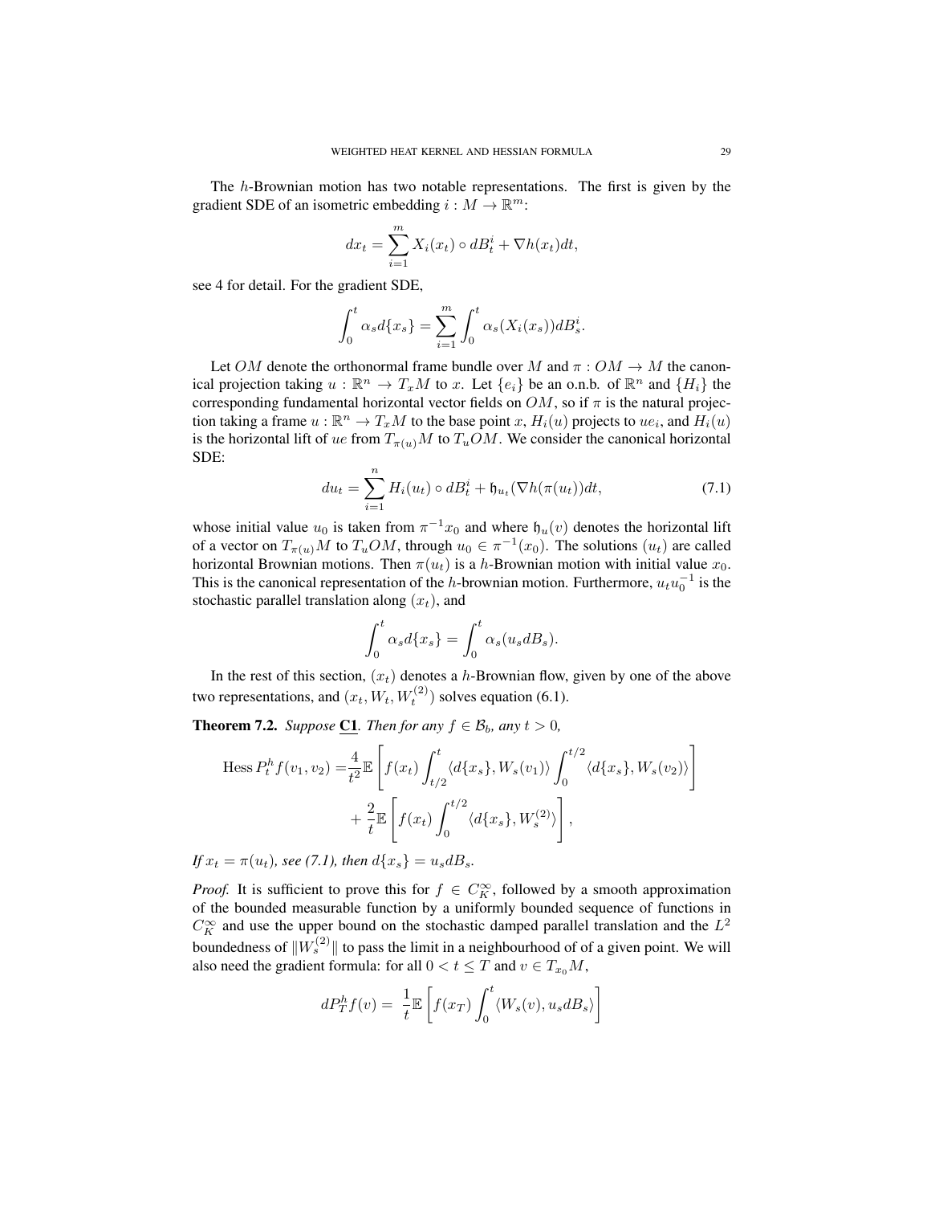The $h$-Brownian motion has two notable representations. The first is given by the gradient SDE of an isometric embedding $i : M \to \mathbb{R}^m$:

$$dx_t = \sum_{i=1}^m X_i(x_t) \circ dB_t^i + \nabla h(x_t) dt,$$

see 4 for detail. For the gradient SDE,

$$\int_0^t \alpha_s d\{x_s\} = \sum_{i=1}^m \int_0^t \alpha_s(X_i(x_s)) dB_s^i.$$

Let $OM$ denote the orthonormal frame bundle over $M$ and $\pi : OM \to M$ the canonical projection taking $u : \mathbb{R}^n \to T_x M$ to $x$. Let $\{e_i\}$ be an o.n.b. of $\mathbb{R}^n$ and $\{H_i\}$ the corresponding fundamental horizontal vector fields on $OM$, so if $\pi$ is the natural projection taking a frame $u : \mathbb{R}^n \to T_x M$ to the base point $x$, $H_i(u)$ projects to $ue_i$, and $H_i(u)$ is the horizontal lift of $ue$ from $T_{\pi(u)}M$ to $T_u OM$. We consider the canonical horizontal SDE:

$$du_t = \sum_{i=1}^n H_i(u_t) \circ dB_t^i + \mathfrak{h}_{u_t}(\nabla h(\pi(u_t))dt, \tag{7.1}$$

whose initial value $u_0$ is taken from $\pi^{-1} x_0$ and where $\mathfrak{h}_u(v)$ denotes the horizontal lift of a vector on $T_{\pi(u)}M$ to $T_u OM$, through $u_0 \in \pi^{-1}(x_0)$. The solutions $(u_t)$ are called horizontal Brownian motions. Then $\pi(u_t)$ is a $h$-Brownian motion with initial value $x_0$. This is the canonical representation of the $h$-brownian motion. Furthermore, $u_t u_0^{-1}$ is the stochastic parallel translation along $(x_t)$, and

$$\int_0^t \alpha_s d\{x_s\} = \int_0^t \alpha_s(u_s dB_s).$$

In the rest of this section, $(x_t)$ denotes a $h$-Brownian flow, given by one of the above two representations, and $(x_t, W_t, W_t^{(2)})$ solves equation (6.1).

**Theorem 7.2.** *Suppose* <u>**C1**</u>. *Then for any $f \in \mathcal{B}_b$, any $t > 0$,*

$$\begin{aligned} \text{Hess}\, P_t^h f(v_1, v_2) =& \frac{4}{t^2} \mathbb{E}\left[ f(x_t) \int_{t/2}^t \langle d\{x_s\}, W_s(v_1)\rangle \int_0^{t/2} \langle d\{x_s\}, W_s(v_2)\rangle \right] \\ &+ \frac{2}{t} \mathbb{E}\left[ f(x_t) \int_0^{t/2} \langle d\{x_s\}, W_s^{(2)} \rangle \right], \end{aligned}$$

*If $x_t = \pi(u_t)$, see (7.1), then $d\{x_s\} = u_s dB_s$.*

*Proof.* It is sufficient to prove this for $f \in C_K^\infty$, followed by a smooth approximation of the bounded measurable function by a uniformly bounded sequence of functions in $C_K^\infty$ and use the upper bound on the stochastic damped parallel translation and the $L^2$ boundedness of $\|W_s^{(2)}\|$ to pass the limit in a neighbourhood of of a given point. We will also need the gradient formula: for all $0 < t \le T$ and $v \in T_{x_0}M$,

$$dP_T^h f(v) = \frac{1}{t} \mathbb{E}\left[ f(x_T) \int_0^t \langle W_s(v), u_s dB_s \rangle \right]$$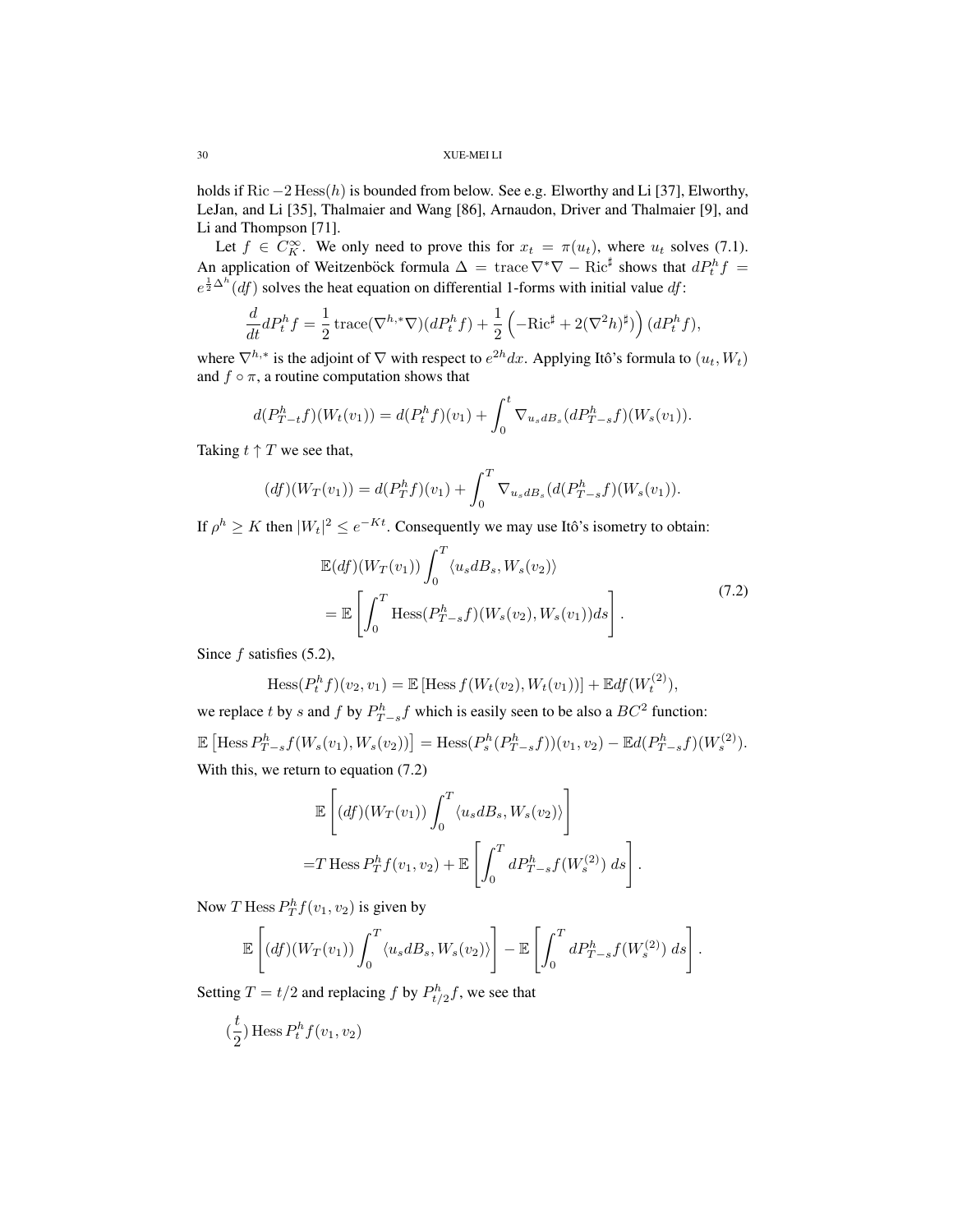holds if $\mathrm{Ric} - 2\,\mathrm{Hess}(h)$ is bounded from below. See e.g. Elworthy and Li [37], Elworthy, LeJan, and Li [35], Thalmaier and Wang [86], Arnaudon, Driver and Thalmaier [9], and Li and Thompson [71].

Let $f \in C_K^\infty$. We only need to prove this for $x_t = \pi(u_t)$, where $u_t$ solves (7.1). An application of Weitzenböck formula $\Delta = \mathrm{trace}\,\nabla^*\nabla - \mathrm{Ric}^\sharp$ shows that $dP_t^h f = e^{\frac{1}{2}\Delta^h}(df)$ solves the heat equation on differential 1-forms with initial value $df$:

$$\frac{d}{dt} dP_t^h f = \frac{1}{2}\,\mathrm{trace}(\nabla^{h,*}\nabla)(dP_t^h f) + \frac{1}{2}\left(-\mathrm{Ric}^\sharp + 2(\nabla^2 h)^\sharp\right)(dP_t^h f),$$

where $\nabla^{h,*}$ is the adjoint of $\nabla$ with respect to $e^{2h}dx$. Applying Itô's formula to $(u_t, W_t)$ and $f \circ \pi$, a routine computation shows that

$$d(P_{T-t}^h f)(W_t(v_1)) = d(P_t^h f)(v_1) + \int_0^t \nabla_{u_s dB_s}(dP_{T-s}^h f)(W_s(v_1)).$$

Taking $t \uparrow T$ we see that,

$$(df)(W_T(v_1)) = d(P_T^h f)(v_1) + \int_0^T \nabla_{u_s dB_s}(d(P_{T-s}^h f)(W_s(v_1)).$$

If $\rho^h \geq K$ then $|W_t|^2 \leq e^{-Kt}$. Consequently we may use Itô's isometry to obtain:

$$\begin{aligned}
&\mathbb{E}(df)(W_T(v_1)) \int_0^T \langle u_s dB_s, W_s(v_2)\rangle \\
&= \mathbb{E}\left[\int_0^T \mathrm{Hess}(P_{T-s}^h f)(W_s(v_2), W_s(v_1)) ds\right].
\end{aligned} \tag{7.2}$$

Since $f$ satisfies (5.2),

$$\mathrm{Hess}(P_t^h f)(v_2, v_1) = \mathbb{E}\left[\mathrm{Hess}\, f(W_t(v_2), W_t(v_1))\right] + \mathbb{E} df(W_t^{(2)}),$$

we replace $t$ by $s$ and $f$ by $P_{T-s}^h f$ which is easily seen to be also a $BC^2$ function:

$$\mathbb{E}\left[\mathrm{Hess}\, P_{T-s}^h f(W_s(v_1), W_s(v_2))\right] = \mathrm{Hess}(P_s^h(P_{T-s}^h f))(v_1, v_2) - \mathbb{E} d(P_{T-s}^h f)(W_s^{(2)}).$$

With this, we return to equation (7.2)

$$\begin{aligned}
&\mathbb{E}\left[(df)(W_T(v_1)) \int_0^T \langle u_s dB_s, W_s(v_2)\rangle\right] \\
=& T\,\mathrm{Hess}\, P_T^h f(v_1, v_2) + \mathbb{E}\left[\int_0^T dP_{T-s}^h f(W_s^{(2)})\; ds\right].
\end{aligned}$$

Now $T\,\mathrm{Hess}\, P_T^h f(v_1, v_2)$ is given by

$$\mathbb{E}\left[(df)(W_T(v_1)) \int_0^T \langle u_s dB_s, W_s(v_2)\rangle\right] - \mathbb{E}\left[\int_0^T dP_{T-s}^h f(W_s^{(2)})\; ds\right].$$

Setting $T = t/2$ and replacing $f$ by $P_{t/2}^h f$, we see that

$$(\frac{t}{2})\,\mathrm{Hess}\, P_t^h f(v_1, v_2)$$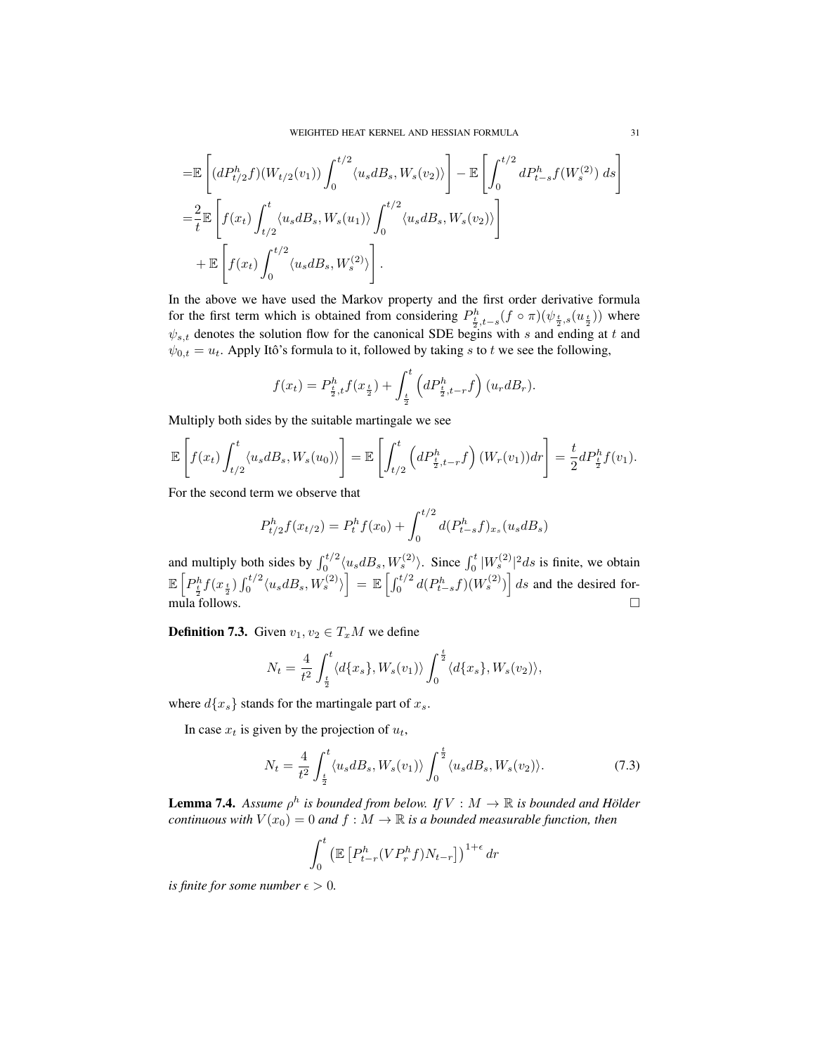$$
\begin{aligned}
=&\mathbb{E}\left[(dP^h_{t/2}f)(W_{t/2}(v_1))\int_0^{t/2}\langle u_s dB_s, W_s(v_2)\rangle\right] - \mathbb{E}\left[\int_0^{t/2} dP^h_{t-s}f(W^{(2)}_s)\, ds\right]\\
=&\frac{2}{t}\mathbb{E}\left[f(x_t)\int_{t/2}^t \langle u_s dB_s, W_s(u_1)\rangle \int_0^{t/2}\langle u_s dB_s, W_s(v_2)\rangle\right]\\
&+\mathbb{E}\left[f(x_t)\int_0^{t/2}\langle u_s dB_s, W^{(2)}_s\rangle\right].
\end{aligned}
$$

In the above we have used the Markov property and the first order derivative formula for the first term which is obtained from considering $P^h_{\frac{t}{2},t-s}(f\circ\pi)(\psi_{\frac{t}{2},s}(u_{\frac{t}{2}}))$ where $\psi_{s,t}$ denotes the solution flow for the canonical SDE begins with $s$ and ending at $t$ and $\psi_{0,t}=u_t$. Apply Itô's formula to it, followed by taking $s$ to $t$ we see the following,

$$
f(x_t) = P^h_{\frac{t}{2},t}f(x_{\frac{t}{2}}) + \int_{\frac{t}{2}}^t \left(dP^h_{\frac{t}{2},t-r}f\right)(u_r dB_r).
$$

Multiply both sides by the suitable martingale we see

$$
\mathbb{E}\left[f(x_t)\int_{t/2}^t \langle u_s dB_s, W_s(u_0)\rangle\right] = \mathbb{E}\left[\int_{t/2}^t \left(dP^h_{\frac{t}{2},t-r}f\right)(W_r(v_1))dr\right] = \frac{t}{2}dP^h_{\frac{t}{2}}f(v_1).
$$

For the second term we observe that

$$
P^h_{t/2}f(x_{t/2}) = P^h_t f(x_0) + \int_0^{t/2} d(P^h_{t-s}f)_{x_s}(u_s dB_s)
$$

and multiply both sides by $\int_0^{t/2}\langle u_s dB_s, W^{(2)}_s\rangle$. Since $\int_0^t |W^{(2)}_s|^2 ds$ is finite, we obtain $\mathbb{E}\left[P^h_{\frac{t}{2}}f(x_{\frac{t}{2}})\int_0^{t/2}\langle u_s dB_s, W^{(2)}_s\rangle\right] = \mathbb{E}\left[\int_0^{t/2} d(P^h_{t-s}f)(W^{(2)}_s)\right] ds$ and the desired formula follows. $\square$

**Definition 7.3.** Given $v_1, v_2 \in T_xM$ we define

$$
N_t = \frac{4}{t^2}\int_{\frac{t}{2}}^t \langle d\{x_s\}, W_s(v_1)\rangle \int_0^{\frac{t}{2}}\langle d\{x_s\}, W_s(v_2)\rangle,
$$

where $d\{x_s\}$ stands for the martingale part of $x_s$.

In case $x_t$ is given by the projection of $u_t$,

$$
N_t = \frac{4}{t^2}\int_{\frac{t}{2}}^t \langle u_s dB_s, W_s(v_1)\rangle \int_0^{\frac{t}{2}}\langle u_s dB_s, W_s(v_2)\rangle. \tag{7.3}
$$

**Lemma 7.4.** *Assume $\rho^h$ is bounded from below. If $V: M\to\mathbb{R}$ is bounded and Hölder continuous with $V(x_0)=0$ and $f: M\to\mathbb{R}$ is a bounded measurable function, then*

$$
\int_0^t \left(\mathbb{E}\left[P^h_{t-r}(VP^h_r f)N_{t-r}\right]\right)^{1+\epsilon} dr
$$

*is finite for some number $\epsilon>0$.*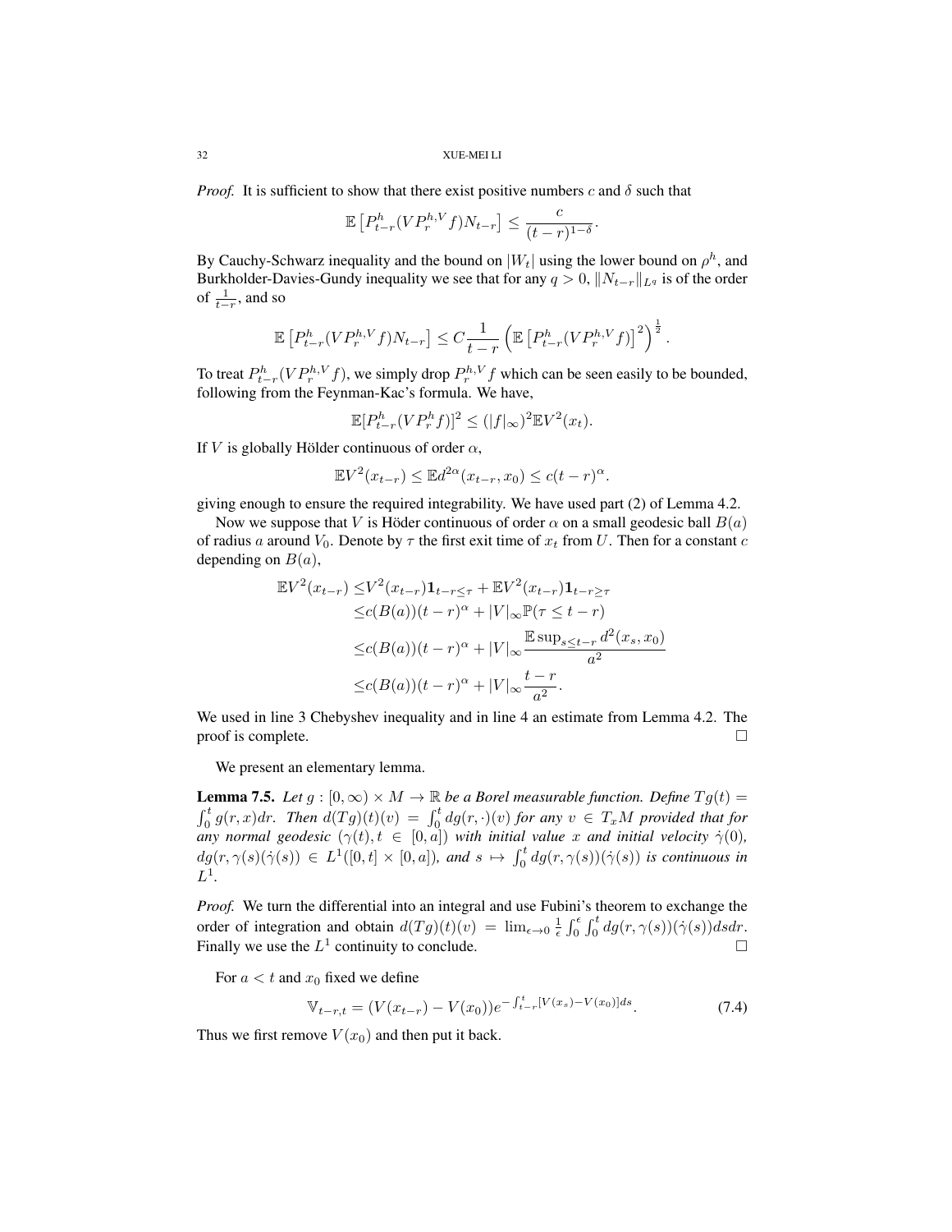*Proof.* It is sufficient to show that there exist positive numbers $c$ and $\delta$ such that

$$\mathbb{E}\left[P^h_{t-r}(VP^{h,V}_r f)N_{t-r}\right] \le \frac{c}{(t-r)^{1-\delta}}.$$

By Cauchy-Schwarz inequality and the bound on $|W_t|$ using the lower bound on $\rho^h$, and Burkholder-Davies-Gundy inequality we see that for any $q > 0$, $\|N_{t-r}\|_{L^q}$ is of the order of $\frac{1}{t-r}$, and so

$$\mathbb{E}\left[P^h_{t-r}(VP^{h,V}_r f)N_{t-r}\right] \le C\frac{1}{t-r}\left(\mathbb{E}\left[P^h_{t-r}(VP^{h,V}_r f)\right]^2\right)^{\frac{1}{2}}.$$

To treat $P^h_{t-r}(VP^{h,V}_r f)$, we simply drop $P^{h,V}_r f$ which can be seen easily to be bounded, following from the Feynman-Kac's formula. We have,

$$\mathbb{E}[P^h_{t-r}(VP^h_r f)]^2 \le (|f|_\infty)^2 \mathbb{E}V^2(x_t).$$

If $V$ is globally Hölder continuous of order $\alpha$,

$$\mathbb{E}V^2(x_{t-r}) \le \mathbb{E}d^{2\alpha}(x_{t-r}, x_0) \le c(t-r)^\alpha.$$

giving enough to ensure the required integrability. We have used part (2) of Lemma 4.2.

Now we suppose that $V$ is Höder continuous of order $\alpha$ on a small geodesic ball $B(a)$ of radius $a$ around $V_0$. Denote by $\tau$ the first exit time of $x_t$ from $U$. Then for a constant $c$ depending on $B(a)$,

$$\begin{aligned}
\mathbb{E}V^2(x_{t-r}) \le& V^2(x_{t-r})\mathbf{1}_{t-r\le\tau} + \mathbb{E}V^2(x_{t-r})\mathbf{1}_{t-r\ge\tau}\\
\le& c(B(a))(t-r)^\alpha + |V|_\infty \mathbb{P}(\tau \le t-r)\\
\le& c(B(a))(t-r)^\alpha + |V|_\infty \frac{\mathbb{E}\sup_{s\le t-r} d^2(x_s, x_0)}{a^2}\\
\le& c(B(a))(t-r)^\alpha + |V|_\infty \frac{t-r}{a^2}.
\end{aligned}$$

We used in line 3 Chebyshev inequality and in line 4 an estimate from Lemma 4.2. The proof is complete. $\square$

We present an elementary lemma.

**Lemma 7.5.** *Let $g : [0,\infty) \times M \to \mathbb{R}$ be a Borel measurable function. Define $Tg(t) = \int_0^t g(r,x)dr$. Then $d(Tg)(t)(v) = \int_0^t dg(r,\cdot)(v)$ for any $v \in T_xM$ provided that for any normal geodesic $(\gamma(t), t \in [0,a])$ with initial value $x$ and initial velocity $\dot\gamma(0)$, $dg(r,\gamma(s)(\dot\gamma(s)) \in L^1([0,t]\times[0,a])$, and $s \mapsto \int_0^t dg(r,\gamma(s))(\dot\gamma(s))$ is continuous in $L^1$.*

*Proof.* We turn the differential into an integral and use Fubini's theorem to exchange the order of integration and obtain $d(Tg)(t)(v) = \lim_{\epsilon\to 0}\frac{1}{\epsilon}\int_0^\epsilon\int_0^t dg(r,\gamma(s))(\dot\gamma(s))dsdr$. Finally we use the $L^1$ continuity to conclude. $\square$

For $a < t$ and $x_0$ fixed we define

$$\mathbb{V}_{t-r,t} = (V(x_{t-r}) - V(x_0))e^{-\int_{t-r}^t [V(x_s)-V(x_0)]ds}. \tag{7.4}$$

Thus we first remove $V(x_0)$ and then put it back.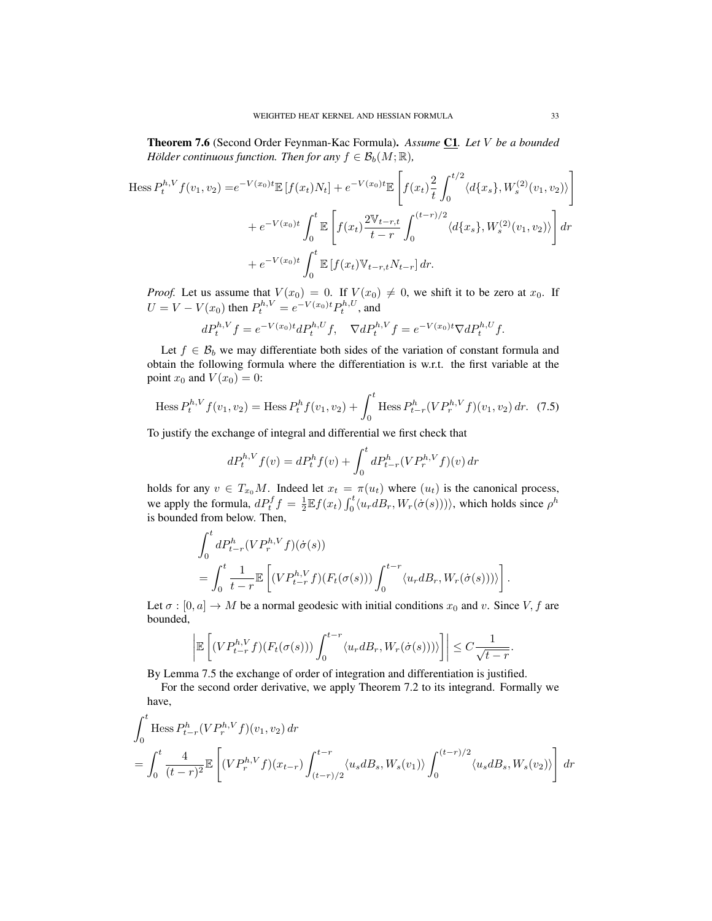**Theorem 7.6** (Second Order Feynman-Kac Formula)**.** *Assume* **C1**. *Let $V$ be a bounded Hölder continuous function. Then for any $f \in \mathcal{B}_b(M;\mathbb{R})$,*

$$
\begin{aligned}
\operatorname{Hess} P_t^{h,V} f(v_1,v_2) =& e^{-V(x_0)t}\mathbb{E}\left[f(x_t)N_t\right] + e^{-V(x_0)t}\mathbb{E}\left[f(x_t)\frac{2}{t}\int_0^{t/2}\langle d\{x_s\}, W_s^{(2)}(v_1,v_2)\rangle\right] \\
&+ e^{-V(x_0)t}\int_0^t \mathbb{E}\left[f(x_t)\frac{2\mathbb{V}_{t-r,t}}{t-r}\int_0^{(t-r)/2}\langle d\{x_s\}, W_s^{(2)}(v_1,v_2)\rangle\right] dr \\
&+ e^{-V(x_0)t}\int_0^t \mathbb{E}\left[f(x_t)\mathbb{V}_{t-r,t}N_{t-r}\right] dr.
\end{aligned}
$$

*Proof.* Let us assume that $V(x_0) = 0$. If $V(x_0) \neq 0$, we shift it to be zero at $x_0$. If $U = V - V(x_0)$ then $P_t^{h,V} = e^{-V(x_0)t}P_t^{h,U}$, and

$$
dP_t^{h,V} f = e^{-V(x_0)t} dP_t^{h,U} f, \quad \nabla dP_t^{h,V} f = e^{-V(x_0)t}\nabla dP_t^{h,U} f.
$$

Let $f \in \mathcal{B}_b$ we may differentiate both sides of the variation of constant formula and obtain the following formula where the differentiation is w.r.t. the first variable at the point $x_0$ and $V(x_0) = 0$:

$$
\operatorname{Hess} P_t^{h,V} f(v_1,v_2) = \operatorname{Hess} P_t^h f(v_1,v_2) + \int_0^t \operatorname{Hess} P_{t-r}^h (VP_r^{h,V} f)(v_1,v_2)\, dr. \quad (7.5)
$$

To justify the exchange of integral and differential we first check that

$$
dP_t^{h,V} f(v) = dP_t^h f(v) + \int_0^t dP_{t-r}^h (VP_r^{h,V} f)(v)\, dr
$$

holds for any $v \in T_{x_0}M$. Indeed let $x_t = \pi(u_t)$ where $(u_t)$ is the canonical process, we apply the formula, $dP_t^f f = \frac{1}{2}\mathbb{E} f(x_t)\int_0^t \langle u_r dB_r, W_r(\dot\sigma(s))\rangle$, which holds since $\rho^h$ is bounded from below. Then,

$$
\begin{aligned}
&\int_0^t dP_{t-r}^h (VP_r^{h,V} f)(\dot\sigma(s)) \\
&= \int_0^t \frac{1}{t-r}\mathbb{E}\left[(VP_{t-r}^{h,V} f)(F_t(\sigma(s)))\int_0^{t-r}\langle u_r dB_r, W_r(\dot\sigma(s))\rangle\right].
\end{aligned}
$$

Let $\sigma : [0,a] \to M$ be a normal geodesic with initial conditions $x_0$ and $v$. Since $V, f$ are bounded,

$$
\left|\mathbb{E}\left[(VP_{t-r}^{h,V} f)(F_t(\sigma(s)))\int_0^{t-r}\langle u_r dB_r, W_r(\dot\sigma(s))\rangle\right]\right| \leq C\frac{1}{\sqrt{t-r}}.
$$

By Lemma 7.5 the exchange of order of integration and differentiation is justified.

For the second order derivative, we apply Theorem 7.2 to its integrand. Formally we have,

$$
\begin{aligned}
&\int_0^t \operatorname{Hess} P_{t-r}^h (VP_r^{h,V} f)(v_1,v_2)\, dr \\
&= \int_0^t \frac{4}{(t-r)^2}\mathbb{E}\left[(VP_r^{h,V} f)(x_{t-r})\int_{(t-r)/2}^{t-r}\langle u_s dB_s, W_s(v_1)\rangle \int_0^{(t-r)/2}\langle u_s dB_s, W_s(v_2)\rangle\right] dr
\end{aligned}
$$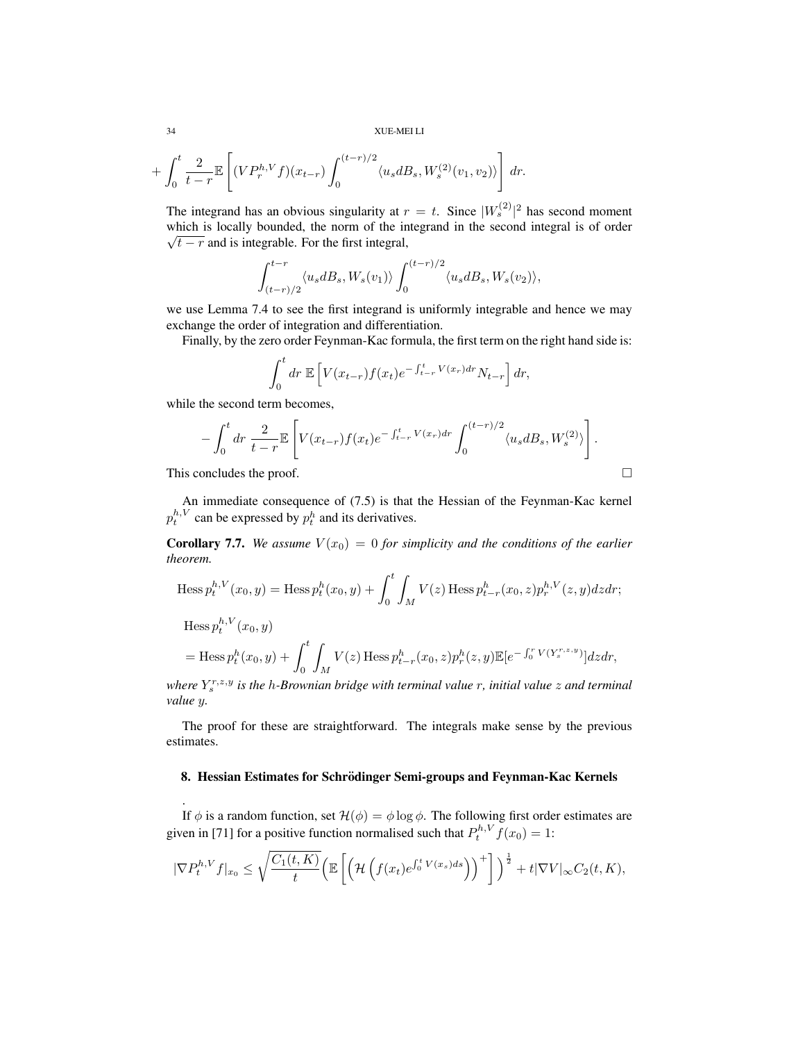$$+\int_0^t \frac{2}{t-r}\mathbb{E}\left[(VP_r^{h,V}f)(x_{t-r})\int_0^{(t-r)/2}\langle u_s dB_s, W_s^{(2)}(v_1,v_2)\rangle\right]dr.$$

The integrand has an obvious singularity at $r=t$. Since $|W_s^{(2)}|^2$ has second moment which is locally bounded, the norm of the integrand in the second integral is of order $\sqrt{t-r}$ and is integrable. For the first integral,

$$\int_{(t-r)/2}^{t-r}\langle u_s dB_s, W_s(v_1)\rangle \int_0^{(t-r)/2}\langle u_s dB_s, W_s(v_2)\rangle,$$

we use Lemma 7.4 to see the first integrand is uniformly integrable and hence we may exchange the order of integration and differentiation.

Finally, by the zero order Feynman-Kac formula, the first term on the right hand side is:

$$\int_0^t dr\;\mathbb{E}\left[V(x_{t-r})f(x_t)e^{-\int_{t-r}^t V(x_r)dr}N_{t-r}\right]dr,$$

while the second term becomes,

$$-\int_0^t dr\;\frac{2}{t-r}\mathbb{E}\left[V(x_{t-r})f(x_t)e^{-\int_{t-r}^t V(x_r)dr}\int_0^{(t-r)/2}\langle u_s dB_s, W_s^{(2)}\rangle\right].$$

This concludes the proof. □

An immediate consequence of (7.5) is that the Hessian of the Feynman-Kac kernel $p_t^{h,V}$ can be expressed by $p_t^h$ and its derivatives.

**Corollary 7.7.** *We assume $V(x_0)=0$ for simplicity and the conditions of the earlier theorem.*

$$\operatorname{Hess} p_t^{h,V}(x_0,y) = \operatorname{Hess} p_t^h(x_0,y) + \int_0^t\int_M V(z)\operatorname{Hess} p_{t-r}^h(x_0,z)p_r^{h,V}(z,y)dzdr;$$

$$\begin{aligned}&\operatorname{Hess} p_t^{h,V}(x_0,y)\\ &= \operatorname{Hess} p_t^h(x_0,y) + \int_0^t\int_M V(z)\operatorname{Hess} p_{t-r}^h(x_0,z)p_r^h(z,y)\mathbb{E}[e^{-\int_0^r V(Y_s^{r,z,y})}]dzdr,\end{aligned}$$

*where $Y_s^{r,z,y}$ is the $h$-Brownian bridge with terminal value $r$, initial value $z$ and terminal value $y$.*

The proof for these are straightforward. The integrals make sense by the previous estimates.

## 8. Hessian Estimates for Schrödinger Semi-groups and Feynman-Kac Kernels

.

If $\phi$ is a random function, set $\mathcal{H}(\phi)=\phi\log\phi$. The following first order estimates are given in [71] for a positive function normalised such that $P_t^{h,V}f(x_0)=1$:

$$|\nabla P_t^{h,V}f|_{x_0} \le \sqrt{\frac{C_1(t,K)}{t}}\Big(\mathbb{E}\left[\left(\mathcal{H}\left(f(x_t)e^{\int_0^t V(x_s)ds}\right)\right)^+\right]\Big)^{\frac{1}{2}} + t|\nabla V|_\infty C_2(t,K),$$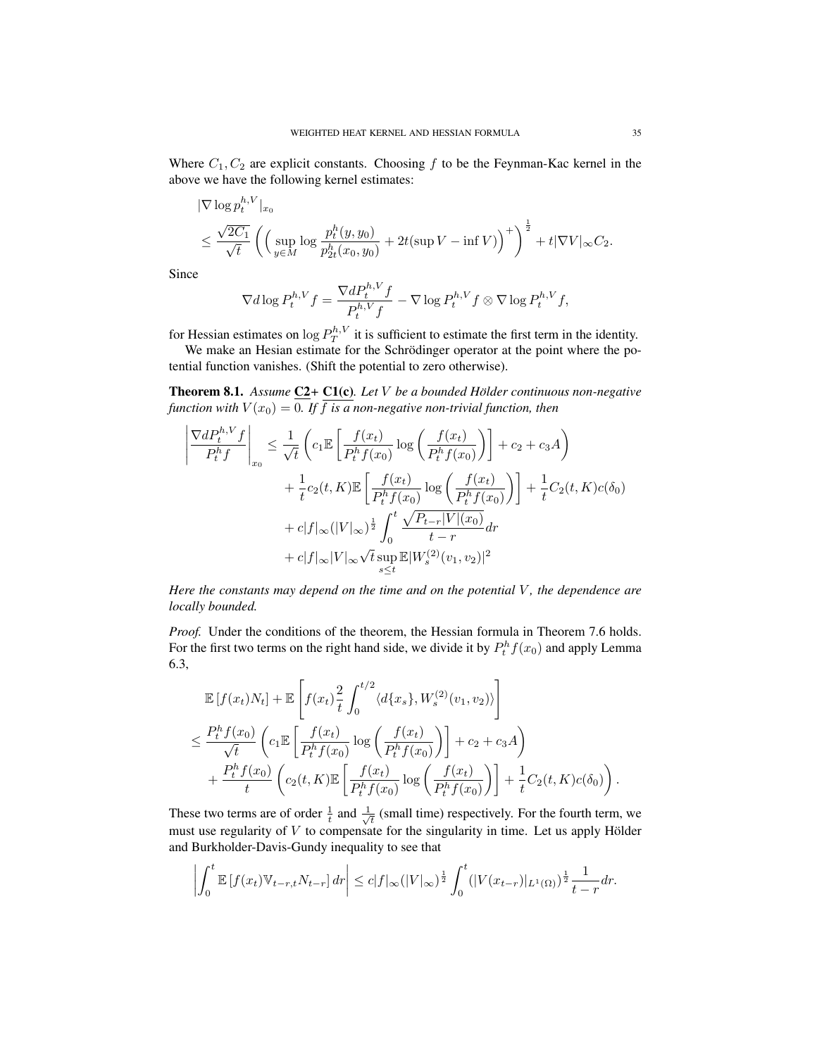Where $C_1, C_2$ are explicit constants. Choosing $f$ to be the Feynman-Kac kernel in the above we have the following kernel estimates:

$$
\begin{aligned}
&|\nabla \log p_t^{h,V}|_{x_0} \\
&\leq \frac{\sqrt{2C_1}}{\sqrt{t}} \left( \Big( \sup_{y \in M} \log \frac{p_t^h(y, y_0)}{p_{2t}^h(x_0, y_0)} + 2t(\sup V - \inf V) \Big)^+ \right)^{\frac{1}{2}} + t|\nabla V|_\infty C_2.
\end{aligned}
$$

Since

$$
\nabla d \log P_t^{h,V} f = \frac{\nabla d P_t^{h,V} f}{P_t^{h,V} f} - \nabla \log P_t^{h,V} f \otimes \nabla \log P_t^{h,V} f,
$$

for Hessian estimates on $\log P_T^{h,V}$ it is sufficient to estimate the first term in the identity.

We make an Hesian estimate for the Schrödinger operator at the point where the potential function vanishes. (Shift the potential to zero otherwise).

**Theorem 8.1.** *Assume* <u>**C2**</u>*+* <u>**C1(c)**</u>*. Let $V$ be a bounded Hölder continuous non-negative function with $V(x_0) = 0$. If $f$ is a non-negative non-trivial function, then*

$$
\begin{aligned}
\left| \frac{\nabla d P_t^{h,V} f}{P_t^h f} \right|_{x_0} &\leq \frac{1}{\sqrt{t}} \left( c_1 \mathbb{E}\left[ \frac{f(x_t)}{P_t^h f(x_0)} \log\left( \frac{f(x_t)}{P_t^h f(x_0)} \right) \right] + c_2 + c_3 A \right) \\
&\quad + \frac{1}{t} c_2(t, K) \mathbb{E}\left[ \frac{f(x_t)}{P_t^h f(x_0)} \log\left( \frac{f(x_t)}{P_t^h f(x_0)} \right) \right] + \frac{1}{t} C_2(t, K) c(\delta_0) \\
&\quad + c|f|_\infty (|V|_\infty)^{\frac{1}{2}} \int_0^t \frac{\sqrt{P_{t-r}|V|(x_0)}}{t-r} dr \\
&\quad + c|f|_\infty |V|_\infty \sqrt{t} \sup_{s \leq t} \mathbb{E}|W_s^{(2)}(v_1, v_2)|^2
\end{aligned}
$$

*Here the constants may depend on the time and on the potential $V$, the dependence are locally bounded.*

*Proof.* Under the conditions of the theorem, the Hessian formula in Theorem 7.6 holds. For the first two terms on the right hand side, we divide it by $P_t^h f(x_0)$ and apply Lemma 6.3,

$$
\begin{aligned}
&\mathbb{E}\left[ f(x_t) N_t \right] + \mathbb{E}\left[ f(x_t) \frac{2}{t} \int_0^{t/2} \langle d\{x_s\}, W_s^{(2)}(v_1, v_2) \rangle \right] \\
&\leq \frac{P_t^h f(x_0)}{\sqrt{t}} \left( c_1 \mathbb{E}\left[ \frac{f(x_t)}{P_t^h f(x_0)} \log\left( \frac{f(x_t)}{P_t^h f(x_0)} \right) \right] + c_2 + c_3 A \right) \\
&\quad + \frac{P_t^h f(x_0)}{t} \left( c_2(t, K) \mathbb{E}\left[ \frac{f(x_t)}{P_t^h f(x_0)} \log\left( \frac{f(x_t)}{P_t^h f(x_0)} \right) \right] + \frac{1}{t} C_2(t, K) c(\delta_0) \right).
\end{aligned}
$$

These two terms are of order $\frac{1}{t}$ and $\frac{1}{\sqrt{t}}$ (small time) respectively. For the fourth term, we must use regularity of $V$ to compensate for the singularity in time. Let us apply Hölder and Burkholder-Davis-Gundy inequality to see that

$$
\left| \int_0^t \mathbb{E}\left[ f(x_t) \mathbb{V}_{t-r,t} N_{t-r} \right] dr \right| \leq c|f|_\infty (|V|_\infty)^{\frac{1}{2}} \int_0^t (|V(x_{t-r})|_{L^1(\Omega)})^{\frac{1}{2}} \frac{1}{t-r} dr.
$$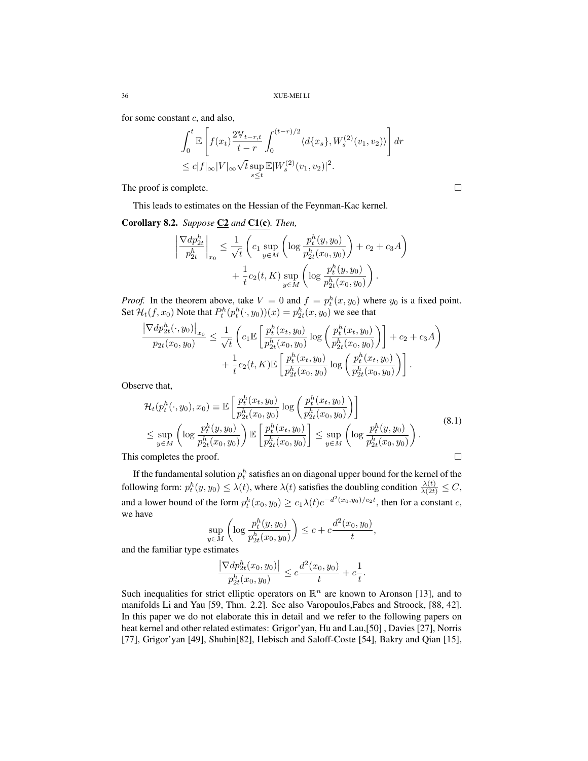for some constant $c$, and also,

$$\int_0^t \mathbb{E}\left[f(x_t)\frac{2\mathbb{V}_{t-r,t}}{t-r}\int_0^{(t-r)/2}\langle d\{x_s\}, W_s^{(2)}(v_1,v_2)\rangle\right]dr$$
$$\le c|f|_\infty |V|_\infty \sqrt{t}\sup_{s\le t}\mathbb{E}|W_s^{(2)}(v_1,v_2)|^2.$$

The proof is complete. □

This leads to estimates on the Hessian of the Feynman-Kac kernel.

**Corollary 8.2.** *Suppose* **C2** *and* **C1(c)***. Then,*

$$\left|\frac{\nabla dp_{2t}^h}{p_{2t}^h}\right|_{x_0} \le \frac{1}{\sqrt{t}}\left(c_1\sup_{y\in M}\left(\log\frac{p_t^h(y,y_0)}{p_{2t}^h(x_0,y_0)}\right)+c_2+c_3A\right)$$
$$+\frac{1}{t}c_2(t,K)\sup_{y\in M}\left(\log\frac{p_t^h(y,y_0)}{p_{2t}^h(x_0,y_0)}\right).$$

*Proof.* In the theorem above, take $V=0$ and $f=p_t^h(x,y_0)$ where $y_0$ is a fixed point. Set $\mathcal{H}_t(f,x_0)$ Note that $P_t^h(p_t^h(\cdot,y_0))(x)=p_{2t}^h(x,y_0)$ we see that

$$\frac{\left|\nabla dp_{2t}^h(\cdot,y_0)\right|_{x_0}}{p_{2t}(x_0,y_0)} \le \frac{1}{\sqrt{t}}\left(c_1\mathbb{E}\left[\frac{p_t^h(x_t,y_0)}{p_{2t}^h(x_0,y_0)}\log\left(\frac{p_t^h(x_t,y_0)}{p_{2t}^h(x_0,y_0)}\right)\right]+c_2+c_3A\right)$$
$$+\frac{1}{t}c_2(t,K)\mathbb{E}\left[\frac{p_t^h(x_t,y_0)}{p_{2t}^h(x_0,y_0)}\log\left(\frac{p_t^h(x_t,y_0)}{p_{2t}^h(x_0,y_0)}\right)\right].$$

Observe that,

$$\begin{aligned}\mathcal{H}_t(p_t^h(\cdot,y_0),x_0) &\equiv \mathbb{E}\left[\frac{p_t^h(x_t,y_0)}{p_{2t}^h(x_0,y_0)}\log\left(\frac{p_t^h(x_t,y_0)}{p_{2t}^h(x_0,y_0)}\right)\right]\\ &\le \sup_{y\in M}\left(\log\frac{p_t^h(y,y_0)}{p_{2t}^h(x_0,y_0)}\right)\mathbb{E}\left[\frac{p_t^h(x_t,y_0)}{p_{2t}^h(x_0,y_0)}\right] \le \sup_{y\in M}\left(\log\frac{p_t^h(y,y_0)}{p_{2t}^h(x_0,y_0)}\right).\end{aligned} \tag{8.1}$$

This completes the proof. □

If the fundamental solution $p_t^h$ satisfies an on diagonal upper bound for the kernel of the following form: $p_t^h(y,y_0)\le\lambda(t)$, where $\lambda(t)$ satisfies the doubling condition $\frac{\lambda(t)}{\lambda(2t)}\le C$, and a lower bound of the form $p_t^h(x_0,y_0)\ge c_1\lambda(t)e^{-d^2(x_0,y_0)/c_2t}$, then for a constant $c$, we have

$$\sup_{y\in M}\left(\log\frac{p_t^h(y,y_0)}{p_{2t}^h(x_0,y_0)}\right)\le c+c\frac{d^2(x_0,y_0)}{t},$$

and the familiar type estimates

$$\frac{\left|\nabla dp_{2t}^h(x_0,y_0)\right|}{p_{2t}^h(x_0,y_0)}\le c\frac{d^2(x_0,y_0)}{t}+c\frac{1}{t}.$$

Such inequalities for strict elliptic operators on $\mathbb{R}^n$ are known to Aronson [13], and to manifolds Li and Yau [59, Thm. 2.2]. See also Varopoulos,Fabes and Stroock, [88, 42]. In this paper we do not elaborate this in detail and we refer to the following papers on heat kernel and other related estimates: Grigor'yan, Hu and Lau,[50] , Davies [27], Norris [77], Grigor'yan [49], Shubin[82], Hebisch and Saloff-Coste [54], Bakry and Qian [15],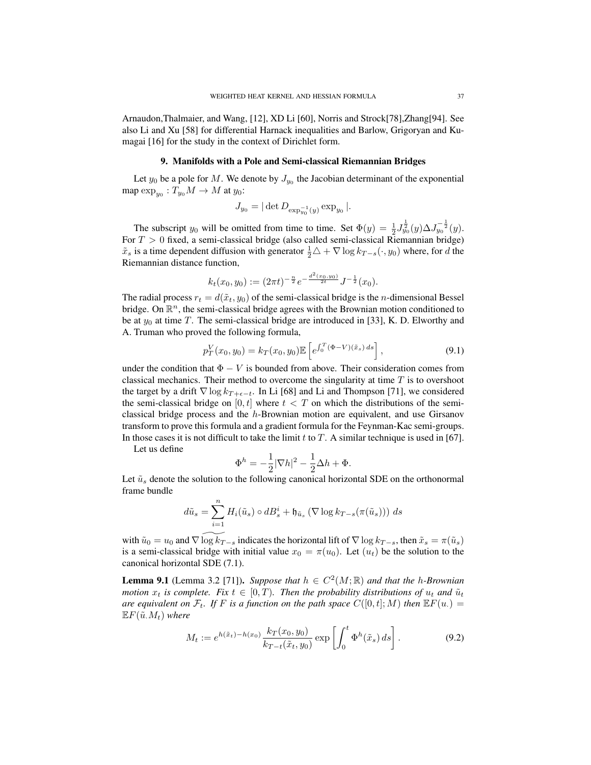Arnaudon,Thalmaier, and Wang, [12], XD Li [60], Norris and Strock[78],Zhang[94]. See also Li and Xu [58] for differential Harnack inequalities and Barlow, Grigoryan and Kumagai [16] for the study in the context of Dirichlet form.

## 9. Manifolds with a Pole and Semi-classical Riemannian Bridges

Let $y_0$ be a pole for $M$. We denote by $J_{y_0}$ the Jacobian determinant of the exponential map $\exp_{y_0} : T_{y_0}M \to M$ at $y_0$:

$$J_{y_0} = |\det D_{\exp_{y_0}^{-1}(y)} \exp_{y_0}|.$$

The subscript $y_0$ will be omitted from time to time. Set $\Phi(y) = \frac{1}{2} J_{y_0}^{\frac{1}{2}}(y) \Delta J_{y_0}^{-\frac{1}{2}}(y)$. For $T > 0$ fixed, a semi-classical bridge (also called semi-classical Riemannian bridge) $\tilde{x}_s$ is a time dependent diffusion with generator $\frac{1}{2}\triangle + \nabla \log k_{T-s}(\cdot, y_0)$ where, for $d$ the Riemannian distance function,

$$k_t(x_0, y_0) := (2\pi t)^{-\frac{n}{2}} e^{-\frac{d^2(x_0,y_0)}{2t}} J^{-\frac{1}{2}}(x_0).$$

The radial process $r_t = d(\tilde{x}_t, y_0)$ of the semi-classical bridge is the $n$-dimensional Bessel bridge. On $\mathbb{R}^n$, the semi-classical bridge agrees with the Brownian motion conditioned to be at $y_0$ at time $T$. The semi-classical bridge are introduced in [33], K. D. Elworthy and A. Truman who proved the following formula,

$$p_T^V(x_0, y_0) = k_T(x_0, y_0) \mathbb{E}\left[ e^{\int_0^T (\Phi - V)(\tilde{x}_s)\, ds} \right], \tag{9.1}$$

under the condition that $\Phi - V$ is bounded from above. Their consideration comes from classical mechanics. Their method to overcome the singularity at time $T$ is to overshoot the target by a drift $\nabla \log k_{T+\epsilon-t}$. In Li [68] and Li and Thompson [71], we considered the semi-classical bridge on $[0, t]$ where $t < T$ on which the distributions of the semi-classical bridge process and the $h$-Brownian motion are equivalent, and use Girsanov transform to prove this formula and a gradient formula for the Feynman-Kac semi-groups. In those cases it is not difficult to take the limit $t$ to $T$. A similar technique is used in [67].

Let us define

$$\Phi^h = -\frac{1}{2}|\nabla h|^2 - \frac{1}{2}\Delta h + \Phi.$$

Let $\tilde{u}_s$ denote the solution to the following canonical horizontal SDE on the orthonormal frame bundle

$$d\tilde{u}_s = \sum_{i=1}^n H_i(\tilde{u}_s) \circ dB_s^i + \mathfrak{h}_{\tilde{u}_s} \left( \nabla \log k_{T-s}(\pi(\tilde{u}_s)) \right) \, ds$$

with $\tilde{u}_0 = u_0$ and $\widetilde{\nabla \log k_{T-s}}$ indicates the horizontal lift of $\nabla \log k_{T-s}$, then $\tilde{x}_s = \pi(\tilde{u}_s)$ is a semi-classical bridge with initial value $x_0 = \pi(u_0)$. Let $(u_t)$ be the solution to the canonical horizontal SDE (7.1).

**Lemma 9.1** (Lemma 3.2 [71]). *Suppose that $h \in C^2(M; \mathbb{R})$ and that the $h$-Brownian motion $x_t$ is complete. Fix $t \in [0, T)$. Then the probability distributions of $u_t$ and $\tilde{u}_t$ are equivalent on $\mathcal{F}_t$. If $F$ is a function on the path space $C([0, t]; M)$ then $\mathbb{E}F(u_\cdot) = \mathbb{E}F(\tilde{u}_\cdot M_t)$ where*

$$M_t := e^{h(\tilde{x}_t) - h(x_0)} \frac{k_T(x_0, y_0)}{k_{T-t}(\tilde{x}_t, y_0)} \exp\left[ \int_0^t \Phi^h(\tilde{x}_s) \, ds \right]. \tag{9.2}$$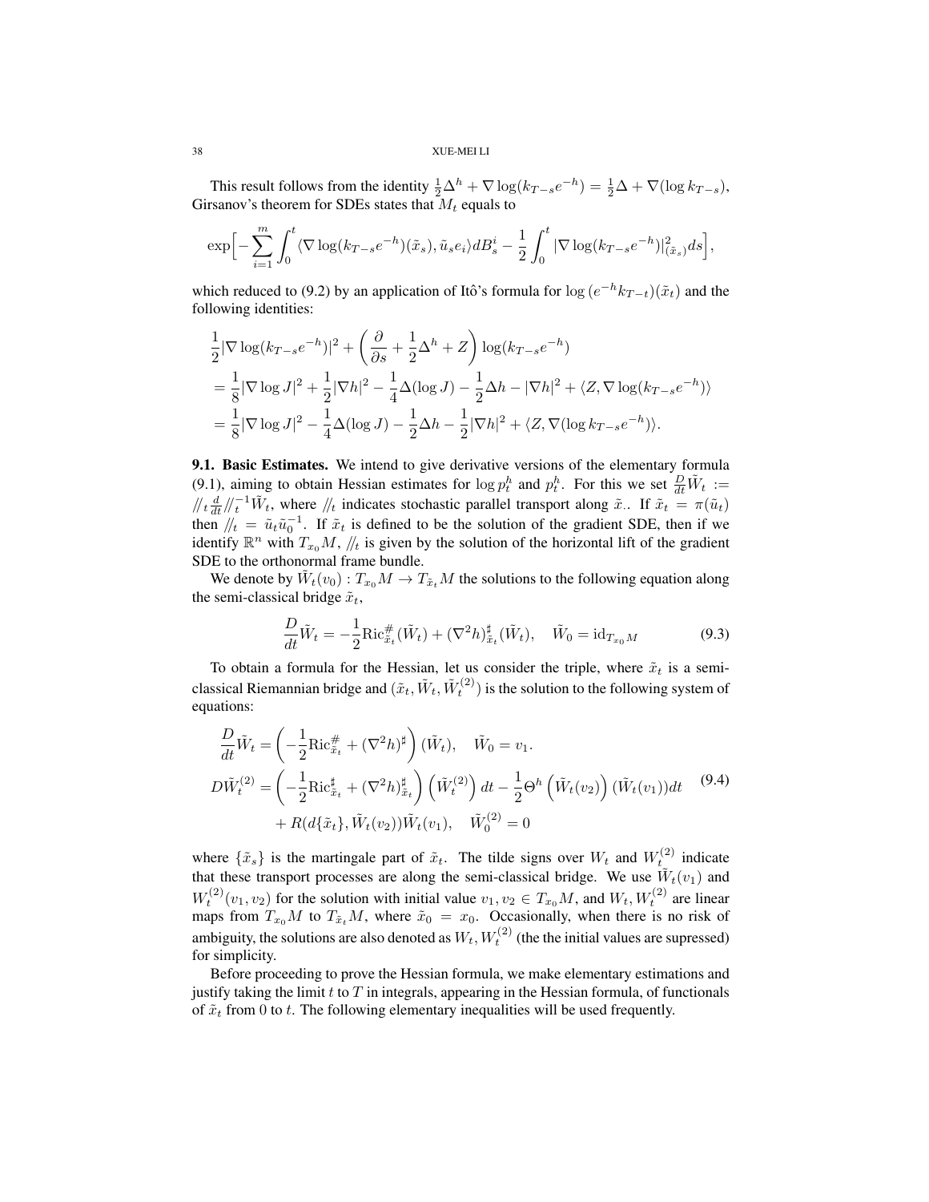This result follows from the identity $\frac{1}{2}\Delta^h + \nabla \log(k_{T-s}e^{-h}) = \frac{1}{2}\Delta + \nabla(\log k_{T-s})$, Girsanov's theorem for SDEs states that $M_t$ equals to

$$\exp\Big[-\sum_{i=1}^m \int_0^t \langle \nabla \log(k_{T-s}e^{-h})(\tilde{x}_s), \tilde{u}_s e_i\rangle dB_s^i - \frac{1}{2}\int_0^t |\nabla \log(k_{T-s}e^{-h})|^2_{(\tilde{x}_s)} ds\Big],$$

which reduced to (9.2) by an application of Itô's formula for $\log(e^{-h}k_{T-t})(\tilde{x}_t)$ and the following identities:

$$\begin{aligned}
&\frac{1}{2}|\nabla \log(k_{T-s}e^{-h})|^2 + \left(\frac{\partial}{\partial s} + \frac{1}{2}\Delta^h + Z\right)\log(k_{T-s}e^{-h})\\
&= \frac{1}{8}|\nabla \log J|^2 + \frac{1}{2}|\nabla h|^2 - \frac{1}{4}\Delta(\log J) - \frac{1}{2}\Delta h - |\nabla h|^2 + \langle Z, \nabla \log(k_{T-s}e^{-h})\rangle\\
&= \frac{1}{8}|\nabla \log J|^2 - \frac{1}{4}\Delta(\log J) - \frac{1}{2}\Delta h - \frac{1}{2}|\nabla h|^2 + \langle Z, \nabla(\log k_{T-s}e^{-h})\rangle.
\end{aligned}$$

**9.1. Basic Estimates.** We intend to give derivative versions of the elementary formula (9.1), aiming to obtain Hessian estimates for $\log p_t^h$ and $p_t^h$. For this we set $\frac{D}{dt}\tilde{W}_t := /\!/_t \frac{d}{dt} /\!/_t^{-1} \tilde{W}_t$, where $/\!/_t$ indicates stochastic parallel transport along $\tilde{x}_\cdot$. If $\tilde{x}_t = \pi(\tilde{u}_t)$ then $/\!/_t = \tilde{u}_t \tilde{u}_0^{-1}$. If $\tilde{x}_t$ is defined to be the solution of the gradient SDE, then if we identify $\mathbb{R}^n$ with $T_{x_0}M$, $/\!/_t$ is given by the solution of the horizontal lift of the gradient SDE to the orthonormal frame bundle.

We denote by $\tilde{W}_t(v_0) : T_{x_0}M \to T_{\tilde{x}_t}M$ the solutions to the following equation along the semi-classical bridge $\tilde{x}_t$,

$$\frac{D}{dt}\tilde{W}_t = -\frac{1}{2}\mathrm{Ric}^{\#}_{\tilde{x}_t}(\tilde{W}_t) + (\nabla^2 h)^{\sharp}_{\tilde{x}_t}(\tilde{W}_t), \quad \tilde{W}_0 = \mathrm{id}_{T_{x_0}M} \tag{9.3}$$

To obtain a formula for the Hessian, let us consider the triple, where $\tilde{x}_t$ is a semi-classical Riemannian bridge and $(\tilde{x}_t, \tilde{W}_t, \tilde{W}_t^{(2)})$ is the solution to the following system of equations:

$$\begin{aligned}
\frac{D}{dt}\tilde{W}_t &= \left(-\frac{1}{2}\mathrm{Ric}^{\#}_{\tilde{x}_t} + (\nabla^2 h)^{\sharp}\right)(\tilde{W}_t), \quad \tilde{W}_0 = v_1.\\
D\tilde{W}_t^{(2)} &= \left(-\frac{1}{2}\mathrm{Ric}^{\sharp}_{\tilde{x}_t} + (\nabla^2 h)^{\sharp}_{\tilde{x}_t}\right)\left(\tilde{W}_t^{(2)}\right)dt - \frac{1}{2}\Theta^h\left(\tilde{W}_t(v_2)\right)(\tilde{W}_t(v_1))dt\\
&\quad + R(d\{\tilde{x}_t\}, \tilde{W}_t(v_2))\tilde{W}_t(v_1), \quad \tilde{W}_0^{(2)} = 0
\end{aligned} \tag{9.4}$$

where $\{\tilde{x}_s\}$ is the martingale part of $\tilde{x}_t$. The tilde signs over $W_t$ and $W_t^{(2)}$ indicate that these transport processes are along the semi-classical bridge. We use $\tilde{W}_t(v_1)$ and $W_t^{(2)}(v_1, v_2)$ for the solution with initial value $v_1, v_2 \in T_{x_0}M$, and $W_t, W_t^{(2)}$ are linear maps from $T_{x_0}M$ to $T_{\tilde{x}_t}M$, where $\tilde{x}_0 = x_0$. Occasionally, when there is no risk of ambiguity, the solutions are also denoted as $W_t, W_t^{(2)}$ (the the initial values are supressed) for simplicity.

Before proceeding to prove the Hessian formula, we make elementary estimations and justify taking the limit $t$ to $T$ in integrals, appearing in the Hessian formula, of functionals of $\tilde{x}_t$ from 0 to $t$. The following elementary inequalities will be used frequently.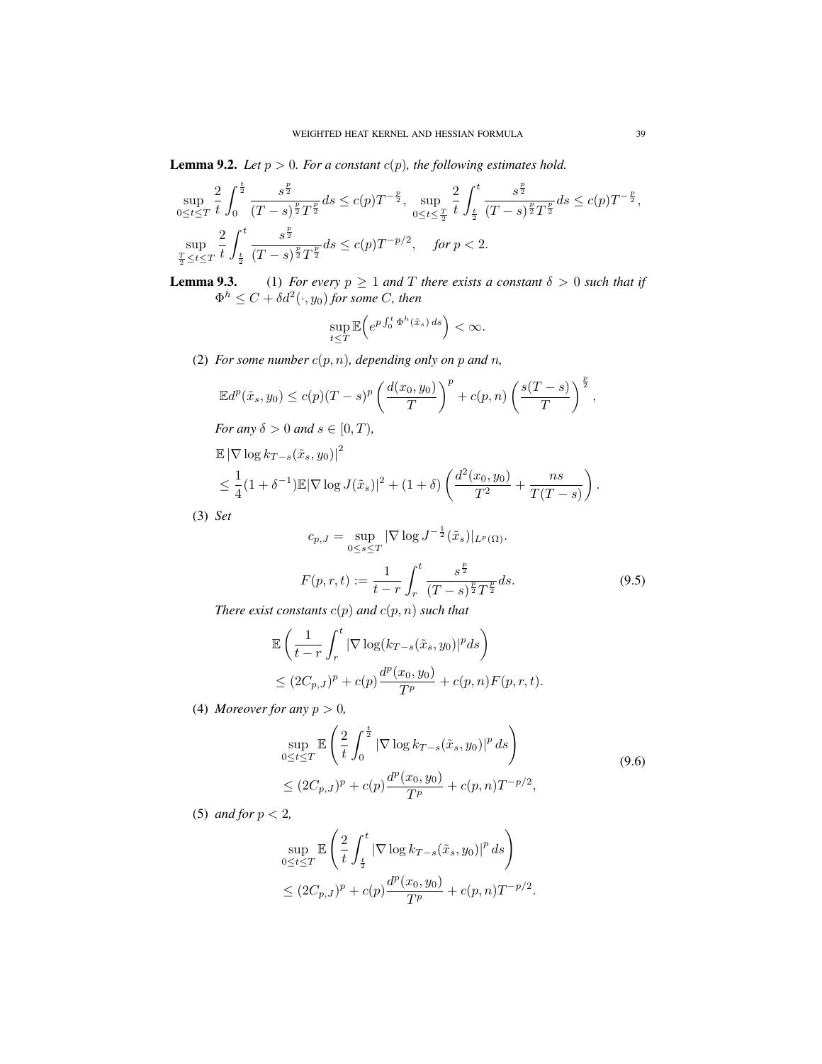**Lemma 9.2.** *Let $p > 0$. For a constant $c(p)$, the following estimates hold.*

$$\sup_{0\le t\le T} \frac{2}{t}\int_0^{\frac{t}{2}} \frac{s^{\frac{p}{2}}}{(T-s)^{\frac{p}{2}}T^{\frac{p}{2}}}ds \le c(p)T^{-\frac{p}{2}}, \ \sup_{0\le t\le \frac{T}{2}} \frac{2}{t}\int_{\frac{t}{2}}^{t} \frac{s^{\frac{p}{2}}}{(T-s)^{\frac{p}{2}}T^{\frac{p}{2}}}ds \le c(p)T^{-\frac{p}{2}},$$

$$\sup_{\frac{T}{2}\le t\le T} \frac{2}{t}\int_{\frac{t}{2}}^{t} \frac{s^{\frac{p}{2}}}{(T-s)^{\frac{p}{2}}T^{\frac{p}{2}}}ds \le c(p)T^{-p/2}, \quad \textit{for } p<2.$$

**Lemma 9.3.** (1) *For every $p \ge 1$ and $T$ there exists a constant $\delta > 0$ such that if $\Phi^h \le C + \delta d^2(\cdot, y_0)$ for some $C$, then*

$$\sup_{t\le T} \mathbb{E}\Big(e^{p\int_0^t \Phi^h(\tilde{x}_s)\,ds}\Big) < \infty.$$

(2) *For some number $c(p,n)$, depending only on $p$ and $n$,*

$$\mathbb{E}d^p(\tilde{x}_s, y_0) \le c(p)(T-s)^p \left(\frac{d(x_0,y_0)}{T}\right)^p + c(p,n)\left(\frac{s(T-s)}{T}\right)^{\frac{p}{2}},$$

*For any $\delta > 0$ and $s \in [0,T)$,*

$$\begin{aligned}
&\mathbb{E}\left|\nabla \log k_{T-s}(\tilde{x}_s, y_0)\right|^2 \\
&\le \frac{1}{4}(1+\delta^{-1})\mathbb{E}|\nabla \log J(\tilde{x}_s)|^2 + (1+\delta)\left(\frac{d^2(x_0,y_0)}{T^2} + \frac{ns}{T(T-s)}\right).
\end{aligned}$$

(3) *Set*

$$c_{p,J} = \sup_{0\le s\le T} |\nabla \log J^{-\frac{1}{2}}(\tilde{x}_s)|_{L^p(\Omega)}.$$

$$F(p,r,t) := \frac{1}{t-r}\int_r^t \frac{s^{\frac{p}{2}}}{(T-s)^{\frac{p}{2}}T^{\frac{p}{2}}}ds. \tag{9.5}$$

*There exist constants $c(p)$ and $c(p,n)$ such that*

$$\begin{aligned}
&\mathbb{E}\left(\frac{1}{t-r}\int_r^t |\nabla \log(k_{T-s}(\tilde{x}_s, y_0)|^p ds\right) \\
&\le (2C_{p,J})^p + c(p)\frac{d^p(x_0,y_0)}{T^p} + c(p,n)F(p,r,t).
\end{aligned}$$

(4) *Moreover for any $p > 0$,*

$$\begin{aligned}
&\sup_{0\le t\le T} \mathbb{E}\left(\frac{2}{t}\int_0^{\frac{t}{2}} |\nabla \log k_{T-s}(\tilde{x}_s, y_0)|^p\,ds\right) \\
&\le (2C_{p,J})^p + c(p)\frac{d^p(x_0,y_0)}{T^p} + c(p,n)T^{-p/2},
\end{aligned} \tag{9.6}$$

(5) *and for $p < 2$,*

$$\begin{aligned}
&\sup_{0\le t\le T} \mathbb{E}\left(\frac{2}{t}\int_{\frac{t}{2}}^t |\nabla \log k_{T-s}(\tilde{x}_s, y_0)|^p\,ds\right) \\
&\le (2C_{p,J})^p + c(p)\frac{d^p(x_0,y_0)}{T^p} + c(p,n)T^{-p/2}.
\end{aligned}$$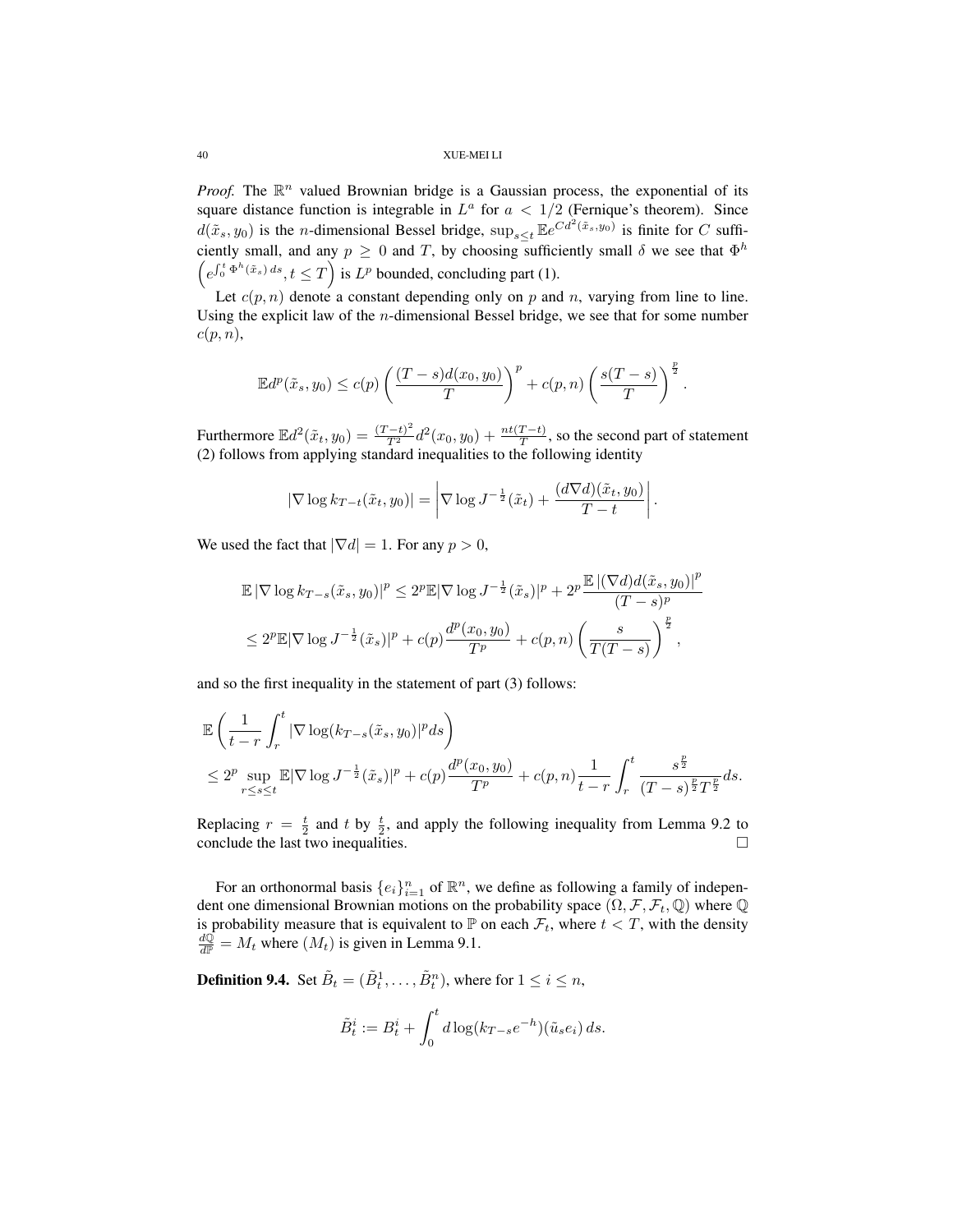*Proof.* The $\mathbb{R}^n$ valued Brownian bridge is a Gaussian process, the exponential of its square distance function is integrable in $L^a$ for $a < 1/2$ (Fernique's theorem). Since $d(\tilde{x}_s, y_0)$ is the $n$-dimensional Bessel bridge, $\sup_{s \le t} \mathbb{E} e^{C d^2(\tilde{x}_s, y_0)}$ is finite for $C$ sufficiently small, and any $p \ge 0$ and $T$, by choosing sufficiently small $\delta$ we see that $\Phi^h$ $\left(e^{\int_0^t \Phi^h(\tilde{x}_s)\, ds}, t \le T\right)$ is $L^p$ bounded, concluding part (1).

Let $c(p,n)$ denote a constant depending only on $p$ and $n$, varying from line to line. Using the explicit law of the $n$-dimensional Bessel bridge, we see that for some number $c(p,n)$,

$$\mathbb{E} d^p(\tilde{x}_s, y_0) \le c(p) \left(\frac{(T-s) d(x_0, y_0)}{T}\right)^p + c(p,n) \left(\frac{s(T-s)}{T}\right)^{\frac{p}{2}}.$$

Furthermore $\mathbb{E} d^2(\tilde{x}_t, y_0) = \frac{(T-t)^2}{T^2} d^2(x_0, y_0) + \frac{nt(T-t)}{T}$, so the second part of statement (2) follows from applying standard inequalities to the following identity

$$|\nabla \log k_{T-t}(\tilde{x}_t, y_0)| = \left| \nabla \log J^{-\frac{1}{2}}(\tilde{x}_t) + \frac{(d \nabla d)(\tilde{x}_t, y_0)}{T-t} \right|.$$

We used the fact that $|\nabla d| = 1$. For any $p > 0$,

$$\begin{aligned}
&\mathbb{E} \left|\nabla \log k_{T-s}(\tilde{x}_s, y_0)\right|^p \le 2^p \mathbb{E} |\nabla \log J^{-\frac{1}{2}}(\tilde{x}_s)|^p + 2^p \frac{\mathbb{E} \left|(\nabla d) d(\tilde{x}_s, y_0)\right|^p}{(T-s)^p} \\
&\le 2^p \mathbb{E} |\nabla \log J^{-\frac{1}{2}}(\tilde{x}_s)|^p + c(p) \frac{d^p(x_0, y_0)}{T^p} + c(p,n) \left(\frac{s}{T(T-s)}\right)^{\frac{p}{2}},
\end{aligned}$$

and so the first inequality in the statement of part (3) follows:

$$\begin{aligned}
&\mathbb{E} \left( \frac{1}{t-r} \int_r^t |\nabla \log(k_{T-s}(\tilde{x}_s, y_0)|^p ds \right) \\
&\le 2^p \sup_{r \le s \le t} \mathbb{E} |\nabla \log J^{-\frac{1}{2}}(\tilde{x}_s)|^p + c(p) \frac{d^p(x_0, y_0)}{T^p} + c(p,n) \frac{1}{t-r} \int_r^t \frac{s^{\frac{p}{2}}}{(T-s)^{\frac{p}{2}} T^{\frac{p}{2}}} ds.
\end{aligned}$$

Replacing $r = \frac{t}{2}$ and $t$ by $\frac{t}{2}$, and apply the following inequality from Lemma 9.2 to conclude the last two inequalities. $\square$

For an orthonormal basis $\{e_i\}_{i=1}^n$ of $\mathbb{R}^n$, we define as following a family of independent one dimensional Brownian motions on the probability space $(\Omega, \mathcal{F}, \mathcal{F}_t, \mathbb{Q})$ where $\mathbb{Q}$ is probability measure that is equivalent to $\mathbb{P}$ on each $\mathcal{F}_t$, where $t < T$, with the density $\frac{d\mathbb{Q}}{d\mathbb{P}} = M_t$ where $(M_t)$ is given in Lemma 9.1.

**Definition 9.4.** Set $\tilde{B}_t = (\tilde{B}_t^1, \dots, \tilde{B}_t^n)$, where for $1 \le i \le n$,

$$\tilde{B}_t^i := B_t^i + \int_0^t d \log(k_{T-s} e^{-h})(\tilde{u}_s e_i)\, ds.$$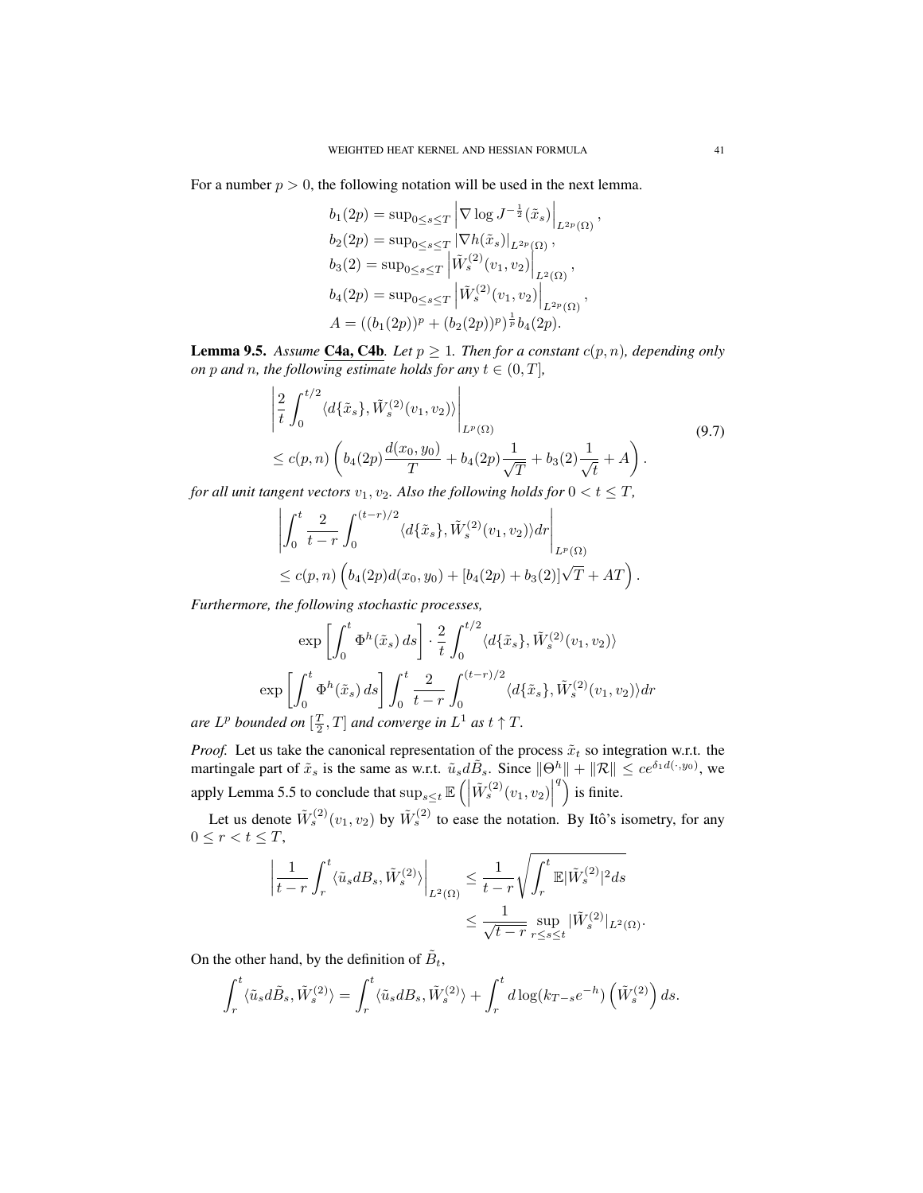For a number $p > 0$, the following notation will be used in the next lemma.

$$
\begin{aligned}
&b_1(2p) = \sup_{0\le s\le T} \left|\nabla \log J^{-\frac{1}{2}}(\tilde{x}_s)\right|_{L^{2p}(\Omega)},\\
&b_2(2p) = \sup_{0\le s\le T} \left|\nabla h(\tilde{x}_s)\right|_{L^{2p}(\Omega)},\\
&b_3(2) = \sup_{0\le s\le T} \left|\tilde{W}^{(2)}_s(v_1, v_2)\right|_{L^{2}(\Omega)},\\
&b_4(2p) = \sup_{0\le s\le T} \left|\tilde{W}^{(2)}_s(v_1, v_2)\right|_{L^{2p}(\Omega)},\\
&A = ((b_1(2p))^p + (b_2(2p))^p)^{\frac{1}{p}} b_4(2p).
\end{aligned}
$$

**Lemma 9.5.** *Assume* C4a, C4b*. Let $p \ge 1$. Then for a constant $c(p, n)$, depending only on $p$ and $n$, the following estimate holds for any $t \in (0, T]$,*

$$
\begin{aligned}
&\left|\frac{2}{t}\int_0^{t/2} \langle d\{\tilde{x}_s\}, \tilde{W}^{(2)}_s(v_1, v_2)\rangle\right|_{L^p(\Omega)}\\
&\le c(p, n)\left(b_4(2p)\frac{d(x_0, y_0)}{T} + b_4(2p)\frac{1}{\sqrt{T}} + b_3(2)\frac{1}{\sqrt{t}} + A\right).
\end{aligned}
\tag{9.7}
$$

*for all unit tangent vectors $v_1, v_2$. Also the following holds for $0 < t \le T$,*

$$
\begin{aligned}
&\left|\int_0^t \frac{2}{t-r}\int_0^{(t-r)/2} \langle d\{\tilde{x}_s\}, \tilde{W}^{(2)}_s(v_1, v_2)\rangle dr\right|_{L^p(\Omega)}\\
&\le c(p, n)\left(b_4(2p)d(x_0, y_0) + [b_4(2p) + b_3(2)]\sqrt{T} + AT\right).
\end{aligned}
$$

*Furthermore, the following stochastic processes,*

$$
\exp\left[\int_0^t \Phi^h(\tilde{x}_s)\, ds\right] \cdot \frac{2}{t}\int_0^{t/2} \langle d\{\tilde{x}_s\}, \tilde{W}^{(2)}_s(v_1, v_2)\rangle
$$

$$
\exp\left[\int_0^t \Phi^h(\tilde{x}_s)\, ds\right] \int_0^t \frac{2}{t-r}\int_0^{(t-r)/2} \langle d\{\tilde{x}_s\}, \tilde{W}^{(2)}_s(v_1, v_2)\rangle dr
$$

*are $L^p$ bounded on $[\frac{T}{2}, T]$ and converge in $L^1$ as $t \uparrow T$.*

*Proof.* Let us take the canonical representation of the process $\tilde{x}_t$ so integration w.r.t. the martingale part of $\tilde{x}_s$ is the same as w.r.t. $\tilde{u}_s d\tilde{B}_s$. Since $\|\Theta^h\| + \|\mathcal{R}\| \le ce^{\delta_1 d(\cdot, y_0)}$, we apply Lemma 5.5 to conclude that $\sup_{s\le t}\mathbb{E}\left(\left|\tilde{W}^{(2)}_s(v_1, v_2)\right|^q\right)$ is finite.

Let us denote $\tilde{W}^{(2)}_s(v_1, v_2)$ by $\tilde{W}^{(2)}_s$ to ease the notation. By Itô's isometry, for any $0 \le r < t \le T$,

$$
\begin{aligned}
\left|\frac{1}{t-r}\int_r^t \langle \tilde{u}_s dB_s, \tilde{W}^{(2)}_s\rangle\right|_{L^2(\Omega)} &\le \frac{1}{t-r}\sqrt{\int_r^t \mathbb{E}|\tilde{W}^{(2)}_s|^2 ds}\\
&\le \frac{1}{\sqrt{t-r}}\sup_{r\le s\le t}|\tilde{W}^{(2)}_s|_{L^2(\Omega)}.
\end{aligned}
$$

On the other hand, by the definition of $\tilde{B}_t$,

$$
\int_r^t \langle \tilde{u}_s d\tilde{B}_s, \tilde{W}^{(2)}_s\rangle = \int_r^t \langle \tilde{u}_s dB_s, \tilde{W}^{(2)}_s\rangle + \int_r^t d\log(k_{T-s}e^{-h})\left(\tilde{W}^{(2)}_s\right) ds.
$$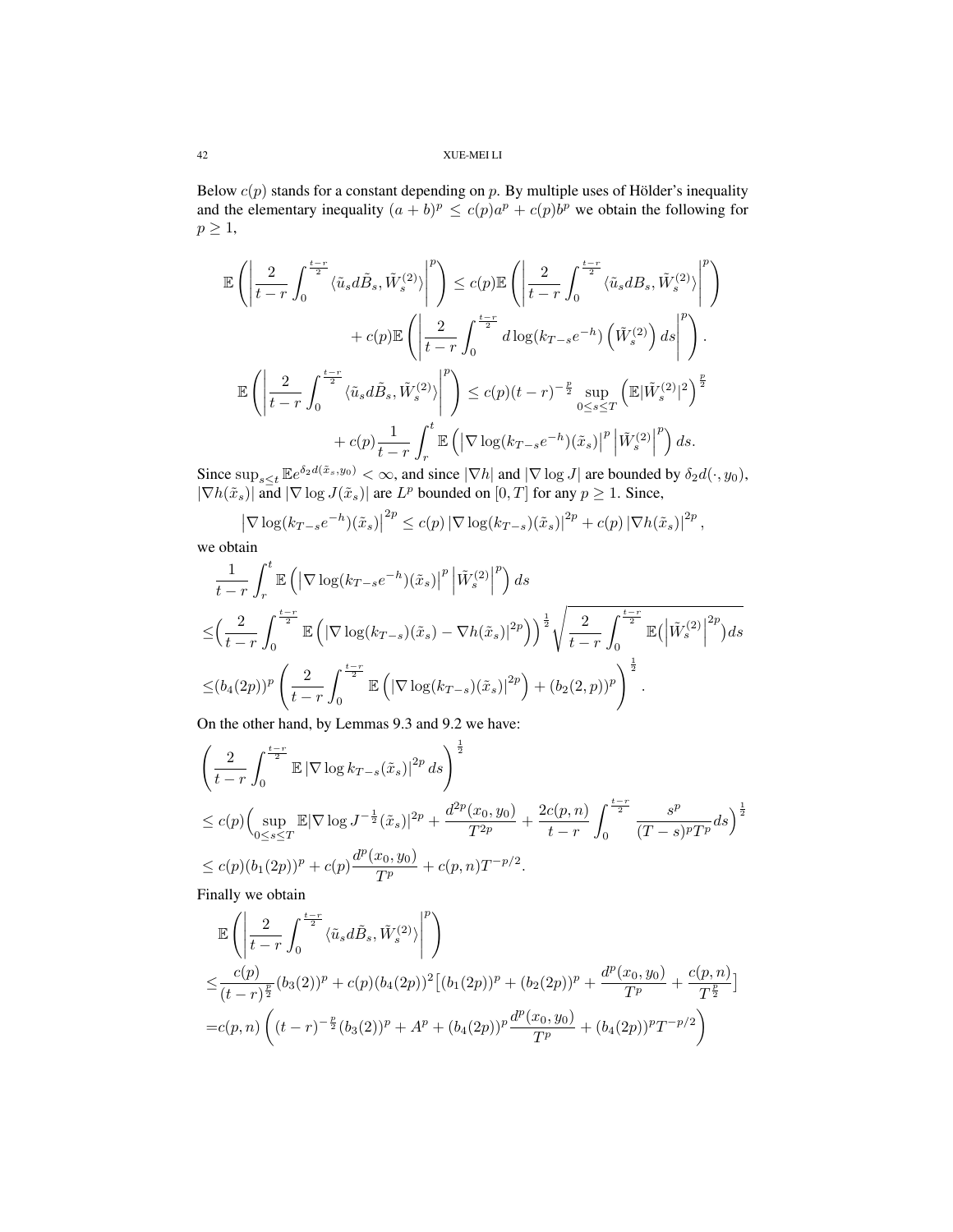Below $c(p)$ stands for a constant depending on $p$. By multiple uses of Hölder's inequality and the elementary inequality $(a+b)^p \le c(p)a^p + c(p)b^p$ we obtain the following for $p \ge 1$,

$$\mathbb{E}\left(\left|\frac{2}{t-r}\int_0^{\frac{t-r}{2}} \langle \tilde{u}_s d\tilde{B}_s, \tilde{W}_s^{(2)}\rangle\right|^p\right) \le c(p)\mathbb{E}\left(\left|\frac{2}{t-r}\int_0^{\frac{t-r}{2}} \langle \tilde{u}_s dB_s, \tilde{W}_s^{(2)}\rangle\right|^p\right)$$

$$+ c(p)\mathbb{E}\left(\left|\frac{2}{t-r}\int_0^{\frac{t-r}{2}} d\log(k_{T-s}e^{-h})\left(\tilde{W}_s^{(2)}\right) ds\right|^p\right).$$

$$\mathbb{E}\left(\left|\frac{2}{t-r}\int_0^{\frac{t-r}{2}} \langle \tilde{u}_s d\tilde{B}_s, \tilde{W}_s^{(2)}\rangle\right|^p\right) \le c(p)(t-r)^{-\frac{p}{2}} \sup_{0\le s\le T}\left(\mathbb{E}|\tilde{W}_s^{(2)}|^2\right)^{\frac{p}{2}}$$

$$+ c(p)\frac{1}{t-r}\int_r^t \mathbb{E}\left(\left|\nabla \log(k_{T-s}e^{-h})(\tilde{x}_s)\right|^p \left|\tilde{W}_s^{(2)}\right|^p\right) ds.$$

Since $\sup_{s\le t}\mathbb{E}e^{\delta_2 d(\tilde{x}_s, y_0)} < \infty$, and since $|\nabla h|$ and $|\nabla \log J|$ are bounded by $\delta_2 d(\cdot, y_0)$, $|\nabla h(\tilde{x}_s)|$ and $|\nabla \log J(\tilde{x}_s)|$ are $L^p$ bounded on $[0,T]$ for any $p \ge 1$. Since,

$$\left|\nabla \log(k_{T-s}e^{-h})(\tilde{x}_s)\right|^{2p} \le c(p)\left|\nabla \log(k_{T-s})(\tilde{x}_s)\right|^{2p} + c(p)\left|\nabla h(\tilde{x}_s)\right|^{2p},$$

we obtain

$$\frac{1}{t-r}\int_r^t \mathbb{E}\left(\left|\nabla \log(k_{T-s}e^{-h})(\tilde{x}_s)\right|^p \left|\tilde{W}_s^{(2)}\right|^p\right) ds$$

$$\le \Big(\frac{2}{t-r}\int_0^{\frac{t-r}{2}} \mathbb{E}\left(\left|\nabla \log(k_{T-s})(\tilde{x}_s) - \nabla h(\tilde{x}_s)\right|^{2p}\right)\Big)^{\frac{1}{2}} \sqrt{\frac{2}{t-r}\int_0^{\frac{t-r}{2}} \mathbb{E}\left(\left|\tilde{W}_s^{(2)}\right|^{2p}\right) ds}$$

$$\le (b_4(2p))^p \left(\frac{2}{t-r}\int_0^{\frac{t-r}{2}} \mathbb{E}\left(\left|\nabla \log(k_{T-s})(\tilde{x}_s)\right|^{2p}\right) + (b_2(2,p))^p\right)^{\frac{1}{2}}.$$

On the other hand, by Lemmas 9.3 and 9.2 we have:

$$\left(\frac{2}{t-r}\int_0^{\frac{t-r}{2}} \mathbb{E}\left|\nabla \log k_{T-s}(\tilde{x}_s)\right|^{2p} ds\right)^{\frac{1}{2}}$$

$$\le c(p)\Big(\sup_{0\le s\le T}\mathbb{E}|\nabla \log J^{-\frac{1}{2}}(\tilde{x}_s)|^{2p} + \frac{d^{2p}(x_0,y_0)}{T^{2p}} + \frac{2c(p,n)}{t-r}\int_0^{\frac{t-r}{2}} \frac{s^p}{(T-s)^p T^p} ds\Big)^{\frac{1}{2}}$$

$$\le c(p)(b_1(2p))^p + c(p)\frac{d^p(x_0,y_0)}{T^p} + c(p,n)T^{-p/2}.$$

Finally we obtain

$$\mathbb{E}\left(\left|\frac{2}{t-r}\int_0^{\frac{t-r}{2}} \langle \tilde{u}_s d\tilde{B}_s, \tilde{W}_s^{(2)}\rangle\right|^p\right)$$

$$\le \frac{c(p)}{(t-r)^{\frac{p}{2}}}(b_3(2))^p + c(p)(b_4(2p))^2\big[(b_1(2p))^p + (b_2(2p))^p + \frac{d^p(x_0,y_0)}{T^p} + \frac{c(p,n)}{T^{\frac{p}{2}}}\big]$$

$$= c(p,n)\left((t-r)^{-\frac{p}{2}}(b_3(2))^p + A^p + (b_4(2p))^p\frac{d^p(x_0,y_0)}{T^p} + (b_4(2p))^p T^{-p/2}\right)$$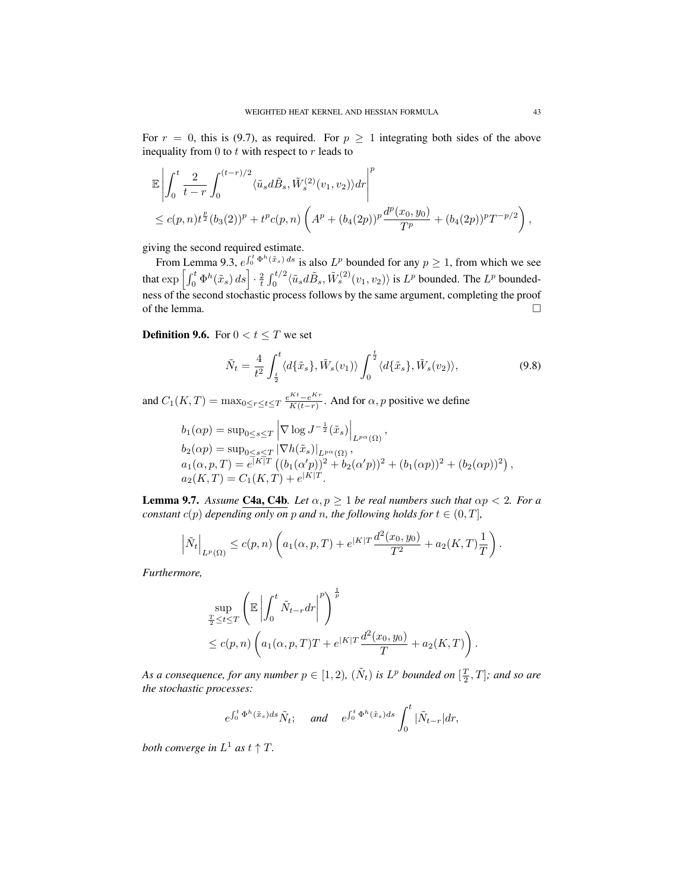For $r = 0$, this is (9.7), as required. For $p \geq 1$ integrating both sides of the above inequality from 0 to $t$ with respect to $r$ leads to

$$
\begin{aligned}
&\mathbb{E}\left|\int_0^t \frac{2}{t-r}\int_0^{(t-r)/2} \langle \tilde{u}_s d\tilde{B}_s, \tilde{W}_s^{(2)}(v_1, v_2)\rangle dr\right|^p \\
&\leq c(p,n) t^{\frac{p}{2}} (b_3(2))^p + t^p c(p,n)\left(A^p + (b_4(2p))^p \frac{d^p(x_0,y_0)}{T^p} + (b_4(2p))^p T^{-p/2}\right),
\end{aligned}
$$

giving the second required estimate.

From Lemma 9.3, $e^{\int_0^t \Phi^h(\tilde{x}_s)\, ds}$ is also $L^p$ bounded for any $p \geq 1$, from which we see that $\exp\left[\int_0^t \Phi^h(\tilde{x}_s)\, ds\right] \cdot \frac{2}{t}\int_0^{t/2} \langle \tilde{u}_s d\tilde{B}_s, \tilde{W}_s^{(2)}(v_1, v_2)\rangle$ is $L^p$ bounded. The $L^p$ boundedness of the second stochastic process follows by the same argument, completing the proof of the lemma. $\square$

**Definition 9.6.** For $0 < t \leq T$ we set

$$
\tilde{N}_t = \frac{4}{t^2}\int_{\frac{t}{2}}^t \langle d\{\tilde{x}_s\}, \tilde{W}_s(v_1)\rangle \int_0^{\frac{t}{2}} \langle d\{\tilde{x}_s\}, \tilde{W}_s(v_2)\rangle, \tag{9.8}
$$

and $C_1(K,T) = \max_{0 \leq r \leq t \leq T} \frac{e^{Kt} - e^{Kr}}{K(t-r)}$. And for $\alpha, p$ positive we define

$$
\begin{aligned}
&b_1(\alpha p) = \sup_{0 \leq s \leq T} \left|\nabla \log J^{-\frac{1}{2}}(\tilde{x}_s)\right|_{L^{p\alpha}(\Omega)}, \\
&b_2(\alpha p) = \sup_{0 \leq s \leq T} |\nabla h(\tilde{x}_s)|_{L^{p\alpha}(\Omega)}, \\
&a_1(\alpha, p, T) = e^{|K|T}\left((b_1(\alpha' p))^2 + b_2(\alpha' p))^2 + (b_1(\alpha p))^2 + (b_2(\alpha p))^2\right), \\
&a_2(K,T) = C_1(K,T) + e^{|K|T}.
\end{aligned}
$$

**Lemma 9.7.** *Assume* C4a, C4b*. Let $\alpha, p \geq 1$ be real numbers such that $\alpha p < 2$. For a constant $c(p)$ depending only on $p$ and $n$, the following holds for $t \in (0, T]$,*

$$
\left|\tilde{N}_t\right|_{L^p(\Omega)} \leq c(p,n)\left(a_1(\alpha, p, T) + e^{|K|T}\frac{d^2(x_0,y_0)}{T^2} + a_2(K,T)\frac{1}{T}\right).
$$

*Furthermore,*

$$
\begin{aligned}
&\sup_{\frac{T}{2} \leq t \leq T}\left(\mathbb{E}\left|\int_0^t \tilde{N}_{t-r} dr\right|^p\right)^{\frac{1}{p}} \\
&\leq c(p,n)\left(a_1(\alpha, p, T)T + e^{|K|T}\frac{d^2(x_0,y_0)}{T} + a_2(K,T)\right).
\end{aligned}
$$

*As a consequence, for any number $p \in [1, 2)$, $(\tilde{N}_t)$ is $L^p$ bounded on $[\frac{T}{2}, T]$; and so are the stochastic processes:*

$$
e^{\int_0^t \Phi^h(\tilde{x}_s) ds}\tilde{N}_t; \quad \text{and} \quad e^{\int_0^t \Phi^h(\tilde{x}_s) ds}\int_0^t |\tilde{N}_{t-r}| dr,
$$

*both converge in $L^1$ as $t \uparrow T$.*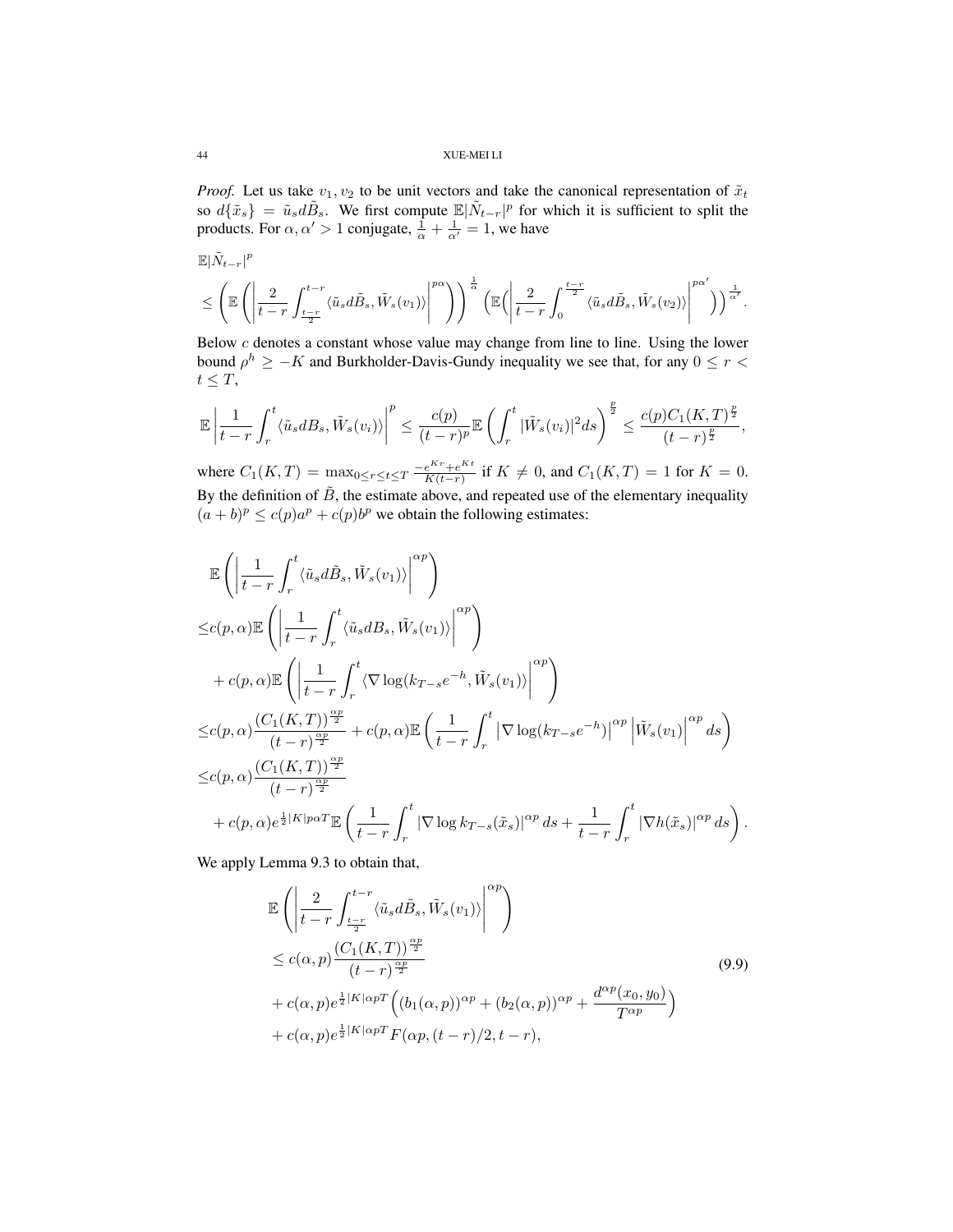*Proof.* Let us take $v_1, v_2$ to be unit vectors and take the canonical representation of $\tilde{x}_t$ so $d\{\tilde{x}_s\} = \tilde{u}_s d\tilde{B}_s$. We first compute $\mathbb{E}|\tilde{N}_{t-r}|^p$ for which it is sufficient to split the products. For $\alpha, \alpha' > 1$ conjugate, $\frac{1}{\alpha} + \frac{1}{\alpha'} = 1$, we have

$$
\begin{aligned}
&\mathbb{E}|\tilde{N}_{t-r}|^p \\
&\le \left( \mathbb{E}\left( \left| \frac{2}{t-r} \int_{\frac{t-r}{2}}^{t-r} \langle \tilde{u}_s d\tilde{B}_s, \tilde{W}_s(v_1) \rangle \right|^{p\alpha} \right) \right)^{\frac{1}{\alpha}} \left( \mathbb{E}\Big( \left| \frac{2}{t-r} \int_0^{\frac{t-r}{2}} \langle \tilde{u}_s d\tilde{B}_s, \tilde{W}_s(v_2) \rangle \right|^{p\alpha'} \Big) \right)^{\frac{1}{\alpha'}}.
\end{aligned}
$$

Below $c$ denotes a constant whose value may change from line to line. Using the lower bound $\rho^h \ge -K$ and Burkholder-Davis-Gundy inequality we see that, for any $0 \le r < t \le T$,

$$
\mathbb{E}\left| \frac{1}{t-r} \int_r^t \langle \tilde{u}_s dB_s, \tilde{W}_s(v_i) \rangle \right|^p \le \frac{c(p)}{(t-r)^p} \mathbb{E}\left( \int_r^t |\tilde{W}_s(v_i)|^2 ds \right)^{\frac{p}{2}} \le \frac{c(p) C_1(K,T)^{\frac{p}{2}}}{(t-r)^{\frac{p}{2}}},
$$

where $C_1(K,T) = \max_{0 \le r \le t \le T} \frac{-e^{Kr} + e^{Kt}}{K(t-r)}$ if $K \neq 0$, and $C_1(K,T) = 1$ for $K = 0$. By the definition of $\tilde{B}$, the estimate above, and repeated use of the elementary inequality $(a+b)^p \le c(p)a^p + c(p)b^p$ we obtain the following estimates:

$$
\begin{aligned}
&\mathbb{E}\left( \left| \frac{1}{t-r} \int_r^t \langle \tilde{u}_s d\tilde{B}_s, \tilde{W}_s(v_1) \rangle \right|^{\alpha p} \right) \\
\le& c(p,\alpha) \mathbb{E}\left( \left| \frac{1}{t-r} \int_r^t \langle \tilde{u}_s dB_s, \tilde{W}_s(v_1) \rangle \right|^{\alpha p} \right) \\
&+ c(p,\alpha) \mathbb{E}\left( \left| \frac{1}{t-r} \int_r^t \langle \nabla \log(k_{T-s} e^{-h}, \tilde{W}_s(v_1) \rangle \right|^{\alpha p} \right) \\
\le& c(p,\alpha) \frac{(C_1(K,T))^{\frac{\alpha p}{2}}}{(t-r)^{\frac{\alpha p}{2}}} + c(p,\alpha) \mathbb{E}\left( \frac{1}{t-r} \int_r^t \left| \nabla \log(k_{T-s} e^{-h}) \right|^{\alpha p} \left| \tilde{W}_s(v_1) \right|^{\alpha p} ds \right) \\
\le& c(p,\alpha) \frac{(C_1(K,T))^{\frac{\alpha p}{2}}}{(t-r)^{\frac{\alpha p}{2}}} \\
&+ c(p,\alpha) e^{\frac{1}{2}|K|p\alpha T} \mathbb{E}\left( \frac{1}{t-r} \int_r^t |\nabla \log k_{T-s}(\tilde{x}_s)|^{\alpha p} ds + \frac{1}{t-r} \int_r^t |\nabla h(\tilde{x}_s)|^{\alpha p} ds \right).
\end{aligned}
$$

We apply Lemma 9.3 to obtain that,

$$
\begin{aligned}
&\mathbb{E}\left( \left| \frac{2}{t-r} \int_{\frac{t-r}{2}}^{t-r} \langle \tilde{u}_s d\tilde{B}_s, \tilde{W}_s(v_1) \rangle \right|^{\alpha p} \right) \\
&\le c(\alpha,p) \frac{(C_1(K,T))^{\frac{\alpha p}{2}}}{(t-r)^{\frac{\alpha p}{2}}} \\
&+ c(\alpha,p) e^{\frac{1}{2}|K|\alpha p T} \Big( (b_1(\alpha,p))^{\alpha p} + (b_2(\alpha,p))^{\alpha p} + \frac{d^{\alpha p}(x_0,y_0)}{T^{\alpha p}} \Big) \\
&+ c(\alpha,p) e^{\frac{1}{2}|K|\alpha p T} F(\alpha p, (t-r)/2, t-r),
\end{aligned}
\tag{9.9}
$$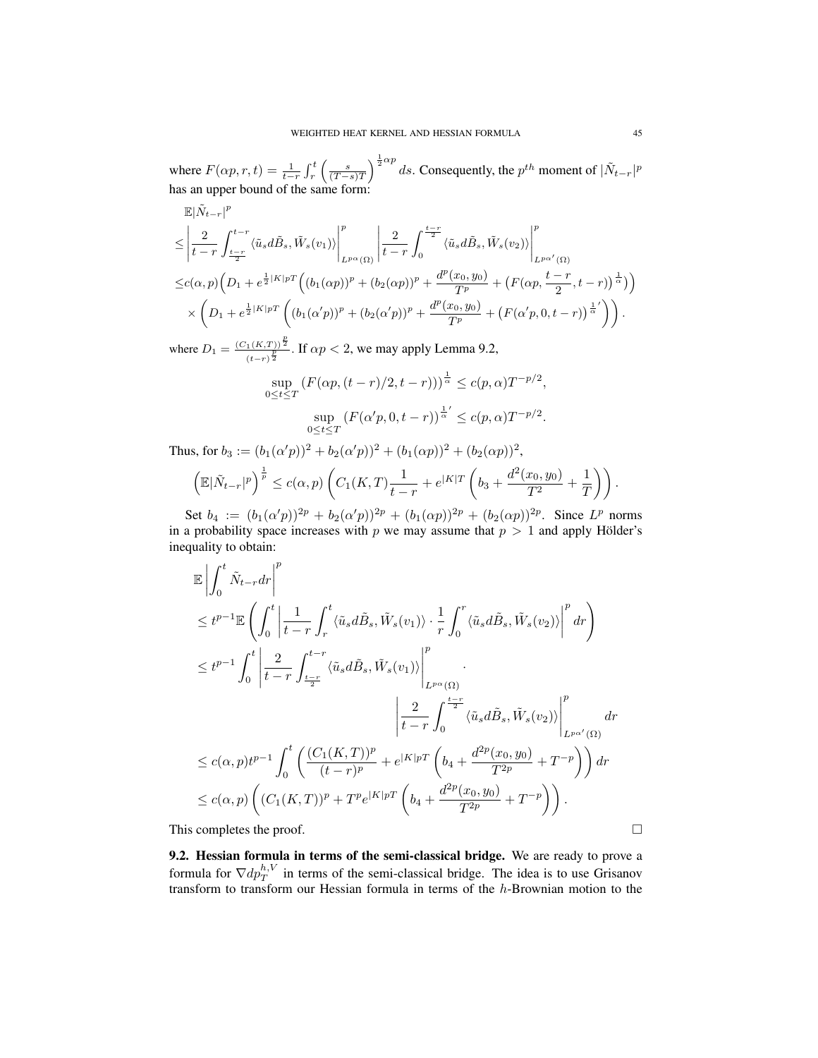where $F(\alpha p, r, t) = \frac{1}{t-r}\int_r^t \left(\frac{s}{(T-s)T}\right)^{\frac{1}{2}\alpha p} ds$. Consequently, the $p^{th}$ moment of $|\tilde{N}_{t-r}|^p$ has an upper bound of the same form:

$$
\begin{aligned}
&\mathbb{E}|\tilde{N}_{t-r}|^p \\
\leq &\left|\frac{2}{t-r}\int_{\frac{t-r}{2}}^{t-r} \langle \tilde{u}_s d\tilde{B}_s, \tilde{W}_s(v_1)\rangle\right|^p_{L^{p\alpha}(\Omega)} \left|\frac{2}{t-r}\int_0^{\frac{t-r}{2}} \langle \tilde{u}_s d\tilde{B}_s, \tilde{W}_s(v_2)\rangle\right|^p_{L^{p\alpha'}(\Omega)} \\
\leq &c(\alpha,p)\Big(D_1 + e^{\frac{1}{2}|K|pT}\Big((b_1(\alpha p))^p + (b_2(\alpha p))^p + \frac{d^p(x_0,y_0)}{T^p} + \big(F(\alpha p, \frac{t-r}{2}, t-r)\big)^{\frac{1}{\alpha}}\Big)\Big) \\
&\times \left(D_1 + e^{\frac{1}{2}|K|pT}\left((b_1(\alpha' p))^p + (b_2(\alpha' p))^p + \frac{d^p(x_0,y_0)}{T^p} + \big(F(\alpha' p, 0, t-r)\big)^{\frac{1}{\alpha}'}\right)\right).
\end{aligned}
$$

where $D_1 = \frac{(C_1(K,T))^{\frac{p}{2}}}{(t-r)^{\frac{p}{2}}}$. If $\alpha p < 2$, we may apply Lemma 9.2,

$$
\sup_{0\leq t\leq T} \left(F(\alpha p, (t-r)/2, t-r)\right)^{\frac{1}{\alpha}} \leq c(p,\alpha) T^{-p/2},
$$

$$
\sup_{0\leq t\leq T} \left(F(\alpha' p, 0, t-r)\right)^{\frac{1}{\alpha}'} \leq c(p,\alpha) T^{-p/2}.
$$

Thus, for $b_3 := (b_1(\alpha' p))^2 + b_2(\alpha' p))^2 + (b_1(\alpha p))^2 + (b_2(\alpha p))^2$,

$$
\left(\mathbb{E}|\tilde{N}_{t-r}|^p\right)^{\frac{1}{p}} \leq c(\alpha,p)\left(C_1(K,T)\frac{1}{t-r} + e^{|K|T}\left(b_3 + \frac{d^2(x_0,y_0)}{T^2} + \frac{1}{T}\right)\right).
$$

Set $b_4 := (b_1(\alpha' p))^{2p} + b_2(\alpha' p))^{2p} + (b_1(\alpha p))^{2p} + (b_2(\alpha p))^{2p}$. Since $L^p$ norms in a probability space increases with $p$ we may assume that $p > 1$ and apply Hölder's inequality to obtain:

$$
\begin{aligned}
&\mathbb{E}\left|\int_0^t \tilde{N}_{t-r} dr\right|^p \\
\leq &t^{p-1}\mathbb{E}\left(\int_0^t \left|\frac{1}{t-r}\int_r^t \langle \tilde{u}_s d\tilde{B}_s, \tilde{W}_s(v_1)\rangle \cdot \frac{1}{r}\int_0^r \langle \tilde{u}_s d\tilde{B}_s, \tilde{W}_s(v_2)\rangle\right|^p dr\right) \\
\leq &t^{p-1}\int_0^t \left|\frac{2}{t-r}\int_{\frac{t-r}{2}}^{t-r} \langle \tilde{u}_s d\tilde{B}_s, \tilde{W}_s(v_1)\rangle\right|^p_{L^{p\alpha}(\Omega)} \cdot \\
&\qquad\qquad \left|\frac{2}{t-r}\int_0^{\frac{t-r}{2}} \langle \tilde{u}_s d\tilde{B}_s, \tilde{W}_s(v_2)\rangle\right|^p_{L^{p\alpha'}(\Omega)} dr \\
\leq &c(\alpha,p)t^{p-1}\int_0^t \left(\frac{(C_1(K,T))^p}{(t-r)^p} + e^{|K|pT}\left(b_4 + \frac{d^{2p}(x_0,y_0)}{T^{2p}} + T^{-p}\right)\right) dr \\
\leq &c(\alpha,p)\left((C_1(K,T))^p + T^p e^{|K|pT}\left(b_4 + \frac{d^{2p}(x_0,y_0)}{T^{2p}} + T^{-p}\right)\right).
\end{aligned}
$$

This completes the proof. $\square$

**9.2. Hessian formula in terms of the semi-classical bridge.** We are ready to prove a formula for $\nabla dp_T^{h,V}$ in terms of the semi-classical bridge. The idea is to use Grisanov transform to transform our Hessian formula in terms of the $h$-Brownian motion to the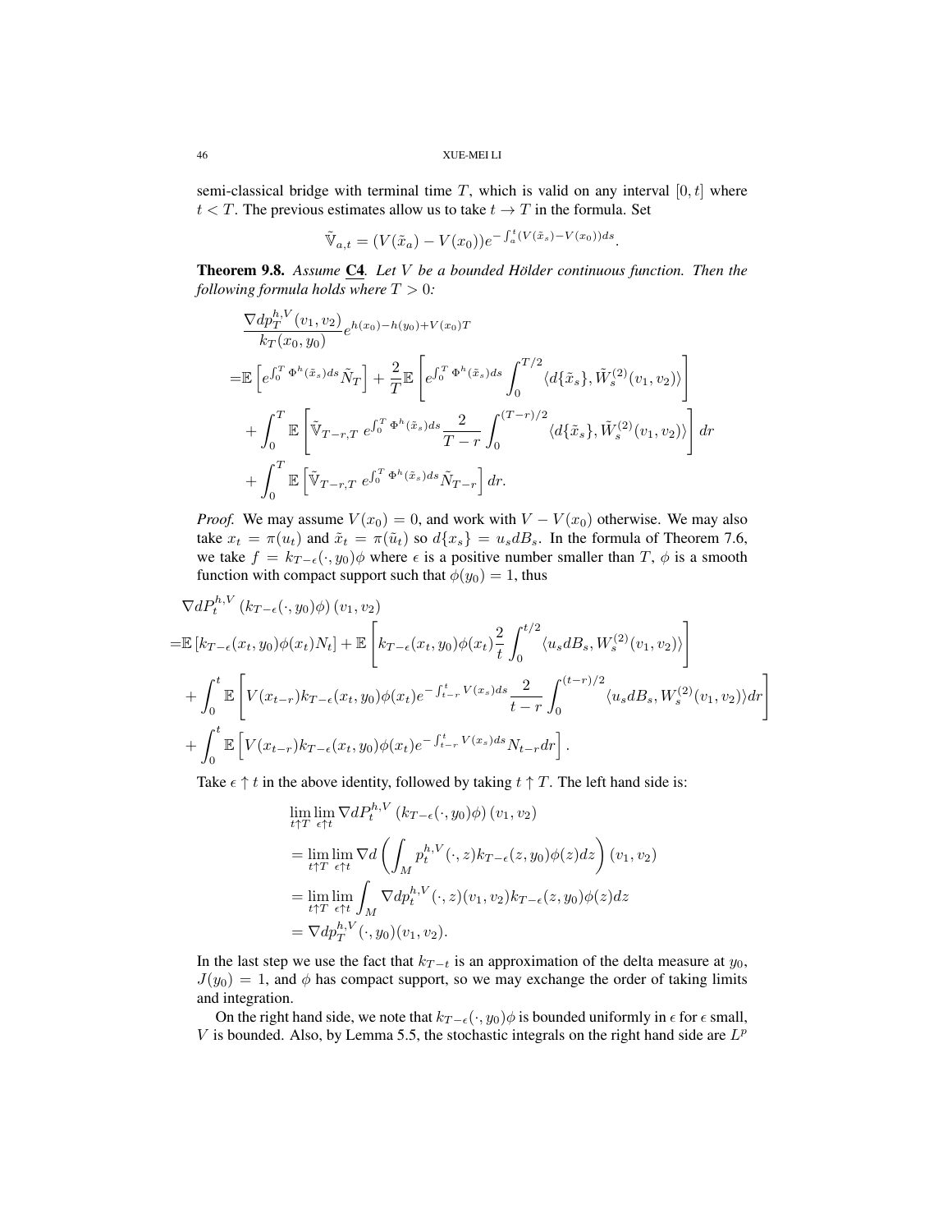semi-classical bridge with terminal time $T$, which is valid on any interval $[0, t]$ where $t < T$. The previous estimates allow us to take $t \to T$ in the formula. Set

$$\tilde{\mathbb{V}}_{a,t} = (V(\tilde{x}_a) - V(x_0))e^{-\int_a^t (V(\tilde{x}_s) - V(x_0))ds}.$$

**Theorem 9.8.** *Assume* C4*. Let $V$ be a bounded Hölder continuous function. Then the following formula holds where $T > 0$:*

$$\begin{aligned}
&\frac{\nabla dp_T^{h,V}(v_1, v_2)}{k_T(x_0, y_0)} e^{h(x_0) - h(y_0) + V(x_0)T} \\
=& \mathbb{E}\left[e^{\int_0^T \Phi^h(\tilde{x}_s)ds} \tilde{N}_T\right] + \frac{2}{T}\mathbb{E}\left[e^{\int_0^T \Phi^h(\tilde{x}_s)ds} \int_0^{T/2} \langle d\{\tilde{x}_s\}, \tilde{W}_s^{(2)}(v_1, v_2)\rangle\right] \\
&+ \int_0^T \mathbb{E}\left[\tilde{\mathbb{V}}_{T-r,T}\, e^{\int_0^T \Phi^h(\tilde{x}_s)ds} \frac{2}{T-r} \int_0^{(T-r)/2} \langle d\{\tilde{x}_s\}, \tilde{W}_s^{(2)}(v_1, v_2)\rangle\right] dr \\
&+ \int_0^T \mathbb{E}\left[\tilde{\mathbb{V}}_{T-r,T}\, e^{\int_0^T \Phi^h(\tilde{x}_s)ds} \tilde{N}_{T-r}\right] dr.
\end{aligned}$$

*Proof.* We may assume $V(x_0) = 0$, and work with $V - V(x_0)$ otherwise. We may also take $x_t = \pi(u_t)$ and $\tilde{x}_t = \pi(\tilde{u}_t)$ so $d\{x_s\} = u_s dB_s$. In the formula of Theorem 7.6, we take $f = k_{T-\epsilon}(\cdot, y_0)\phi$ where $\epsilon$ is a positive number smaller than $T$, $\phi$ is a smooth function with compact support such that $\phi(y_0) = 1$, thus

$$\begin{aligned}
&\nabla dP_t^{h,V}\left(k_{T-\epsilon}(\cdot, y_0)\phi\right)(v_1, v_2) \\
=& \mathbb{E}\left[k_{T-\epsilon}(x_t, y_0)\phi(x_t)N_t\right] + \mathbb{E}\left[k_{T-\epsilon}(x_t, y_0)\phi(x_t)\frac{2}{t}\int_0^{t/2} \langle u_s dB_s, W_s^{(2)}(v_1, v_2)\rangle\right] \\
&+ \int_0^t \mathbb{E}\left[V(x_{t-r})k_{T-\epsilon}(x_t, y_0)\phi(x_t)e^{-\int_{t-r}^t V(x_s)ds}\frac{2}{t-r}\int_0^{(t-r)/2} \langle u_s dB_s, W_s^{(2)}(v_1, v_2)\rangle dr\right] \\
&+ \int_0^t \mathbb{E}\left[V(x_{t-r})k_{T-\epsilon}(x_t, y_0)\phi(x_t)e^{-\int_{t-r}^t V(x_s)ds}N_{t-r}dr\right].
\end{aligned}$$

Take $\epsilon \uparrow t$ in the above identity, followed by taking $t \uparrow T$. The left hand side is:

$$\begin{aligned}
&\lim_{t\uparrow T}\lim_{\epsilon\uparrow t} \nabla dP_t^{h,V}\left(k_{T-\epsilon}(\cdot, y_0)\phi\right)(v_1, v_2) \\
&= \lim_{t\uparrow T}\lim_{\epsilon\uparrow t} \nabla d\left(\int_M p_t^{h,V}(\cdot, z)k_{T-\epsilon}(z, y_0)\phi(z)dz\right)(v_1, v_2) \\
&= \lim_{t\uparrow T}\lim_{\epsilon\uparrow t} \int_M \nabla dp_t^{h,V}(\cdot, z)(v_1, v_2)k_{T-\epsilon}(z, y_0)\phi(z)dz \\
&= \nabla dp_T^{h,V}(\cdot, y_0)(v_1, v_2).
\end{aligned}$$

In the last step we use the fact that $k_{T-t}$ is an approximation of the delta measure at $y_0$, $J(y_0) = 1$, and $\phi$ has compact support, so we may exchange the order of taking limits and integration.

On the right hand side, we note that $k_{T-\epsilon}(\cdot, y_0)\phi$ is bounded uniformly in $\epsilon$ for $\epsilon$ small, $V$ is bounded. Also, by Lemma 5.5, the stochastic integrals on the right hand side are $L^p$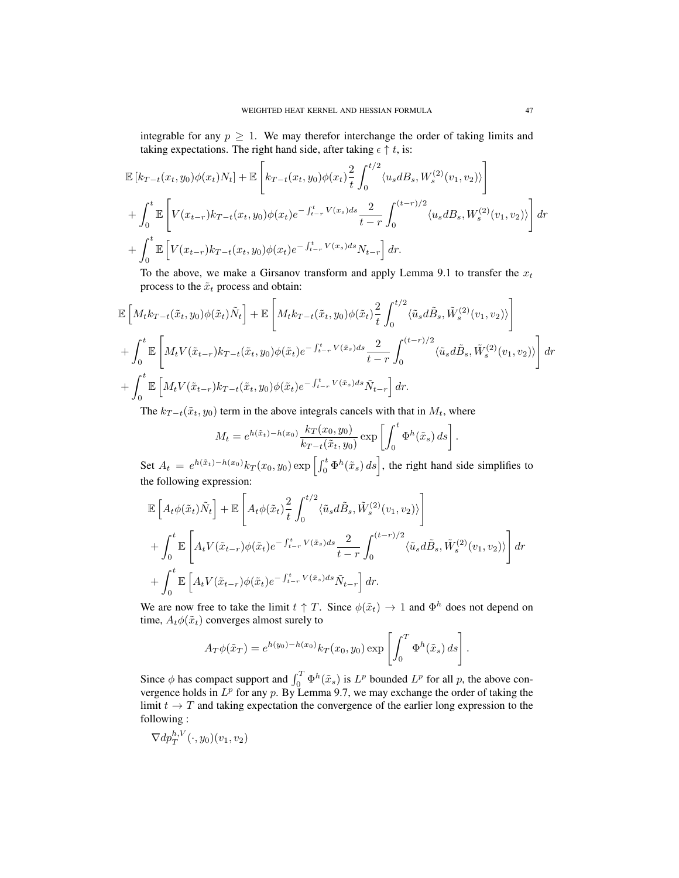integrable for any $p \geq 1$. We may therefor interchange the order of taking limits and taking expectations. The right hand side, after taking $\epsilon \uparrow t$, is:

$$
\begin{aligned}
&\mathbb{E}\left[k_{T-t}(x_t, y_0)\phi(x_t)N_t\right] + \mathbb{E}\left[k_{T-t}(x_t, y_0)\phi(x_t)\frac{2}{t}\int_0^{t/2}\langle u_s dB_s, W_s^{(2)}(v_1, v_2)\rangle\right] \\
&+ \int_0^t \mathbb{E}\left[V(x_{t-r})k_{T-t}(x_t, y_0)\phi(x_t)e^{-\int_{t-r}^t V(x_s)ds}\frac{2}{t-r}\int_0^{(t-r)/2}\langle u_s dB_s, W_s^{(2)}(v_1, v_2)\rangle\right] dr \\
&+ \int_0^t \mathbb{E}\left[V(x_{t-r})k_{T-t}(x_t, y_0)\phi(x_t)e^{-\int_{t-r}^t V(x_s)ds}N_{t-r}\right] dr.
\end{aligned}
$$

To the above, we make a Girsanov transform and apply Lemma 9.1 to transfer the $x_t$ process to the $\tilde{x}_t$ process and obtain:

$$
\begin{aligned}
&\mathbb{E}\left[M_t k_{T-t}(\tilde{x}_t, y_0)\phi(\tilde{x}_t)\tilde{N}_t\right] + \mathbb{E}\left[M_t k_{T-t}(\tilde{x}_t, y_0)\phi(\tilde{x}_t)\frac{2}{t}\int_0^{t/2}\langle \tilde{u}_s d\tilde{B}_s, \tilde{W}_s^{(2)}(v_1, v_2)\rangle\right] \\
&+ \int_0^t \mathbb{E}\left[M_t V(\tilde{x}_{t-r})k_{T-t}(\tilde{x}_t, y_0)\phi(\tilde{x}_t)e^{-\int_{t-r}^t V(\tilde{x}_s)ds}\frac{2}{t-r}\int_0^{(t-r)/2}\langle \tilde{u}_s d\tilde{B}_s, \tilde{W}_s^{(2)}(v_1, v_2)\rangle\right] dr \\
&+ \int_0^t \mathbb{E}\left[M_t V(\tilde{x}_{t-r})k_{T-t}(\tilde{x}_t, y_0)\phi(\tilde{x}_t)e^{-\int_{t-r}^t V(\tilde{x}_s)ds}\tilde{N}_{t-r}\right] dr.
\end{aligned}
$$

The $k_{T-t}(\tilde{x}_t, y_0)$ term in the above integrals cancels with that in $M_t$, where

$$
M_t = e^{h(\tilde{x}_t) - h(x_0)}\frac{k_T(x_0, y_0)}{k_{T-t}(\tilde{x}_t, y_0)}\exp\left[\int_0^t \Phi^h(\tilde{x}_s)\, ds\right].
$$

Set $A_t = e^{h(\tilde{x}_t) - h(x_0)}k_T(x_0, y_0)\exp\left[\int_0^t \Phi^h(\tilde{x}_s)\, ds\right]$, the right hand side simplifies to the following expression:

$$
\begin{aligned}
&\mathbb{E}\left[A_t\phi(\tilde{x}_t)\tilde{N}_t\right] + \mathbb{E}\left[A_t\phi(\tilde{x}_t)\frac{2}{t}\int_0^{t/2}\langle \tilde{u}_s d\tilde{B}_s, \tilde{W}_s^{(2)}(v_1, v_2)\rangle\right] \\
&+ \int_0^t \mathbb{E}\left[A_t V(\tilde{x}_{t-r})\phi(\tilde{x}_t)e^{-\int_{t-r}^t V(\tilde{x}_s)ds}\frac{2}{t-r}\int_0^{(t-r)/2}\langle \tilde{u}_s d\tilde{B}_s, \tilde{W}_s^{(2)}(v_1, v_2)\rangle\right] dr \\
&+ \int_0^t \mathbb{E}\left[A_t V(\tilde{x}_{t-r})\phi(\tilde{x}_t)e^{-\int_{t-r}^t V(\tilde{x}_s)ds}\tilde{N}_{t-r}\right] dr.
\end{aligned}
$$

We are now free to take the limit $t \uparrow T$. Since $\phi(\tilde{x}_t) \to 1$ and $\Phi^h$ does not depend on time, $A_t\phi(\tilde{x}_t)$ converges almost surely to

$$
A_T\phi(\tilde{x}_T) = e^{h(y_0) - h(x_0)}k_T(x_0, y_0)\exp\left[\int_0^T \Phi^h(\tilde{x}_s)\, ds\right].
$$

Since $\phi$ has compact support and $\int_0^T \Phi^h(\tilde{x}_s)$ is $L^p$ bounded $L^p$ for all $p$, the above convergence holds in $L^p$ for any $p$. By Lemma 9.7, we may exchange the order of taking the limit $t \to T$ and taking expectation the convergence of the earlier long expression to the following :

$$
\nabla dp_T^{h,V}(\cdot, y_0)(v_1, v_2)
$$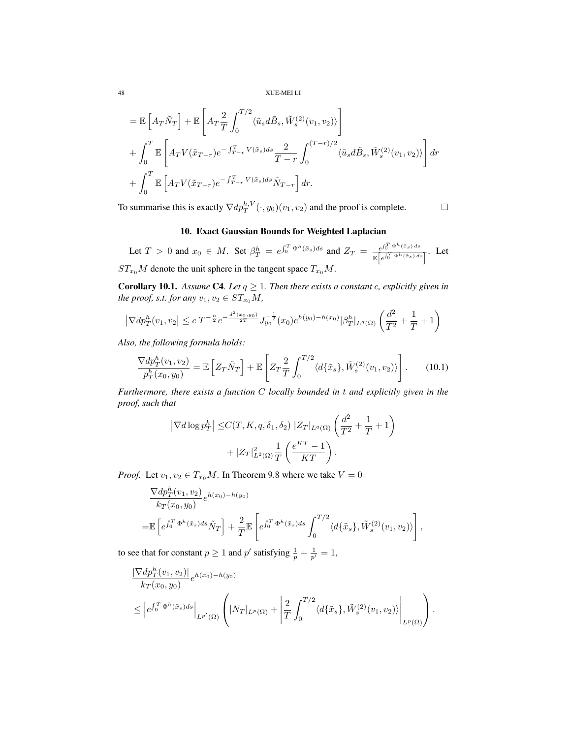$$
\begin{aligned}
&= \mathbb{E}\left[A_T \tilde{N}_T\right] + \mathbb{E}\left[A_T \frac{2}{T}\int_0^{T/2} \langle \tilde{u}_s d\tilde{B}_s, \tilde{W}_s^{(2)}(v_1,v_2)\rangle\right] \\
&+ \int_0^T \mathbb{E}\left[A_T V(\tilde{x}_{T-r}) e^{-\int_{T-r}^T V(\tilde{x}_s)ds} \frac{2}{T-r}\int_0^{(T-r)/2} \langle \tilde{u}_s d\tilde{B}_s, \tilde{W}_s^{(2)}(v_1,v_2)\rangle\right] dr \\
&+ \int_0^T \mathbb{E}\left[A_T V(\tilde{x}_{T-r}) e^{-\int_{T-r}^T V(\tilde{x}_s)ds} \tilde{N}_{T-r}\right] dr.
\end{aligned}
$$

To summarise this is exactly $\nabla dp_T^{h,V}(\cdot, y_0)(v_1,v_2)$ and the proof is complete. □

## 10. Exact Gaussian Bounds for Weighted Laplacian

Let $T > 0$ and $x_0 \in M$. Set $\beta_T^h = e^{\int_0^T \Phi^h(\tilde{x}_s)ds}$ and $Z_T = \frac{e^{\int_0^T \Phi^h(\tilde{x}_s)\,ds}}{\mathbb{E}\left[e^{\int_0^T \Phi^h(\tilde{x}_s)\,ds}\right]}$. Let $ST_{x_0}M$ denote the unit sphere in the tangent space $T_{x_0}M$.

**Corollary 10.1.** *Assume* **C4**. *Let $q \geq 1$. Then there exists a constant $c$, explicitly given in the proof, s.t. for any $v_1, v_2 \in ST_{x_0}M$,*

$$
\left|\nabla dp_T^h(v_1,v_2\right| \leq c\, T^{-\frac{n}{2}} e^{-\frac{d^2(x_0,y_0)}{2T}} J_{y_0}^{-\frac{1}{2}}(x_0) e^{h(y_0)-h(x_0)} |\beta_T^h|_{L^q(\Omega)} \left(\frac{d^2}{T^2} + \frac{1}{T} + 1\right)
$$

*Also, the following formula holds:*

$$
\frac{\nabla dp_T^h(v_1,v_2)}{p_T^h(x_0,y_0)} = \mathbb{E}\left[Z_T \tilde{N}_T\right] + \mathbb{E}\left[Z_T \frac{2}{T}\int_0^{T/2} \langle d\{\tilde{x}_s\}, \tilde{W}_s^{(2)}(v_1,v_2)\rangle\right]. \tag{10.1}
$$

*Furthermore, there exists a function $C$ locally bounded in $t$ and explicitly given in the proof, such that*

$$
\begin{aligned}
\left|\nabla d \log p_T^h\right| \leq & C(T,K,q,\delta_1,\delta_2)\, |Z_T|_{L^q(\Omega)} \left(\frac{d^2}{T^2} + \frac{1}{T} + 1\right) \\
&+ |Z_T|^2_{L^2(\Omega)} \frac{1}{T}\left(\frac{e^{KT}-1}{KT}\right).
\end{aligned}
$$

*Proof.* Let $v_1, v_2 \in T_{x_0}M$. In Theorem 9.8 where we take $V = 0$

$$
\begin{aligned}
&\frac{\nabla dp_T^h(v_1,v_2)}{k_T(x_0,y_0)} e^{h(x_0)-h(y_0)} \\
=& \mathbb{E}\left[e^{\int_0^T \Phi^h(\tilde{x}_s)ds} \tilde{N}_T\right] + \frac{2}{T}\mathbb{E}\left[e^{\int_0^T \Phi^h(\tilde{x}_s)ds} \int_0^{T/2} \langle d\{\tilde{x}_s\}, \tilde{W}_s^{(2)}(v_1,v_2)\rangle\right],
\end{aligned}
$$

to see that for constant $p \geq 1$ and $p'$ satisfying $\frac{1}{p} + \frac{1}{p'} = 1$,

$$
\begin{aligned}
&\frac{|\nabla dp_T^h(v_1,v_2)|}{k_T(x_0,y_0)} e^{h(x_0)-h(y_0)} \\
&\leq \left|e^{\int_0^T \Phi^h(\tilde{x}_s)ds}\right|_{L^{p'}(\Omega)} \left(|N_T|_{L^p(\Omega)} + \left|\frac{2}{T}\int_0^{T/2} \langle d\{\tilde{x}_s\}, \tilde{W}_s^{(2)}(v_1,v_2)\rangle\right|_{L^p(\Omega)}\right).
\end{aligned}
$$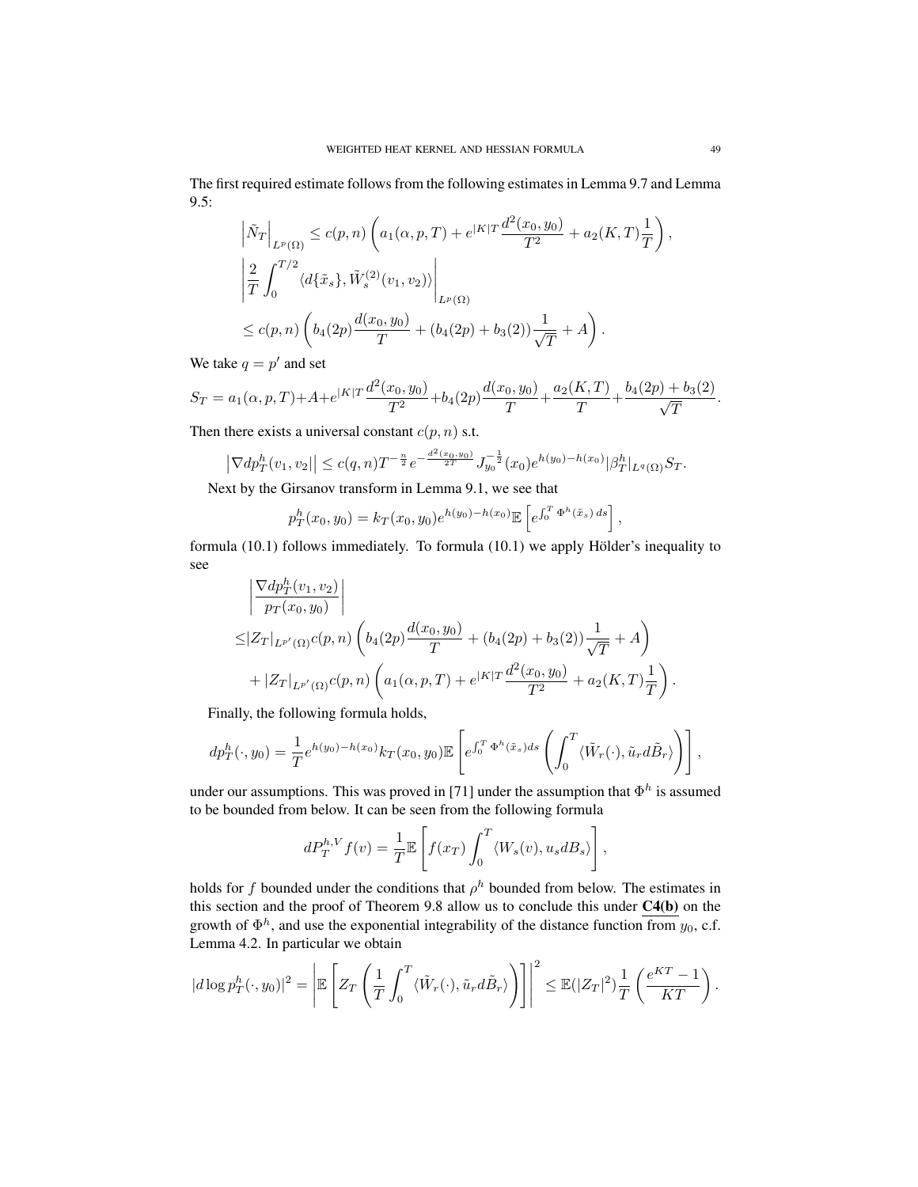The first required estimate follows from the following estimates in Lemma 9.7 and Lemma 9.5:

$$\left|\tilde{N}_T\right|_{L^p(\Omega)} \le c(p,n)\left(a_1(\alpha,p,T) + e^{|K|T}\frac{d^2(x_0,y_0)}{T^2} + a_2(K,T)\frac{1}{T}\right),$$

$$\left|\frac{2}{T}\int_0^{T/2}\langle d\{\tilde{x}_s\}, \tilde{W}_s^{(2)}(v_1,v_2)\rangle\right|_{L^p(\Omega)}$$

$$\le c(p,n)\left(b_4(2p)\frac{d(x_0,y_0)}{T} + (b_4(2p)+b_3(2))\frac{1}{\sqrt{T}} + A\right).$$

We take $q = p'$ and set

$$S_T = a_1(\alpha,p,T) + A + e^{|K|T}\frac{d^2(x_0,y_0)}{T^2} + b_4(2p)\frac{d(x_0,y_0)}{T} + \frac{a_2(K,T)}{T} + \frac{b_4(2p)+b_3(2)}{\sqrt{T}}.$$

Then there exists a universal constant $c(p,n)$ s.t.

$$\left|\nabla dp_T^h(v_1,v_2)\right| \le c(q,n)T^{-\frac{n}{2}}e^{-\frac{d^2(x_0,y_0)}{2T}}J_{y_0}^{-\frac{1}{2}}(x_0)e^{h(y_0)-h(x_0)}|\beta_T^h|_{L^q(\Omega)}S_T.$$

Next by the Girsanov transform in Lemma 9.1, we see that

$$p_T^h(x_0,y_0) = k_T(x_0,y_0)e^{h(y_0)-h(x_0)}\mathbb{E}\left[e^{\int_0^T \Phi^h(\tilde{x}_s)\,ds}\right],$$

formula (10.1) follows immediately. To formula (10.1) we apply Hölder's inequality to see

$$\left|\frac{\nabla dp_T^h(v_1,v_2)}{p_T(x_0,y_0)}\right|$$

$$\le |Z_T|_{L^{p'}(\Omega)}c(p,n)\left(b_4(2p)\frac{d(x_0,y_0)}{T} + (b_4(2p)+b_3(2))\frac{1}{\sqrt{T}} + A\right)$$

$$+ |Z_T|_{L^{p'}(\Omega)}c(p,n)\left(a_1(\alpha,p,T) + e^{|K|T}\frac{d^2(x_0,y_0)}{T^2} + a_2(K,T)\frac{1}{T}\right).$$

Finally, the following formula holds,

$$dp_T^h(\cdot,y_0) = \frac{1}{T}e^{h(y_0)-h(x_0)}k_T(x_0,y_0)\mathbb{E}\left[e^{\int_0^T \Phi^h(\tilde{x}_s)ds}\left(\int_0^T \langle \tilde{W}_r(\cdot), \tilde{u}_r d\tilde{B}_r\rangle\right)\right],$$

under our assumptions. This was proved in [71] under the assumption that $\Phi^h$ is assumed to be bounded from below. It can be seen from the following formula

$$dP_T^{h,V}f(v) = \frac{1}{T}\mathbb{E}\left[f(x_T)\int_0^T \langle W_s(v), u_s dB_s\rangle\right],$$

holds for $f$ bounded under the conditions that $\rho^h$ bounded from below. The estimates in this section and the proof of Theorem 9.8 allow us to conclude this under **C4(b)** on the growth of $\Phi^h$, and use the exponential integrability of the distance function from $y_0$, c.f. Lemma 4.2. In particular we obtain

$$|d\log p_T^h(\cdot,y_0)|^2 = \left|\mathbb{E}\left[Z_T\left(\frac{1}{T}\int_0^T \langle \tilde{W}_r(\cdot), \tilde{u}_r d\tilde{B}_r\rangle\right)\right]\right|^2 \le \mathbb{E}(|Z_T|^2)\frac{1}{T}\left(\frac{e^{KT}-1}{KT}\right).$$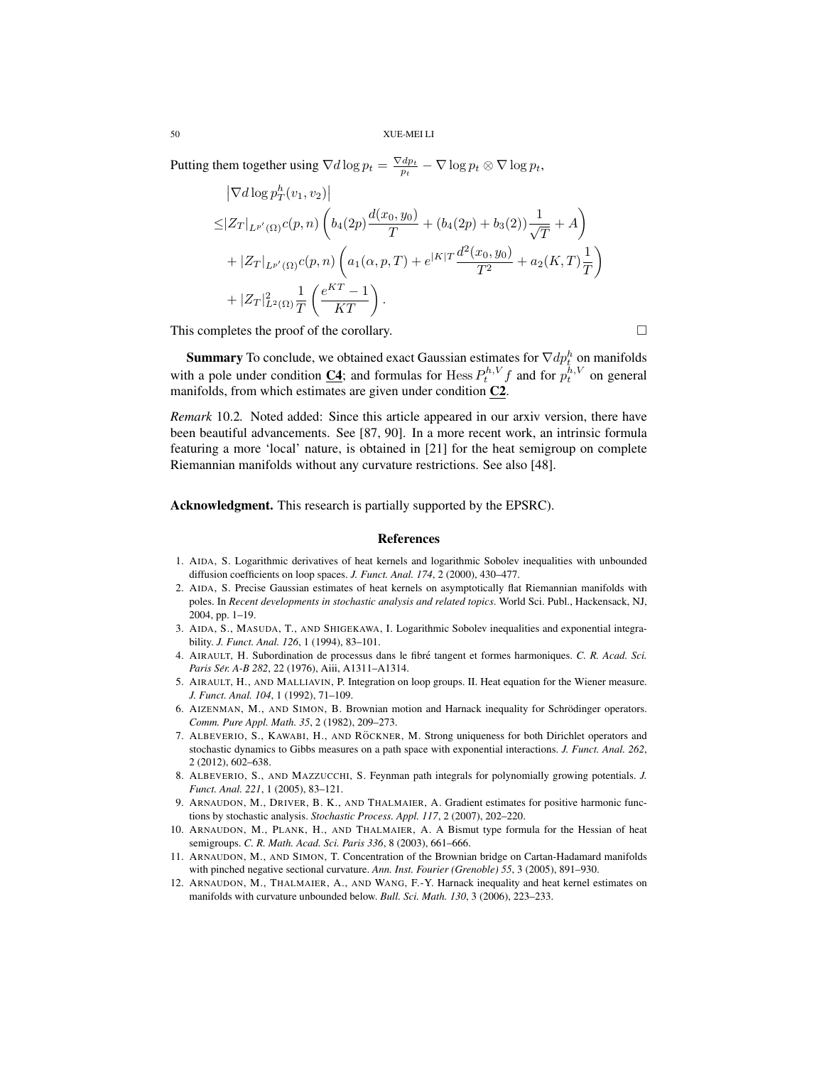Putting them together using $\nabla d \log p_t = \frac{\nabla dp_t}{p_t} - \nabla \log p_t \otimes \nabla \log p_t$,

$$
\begin{aligned}
&\left|\nabla d \log p_T^h(v_1, v_2)\right| \\
\le& |Z_T|_{L^{p'}(\Omega)} c(p,n) \left( b_4(2p) \frac{d(x_0, y_0)}{T} + (b_4(2p) + b_3(2)) \frac{1}{\sqrt{T}} + A \right) \\
&+ |Z_T|_{L^{p'}(\Omega)} c(p,n) \left( a_1(\alpha, p, T) + e^{|K|T} \frac{d^2(x_0, y_0)}{T^2} + a_2(K,T) \frac{1}{T} \right) \\
&+ |Z_T|^2_{L^2(\Omega)} \frac{1}{T} \left( \frac{e^{KT} - 1}{KT} \right).
\end{aligned}
$$

This completes the proof of the corollary. □

**Summary** To conclude, we obtained exact Gaussian estimates for $\nabla dp_t^h$ on manifolds with a pole under condition **C4**; and formulas for $\text{Hess}\, P_t^{h,V} f$ and for $p_t^{h,V}$ on general manifolds, from which estimates are given under condition **C2**.

*Remark* 10.2. Noted added: Since this article appeared in our arxiv version, there have been beautiful advancements. See [87, 90]. In a more recent work, an intrinsic formula featuring a more 'local' nature, is obtained in [21] for the heat semigroup on complete Riemannian manifolds without any curvature restrictions. See also [48].

**Acknowledgment.** This research is partially supported by the EPSRC).

## References

1. Aida, S. Logarithmic derivatives of heat kernels and logarithmic Sobolev inequalities with unbounded diffusion coefficients on loop spaces. *J. Funct. Anal. 174*, 2 (2000), 430–477.
2. Aida, S. Precise Gaussian estimates of heat kernels on asymptotically flat Riemannian manifolds with poles. In *Recent developments in stochastic analysis and related topics*. World Sci. Publ., Hackensack, NJ, 2004, pp. 1–19.
3. Aida, S., Masuda, T., and Shigekawa, I. Logarithmic Sobolev inequalities and exponential integrability. *J. Funct. Anal. 126*, 1 (1994), 83–101.
4. Airault, H. Subordination de processus dans le fibré tangent et formes harmoniques. *C. R. Acad. Sci. Paris Sér. A-B 282*, 22 (1976), Aiii, A1311–A1314.
5. Airault, H., and Malliavin, P. Integration on loop groups. II. Heat equation for the Wiener measure. *J. Funct. Anal. 104*, 1 (1992), 71–109.
6. Aizenman, M., and Simon, B. Brownian motion and Harnack inequality for Schrödinger operators. *Comm. Pure Appl. Math. 35*, 2 (1982), 209–273.
7. Albeverio, S., Kawabi, H., and Röckner, M. Strong uniqueness for both Dirichlet operators and stochastic dynamics to Gibbs measures on a path space with exponential interactions. *J. Funct. Anal. 262*, 2 (2012), 602–638.
8. Albeverio, S., and Mazzucchi, S. Feynman path integrals for polynomially growing potentials. *J. Funct. Anal. 221*, 1 (2005), 83–121.
9. Arnaudon, M., Driver, B. K., and Thalmaier, A. Gradient estimates for positive harmonic functions by stochastic analysis. *Stochastic Process. Appl. 117*, 2 (2007), 202–220.
10. Arnaudon, M., Plank, H., and Thalmaier, A. A Bismut type formula for the Hessian of heat semigroups. *C. R. Math. Acad. Sci. Paris 336*, 8 (2003), 661–666.
11. Arnaudon, M., and Simon, T. Concentration of the Brownian bridge on Cartan-Hadamard manifolds with pinched negative sectional curvature. *Ann. Inst. Fourier (Grenoble) 55*, 3 (2005), 891–930.
12. Arnaudon, M., Thalmaier, A., and Wang, F.-Y. Harnack inequality and heat kernel estimates on manifolds with curvature unbounded below. *Bull. Sci. Math. 130*, 3 (2006), 223–233.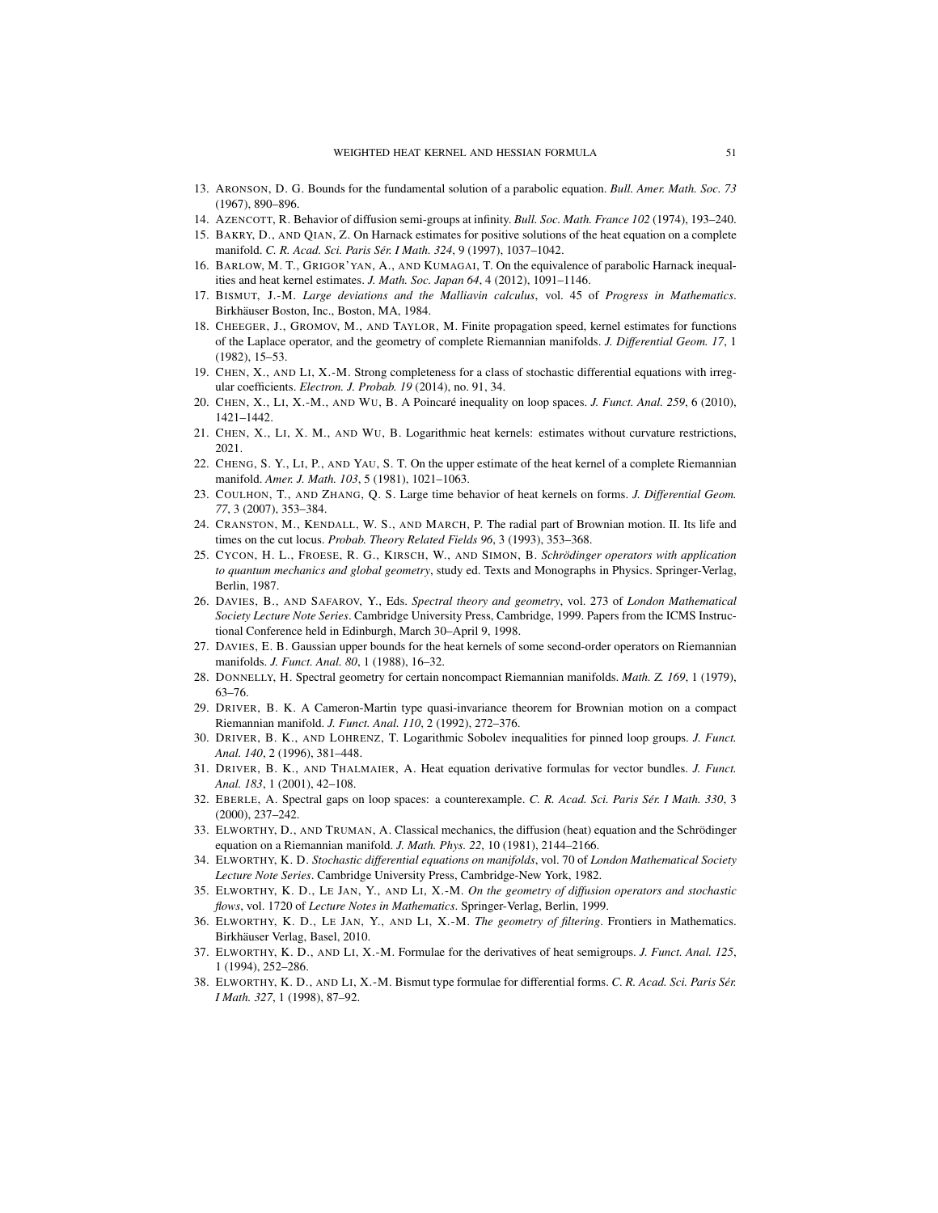13. Aronson, D. G. Bounds for the fundamental solution of a parabolic equation. *Bull. Amer. Math. Soc. 73* (1967), 890–896.
14. Azencott, R. Behavior of diffusion semi-groups at infinity. *Bull. Soc. Math. France 102* (1974), 193–240.
15. Bakry, D., and Qian, Z. On Harnack estimates for positive solutions of the heat equation on a complete manifold. *C. R. Acad. Sci. Paris Sér. I Math. 324*, 9 (1997), 1037–1042.
16. Barlow, M. T., Grigor'yan, A., and Kumagai, T. On the equivalence of parabolic Harnack inequalities and heat kernel estimates. *J. Math. Soc. Japan 64*, 4 (2012), 1091–1146.
17. Bismut, J.-M. *Large deviations and the Malliavin calculus*, vol. 45 of *Progress in Mathematics*. Birkhäuser Boston, Inc., Boston, MA, 1984.
18. Cheeger, J., Gromov, M., and Taylor, M. Finite propagation speed, kernel estimates for functions of the Laplace operator, and the geometry of complete Riemannian manifolds. *J. Differential Geom. 17*, 1 (1982), 15–53.
19. Chen, X., and Li, X.-M. Strong completeness for a class of stochastic differential equations with irregular coefficients. *Electron. J. Probab. 19* (2014), no. 91, 34.
20. Chen, X., Li, X.-M., and Wu, B. A Poincaré inequality on loop spaces. *J. Funct. Anal. 259*, 6 (2010), 1421–1442.
21. Chen, X., Li, X. M., and Wu, B. Logarithmic heat kernels: estimates without curvature restrictions, 2021.
22. Cheng, S. Y., Li, P., and Yau, S. T. On the upper estimate of the heat kernel of a complete Riemannian manifold. *Amer. J. Math. 103*, 5 (1981), 1021–1063.
23. Coulhon, T., and Zhang, Q. S. Large time behavior of heat kernels on forms. *J. Differential Geom. 77*, 3 (2007), 353–384.
24. Cranston, M., Kendall, W. S., and March, P. The radial part of Brownian motion. II. Its life and times on the cut locus. *Probab. Theory Related Fields 96*, 3 (1993), 353–368.
25. Cycon, H. L., Froese, R. G., Kirsch, W., and Simon, B. *Schrödinger operators with application to quantum mechanics and global geometry*, study ed. Texts and Monographs in Physics. Springer-Verlag, Berlin, 1987.
26. Davies, B., and Safarov, Y., Eds. *Spectral theory and geometry*, vol. 273 of *London Mathematical Society Lecture Note Series*. Cambridge University Press, Cambridge, 1999. Papers from the ICMS Instructional Conference held in Edinburgh, March 30–April 9, 1998.
27. Davies, E. B. Gaussian upper bounds for the heat kernels of some second-order operators on Riemannian manifolds. *J. Funct. Anal. 80*, 1 (1988), 16–32.
28. Donnelly, H. Spectral geometry for certain noncompact Riemannian manifolds. *Math. Z. 169*, 1 (1979), 63–76.
29. Driver, B. K. A Cameron-Martin type quasi-invariance theorem for Brownian motion on a compact Riemannian manifold. *J. Funct. Anal. 110*, 2 (1992), 272–376.
30. Driver, B. K., and Lohrenz, T. Logarithmic Sobolev inequalities for pinned loop groups. *J. Funct. Anal. 140*, 2 (1996), 381–448.
31. Driver, B. K., and Thalmaier, A. Heat equation derivative formulas for vector bundles. *J. Funct. Anal. 183*, 1 (2001), 42–108.
32. Eberle, A. Spectral gaps on loop spaces: a counterexample. *C. R. Acad. Sci. Paris Sér. I Math. 330*, 3 (2000), 237–242.
33. Elworthy, D., and Truman, A. Classical mechanics, the diffusion (heat) equation and the Schrödinger equation on a Riemannian manifold. *J. Math. Phys. 22*, 10 (1981), 2144–2166.
34. Elworthy, K. D. *Stochastic differential equations on manifolds*, vol. 70 of *London Mathematical Society Lecture Note Series*. Cambridge University Press, Cambridge-New York, 1982.
35. Elworthy, K. D., Le Jan, Y., and Li, X.-M. *On the geometry of diffusion operators and stochastic flows*, vol. 1720 of *Lecture Notes in Mathematics*. Springer-Verlag, Berlin, 1999.
36. Elworthy, K. D., Le Jan, Y., and Li, X.-M. *The geometry of filtering*. Frontiers in Mathematics. Birkhäuser Verlag, Basel, 2010.
37. Elworthy, K. D., and Li, X.-M. Formulae for the derivatives of heat semigroups. *J. Funct. Anal. 125*, 1 (1994), 252–286.
38. Elworthy, K. D., and Li, X.-M. Bismut type formulae for differential forms. *C. R. Acad. Sci. Paris Sér. I Math. 327*, 1 (1998), 87–92.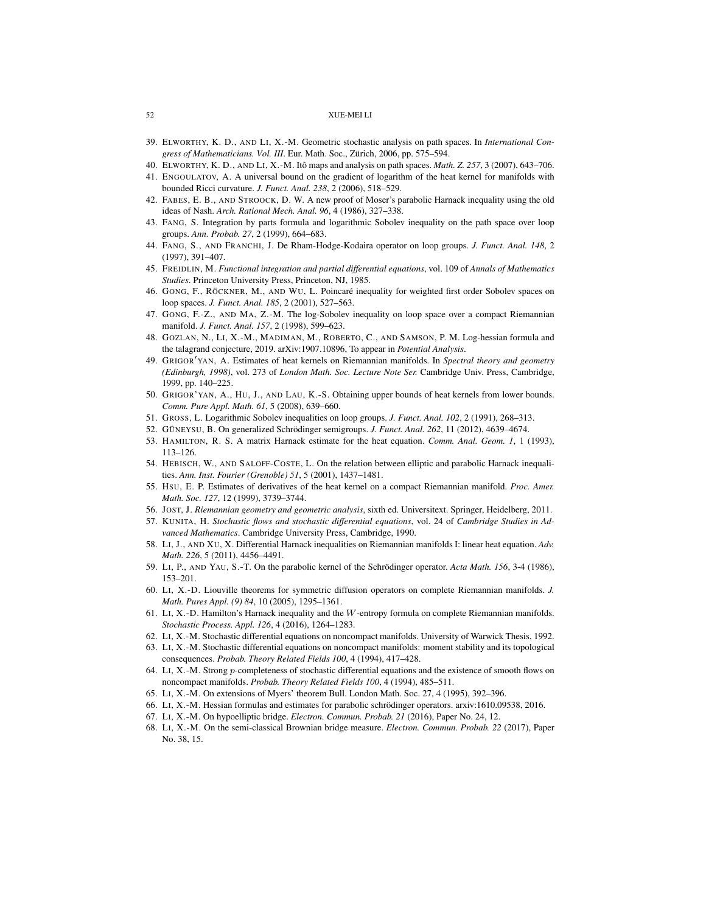39. Elworthy, K. D., and Li, X.-M. Geometric stochastic analysis on path spaces. In *International Congress of Mathematicians. Vol. III*. Eur. Math. Soc., Zürich, 2006, pp. 575–594.
40. Elworthy, K. D., and Li, X.-M. Itô maps and analysis on path spaces. *Math. Z. 257*, 3 (2007), 643–706.
41. Engoulatov, A. A universal bound on the gradient of logarithm of the heat kernel for manifolds with bounded Ricci curvature. *J. Funct. Anal. 238*, 2 (2006), 518–529.
42. Fabes, E. B., and Stroock, D. W. A new proof of Moser's parabolic Harnack inequality using the old ideas of Nash. *Arch. Rational Mech. Anal. 96*, 4 (1986), 327–338.
43. Fang, S. Integration by parts formula and logarithmic Sobolev inequality on the path space over loop groups. *Ann. Probab. 27*, 2 (1999), 664–683.
44. Fang, S., and Franchi, J. De Rham-Hodge-Kodaira operator on loop groups. *J. Funct. Anal. 148*, 2 (1997), 391–407.
45. Freidlin, M. *Functional integration and partial differential equations*, vol. 109 of *Annals of Mathematics Studies*. Princeton University Press, Princeton, NJ, 1985.
46. Gong, F., Röckner, M., and Wu, L. Poincaré inequality for weighted first order Sobolev spaces on loop spaces. *J. Funct. Anal. 185*, 2 (2001), 527–563.
47. Gong, F.-Z., and Ma, Z.-M. The log-Sobolev inequality on loop space over a compact Riemannian manifold. *J. Funct. Anal. 157*, 2 (1998), 599–623.
48. Gozlan, N., Li, X.-M., Madiman, M., Roberto, C., and Samson, P. M. Log-hessian formula and the talagrand conjecture, 2019. arXiv:1907.10896, To appear in *Potential Analysis*.
49. Grigor′yan, A. Estimates of heat kernels on Riemannian manifolds. In *Spectral theory and geometry (Edinburgh, 1998)*, vol. 273 of *London Math. Soc. Lecture Note Ser.* Cambridge Univ. Press, Cambridge, 1999, pp. 140–225.
50. Grigor'yan, A., Hu, J., and Lau, K.-S. Obtaining upper bounds of heat kernels from lower bounds. *Comm. Pure Appl. Math. 61*, 5 (2008), 639–660.
51. Gross, L. Logarithmic Sobolev inequalities on loop groups. *J. Funct. Anal. 102*, 2 (1991), 268–313.
52. Güneysu, B. On generalized Schrödinger semigroups. *J. Funct. Anal. 262*, 11 (2012), 4639–4674.
53. Hamilton, R. S. A matrix Harnack estimate for the heat equation. *Comm. Anal. Geom. 1*, 1 (1993), 113–126.
54. Hebisch, W., and Saloff-Coste, L. On the relation between elliptic and parabolic Harnack inequalities. *Ann. Inst. Fourier (Grenoble) 51*, 5 (2001), 1437–1481.
55. Hsu, E. P. Estimates of derivatives of the heat kernel on a compact Riemannian manifold. *Proc. Amer. Math. Soc. 127*, 12 (1999), 3739–3744.
56. Jost, J. *Riemannian geometry and geometric analysis*, sixth ed. Universitext. Springer, Heidelberg, 2011.
57. Kunita, H. *Stochastic flows and stochastic differential equations*, vol. 24 of *Cambridge Studies in Advanced Mathematics*. Cambridge University Press, Cambridge, 1990.
58. Li, J., and Xu, X. Differential Harnack inequalities on Riemannian manifolds I: linear heat equation. *Adv. Math. 226*, 5 (2011), 4456–4491.
59. Li, P., and Yau, S.-T. On the parabolic kernel of the Schrödinger operator. *Acta Math. 156*, 3-4 (1986), 153–201.
60. Li, X.-D. Liouville theorems for symmetric diffusion operators on complete Riemannian manifolds. *J. Math. Pures Appl. (9) 84*, 10 (2005), 1295–1361.
61. Li, X.-D. Hamilton's Harnack inequality and the $W$-entropy formula on complete Riemannian manifolds. *Stochastic Process. Appl. 126*, 4 (2016), 1264–1283.
62. Li, X.-M. Stochastic differential equations on noncompact manifolds. University of Warwick Thesis, 1992.
63. Li, X.-M. Stochastic differential equations on noncompact manifolds: moment stability and its topological consequences. *Probab. Theory Related Fields 100*, 4 (1994), 417–428.
64. Li, X.-M. Strong $p$-completeness of stochastic differential equations and the existence of smooth flows on noncompact manifolds. *Probab. Theory Related Fields 100*, 4 (1994), 485–511.
65. Li, X.-M. On extensions of Myers' theorem Bull. London Math. Soc. 27, 4 (1995), 392–396.
66. Li, X.-M. Hessian formulas and estimates for parabolic schrödinger operators. arxiv:1610.09538, 2016.
67. Li, X.-M. On hypoelliptic bridge. *Electron. Commun. Probab. 21* (2016), Paper No. 24, 12.
68. Li, X.-M. On the semi-classical Brownian bridge measure. *Electron. Commun. Probab. 22* (2017), Paper No. 38, 15.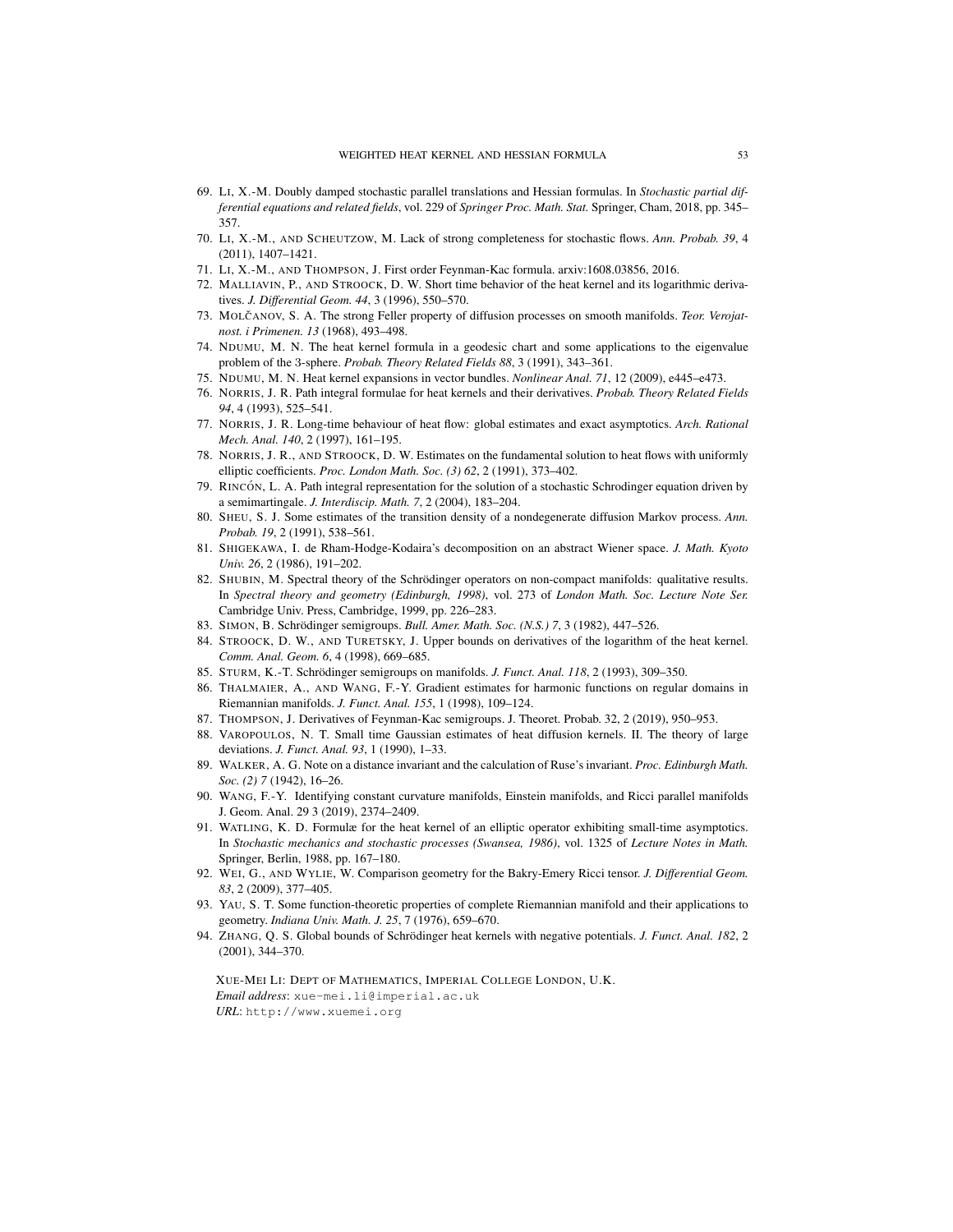69. LI, X.-M. Doubly damped stochastic parallel translations and Hessian formulas. In *Stochastic partial differential equations and related fields*, vol. 229 of *Springer Proc. Math. Stat.* Springer, Cham, 2018, pp. 345–357.
70. LI, X.-M., AND SCHEUTZOW, M. Lack of strong completeness for stochastic flows. *Ann. Probab. 39*, 4 (2011), 1407–1421.
71. LI, X.-M., AND THOMPSON, J. First order Feynman-Kac formula. arxiv:1608.03856, 2016.
72. MALLIAVIN, P., AND STROOCK, D. W. Short time behavior of the heat kernel and its logarithmic derivatives. *J. Differential Geom. 44*, 3 (1996), 550–570.
73. MOLČANOV, S. A. The strong Feller property of diffusion processes on smooth manifolds. *Teor. Verojatnost. i Primenen. 13* (1968), 493–498.
74. NDUMU, M. N. The heat kernel formula in a geodesic chart and some applications to the eigenvalue problem of the 3-sphere. *Probab. Theory Related Fields 88*, 3 (1991), 343–361.
75. NDUMU, M. N. Heat kernel expansions in vector bundles. *Nonlinear Anal. 71*, 12 (2009), e445–e473.
76. NORRIS, J. R. Path integral formulae for heat kernels and their derivatives. *Probab. Theory Related Fields 94*, 4 (1993), 525–541.
77. NORRIS, J. R. Long-time behaviour of heat flow: global estimates and exact asymptotics. *Arch. Rational Mech. Anal. 140*, 2 (1997), 161–195.
78. NORRIS, J. R., AND STROOCK, D. W. Estimates on the fundamental solution to heat flows with uniformly elliptic coefficients. *Proc. London Math. Soc. (3) 62*, 2 (1991), 373–402.
79. RINCÓN, L. A. Path integral representation for the solution of a stochastic Schrodinger equation driven by a semimartingale. *J. Interdiscip. Math. 7*, 2 (2004), 183–204.
80. SHEU, S. J. Some estimates of the transition density of a nondegenerate diffusion Markov process. *Ann. Probab. 19*, 2 (1991), 538–561.
81. SHIGEKAWA, I. de Rham-Hodge-Kodaira's decomposition on an abstract Wiener space. *J. Math. Kyoto Univ. 26*, 2 (1986), 191–202.
82. SHUBIN, M. Spectral theory of the Schrödinger operators on non-compact manifolds: qualitative results. In *Spectral theory and geometry (Edinburgh, 1998)*, vol. 273 of *London Math. Soc. Lecture Note Ser.* Cambridge Univ. Press, Cambridge, 1999, pp. 226–283.
83. SIMON, B. Schrödinger semigroups. *Bull. Amer. Math. Soc. (N.S.) 7*, 3 (1982), 447–526.
84. STROOCK, D. W., AND TURETSKY, J. Upper bounds on derivatives of the logarithm of the heat kernel. *Comm. Anal. Geom. 6*, 4 (1998), 669–685.
85. STURM, K.-T. Schrödinger semigroups on manifolds. *J. Funct. Anal. 118*, 2 (1993), 309–350.
86. THALMAIER, A., AND WANG, F.-Y. Gradient estimates for harmonic functions on regular domains in Riemannian manifolds. *J. Funct. Anal. 155*, 1 (1998), 109–124.
87. THOMPSON, J. Derivatives of Feynman-Kac semigroups. J. Theoret. Probab. 32, 2 (2019), 950–953.
88. VAROPOULOS, N. T. Small time Gaussian estimates of heat diffusion kernels. II. The theory of large deviations. *J. Funct. Anal. 93*, 1 (1990), 1–33.
89. WALKER, A. G. Note on a distance invariant and the calculation of Ruse's invariant. *Proc. Edinburgh Math. Soc. (2) 7* (1942), 16–26.
90. WANG, F.-Y. Identifying constant curvature manifolds, Einstein manifolds, and Ricci parallel manifolds J. Geom. Anal. 29 3 (2019), 2374–2409.
91. WATLING, K. D. Formulæ for the heat kernel of an elliptic operator exhibiting small-time asymptotics. In *Stochastic mechanics and stochastic processes (Swansea, 1986)*, vol. 1325 of *Lecture Notes in Math.* Springer, Berlin, 1988, pp. 167–180.
92. WEI, G., AND WYLIE, W. Comparison geometry for the Bakry-Emery Ricci tensor. *J. Differential Geom. 83*, 2 (2009), 377–405.
93. YAU, S. T. Some function-theoretic properties of complete Riemannian manifold and their applications to geometry. *Indiana Univ. Math. J. 25*, 7 (1976), 659–670.
94. ZHANG, Q. S. Global bounds of Schrödinger heat kernels with negative potentials. *J. Funct. Anal. 182*, 2 (2001), 344–370.

XUE-MEI LI: DEPT OF MATHEMATICS, IMPERIAL COLLEGE LONDON, U.K.
*Email address*: xue-mei.li@imperial.ac.uk
*URL*: http://www.xuemei.org